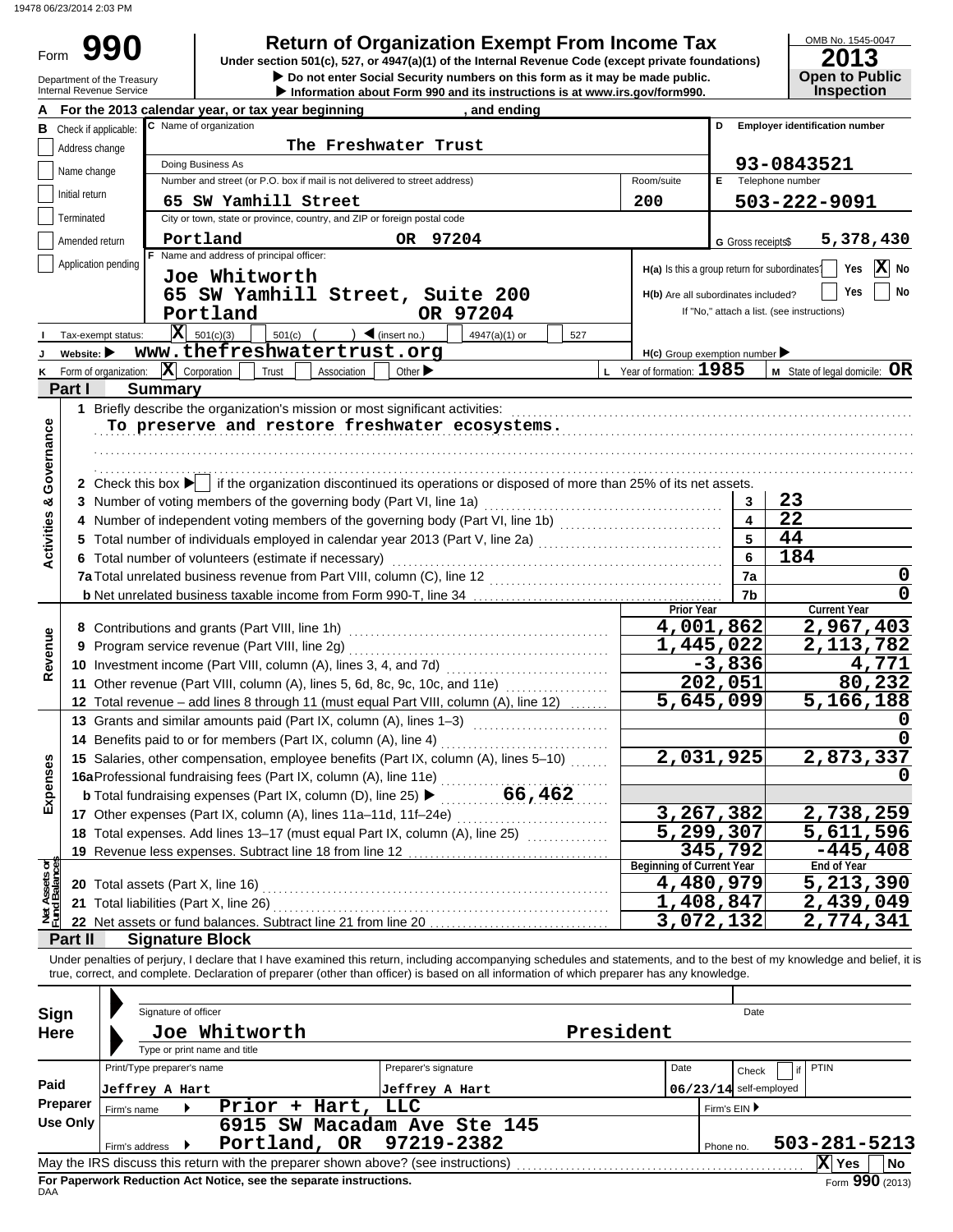# Form 990

**Return of Organization Exempt From Income Tax**

Under section 501(c), 527, or 4947(a)(1) of the Internal Revenue Code (except private foundations)

▶ Do not enter Social Security numbers on this form as it may be made public.

▶ Information about Form 990 and its instructions is at www.irs.gov/form990.

OMB No. 1545-0047

**2013**

**Open to Public Inspection**

Department of the Treasury
Internal Revenue Service

**A** For the 2013 calendar year, or tax year beginning , and ending

**B** Check if applicable:
- Address change
- Name change
- Initial return
- Terminated
- Amended return
- Application pending

**C** Name of organization: The Freshwater Trust

Doing Business As

Number and street (or P.O. box if mail is not delivered to street address): 65 SW Yamhill Street — Room/suite: 200

City or town, state or province, country, and ZIP or foreign postal code: Portland OR 97204

**D** Employer identification number: 93-0843521

**E** Telephone number: 503-222-9091

**G** Gross receipts $ 5,378,430

**F** Name and address of principal officer:
Joe Whitworth
65 SW Yamhill Street, Suite 200
Portland OR 97204

**H(a)** Is this a group return for subordinates? Yes [ ] No [X]

**H(b)** Are all subordinates included? Yes [ ] No [ ]
If "No," attach a list. (see instructions)

**I** Tax-exempt status: [X] 501(c)(3) [ ] 501(c) ( ) ◀ (insert no.) [ ] 4947(a)(1) or [ ] 527

**J** Website: ▶ www.thefreshwatertrust.org

**H(c)** Group exemption number ▶

**K** Form of organization: [X] Corporation [ ] Trust [ ] Association [ ] Other ▶

**L** Year of formation: 1985

**M** State of legal domicile: OR

## Part I Summary

**Activities & Governance**

1 Briefly describe the organization's mission or most significant activities:
To preserve and restore freshwater ecosystems.

2 Check this box ▶ [ ] if the organization discontinued its operations or disposed of more than 25% of its net assets.

| | | | |
|---|---|---|---|
| 3 | Number of voting members of the governing body (Part VI, line 1a) | 3 | 23 |
| 4 | Number of independent voting members of the governing body (Part VI, line 1b) | 4 | 22 |
| 5 | Total number of individuals employed in calendar year 2013 (Part V, line 2a) | 5 | 44 |
| 6 | Total number of volunteers (estimate if necessary) | 6 | 184 |
| 7a | Total unrelated business revenue from Part VIII, column (C), line 12 | 7a | 0 |
| b | Net unrelated business taxable income from Form 990-T, line 34 | 7b | 0 |

| | | Prior Year | Current Year |
|---|---|---|---|
| **Revenue** | | | |
| 8 | Contributions and grants (Part VIII, line 1h) | 4,001,862 | 2,967,403 |
| 9 | Program service revenue (Part VIII, line 2g) | 1,445,022 | 2,113,782 |
| 10 | Investment income (Part VIII, column (A), lines 3, 4, and 7d) | -3,836 | 4,771 |
| 11 | Other revenue (Part VIII, column (A), lines 5, 6d, 8c, 9c, 10c, and 11e) | 202,051 | 80,232 |
| 12 | Total revenue – add lines 8 through 11 (must equal Part VIII, column (A), line 12) | 5,645,099 | 5,166,188 |
| **Expenses** | | | |
| 13 | Grants and similar amounts paid (Part IX, column (A), lines 1–3) | | 0 |
| 14 | Benefits paid to or for members (Part IX, column (A), line 4) | | 0 |
| 15 | Salaries, other compensation, employee benefits (Part IX, column (A), lines 5–10) | 2,031,925 | 2,873,337 |
| 16a | Professional fundraising fees (Part IX, column (A), line 11e) | | 0 |
| b | Total fundraising expenses (Part IX, column (D), line 25) ▶ 66,462 | | |
| 17 | Other expenses (Part IX, column (A), lines 11a–11d, 11f–24e) | 3,267,382 | 2,738,259 |
| 18 | Total expenses. Add lines 13–17 (must equal Part IX, column (A), line 25) | 5,299,307 | 5,611,596 |
| 19 | Revenue less expenses. Subtract line 18 from line 12 | 345,792 | -445,408 |

| **Net Assets or Fund Balances** | | Beginning of Current Year | End of Year |
|---|---|---|---|
| 20 | Total assets (Part X, line 16) | 4,480,979 | 5,213,390 |
| 21 | Total liabilities (Part X, line 26) | 1,408,847 | 2,439,049 |
| 22 | Net assets or fund balances. Subtract line 21 from line 20 | 3,072,132 | 2,774,341 |

## Part II Signature Block

Under penalties of perjury, I declare that I have examined this return, including accompanying schedules and statements, and to the best of my knowledge and belief, it is true, correct, and complete. Declaration of preparer (other than officer) is based on all information of which preparer has any knowledge.

**Sign Here**

Signature of officer — Date

Joe Whitworth — President
Type or print name and title

**Paid Preparer Use Only**

| Print/Type preparer's name | Preparer's signature | Date | Check [ ] if self-employed | PTIN |
|---|---|---|---|---|
| Jeffrey A Hart | Jeffrey A Hart | 06/23/14 | | |

Firm's name ▶ Prior + Hart, LLC — Firm's EIN ▶

Firm's address ▶ 6915 SW Macadam Ave Ste 145, Portland, OR 97219-2382 — Phone no. 503-281-5213

May the IRS discuss this return with the preparer shown above? (see instructions) [X] Yes [ ] No

**For Paperwork Reduction Act Notice, see the separate instructions.**

DAA

Form **990** (2013)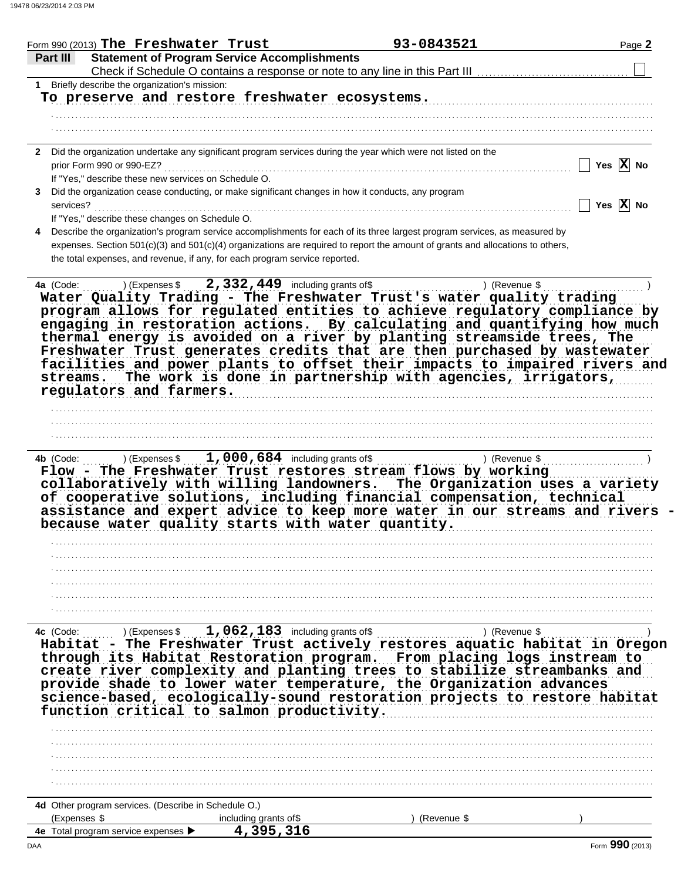Form 990 (2013) **The Freshwater Trust** **93-0843521** Page **2**

## Part III Statement of Program Service Accomplishments

Check if Schedule O contains a response or note to any line in this Part III ☐

**1** Briefly describe the organization's mission:

To preserve and restore freshwater ecosystems.

**2** Did the organization undertake any significant program services during the year which were not listed on the prior Form 990 or 990-EZ? ☐ Yes ☒ No

If "Yes," describe these new services on Schedule O.

**3** Did the organization cease conducting, or make significant changes in how it conducts, any program services? ☐ Yes ☒ No

If "Yes," describe these changes on Schedule O.

**4** Describe the organization's program service accomplishments for each of its three largest program services, as measured by expenses. Section 501(c)(3) and 501(c)(4) organizations are required to report the amount of grants and allocations to others, the total expenses, and revenue, if any, for each program service reported.

**4a** (Code: ) (Expenses $ **2,332,449** including grants of$ ) (Revenue $ )

Water Quality Trading - The Freshwater Trust's water quality trading program allows for regulated entities to achieve regulatory compliance by engaging in restoration actions. By calculating and quantifying how much thermal energy is avoided on a river by planting streamside trees, The Freshwater Trust generates credits that are then purchased by wastewater facilities and power plants to offset their impacts to impaired rivers and streams. The work is done in partnership with agencies, irrigators, regulators and farmers.

**4b** (Code: ) (Expenses $ **1,000,684** including grants of$ ) (Revenue $ )

Flow - The Freshwater Trust restores stream flows by working collaboratively with willing landowners. The Organization uses a variety of cooperative solutions, including financial compensation, technical assistance and expert advice to keep more water in our streams and rivers - because water quality starts with water quantity.

**4c** (Code: ) (Expenses $ **1,062,183** including grants of$ ) (Revenue $ )

Habitat - The Freshwater Trust actively restores aquatic habitat in Oregon through its Habitat Restoration program. From placing logs instream to create river complexity and planting trees to stabilize streambanks and provide shade to lower water temperature, the Organization advances science-based, ecologically-sound restoration projects to restore habitat function critical to salmon productivity.

**4d** Other program services. (Describe in Schedule O.)

(Expenses $ including grants of$ ) (Revenue $ )

**4e** Total program service expenses ▶ **4,395,316**

Form **990** (2013)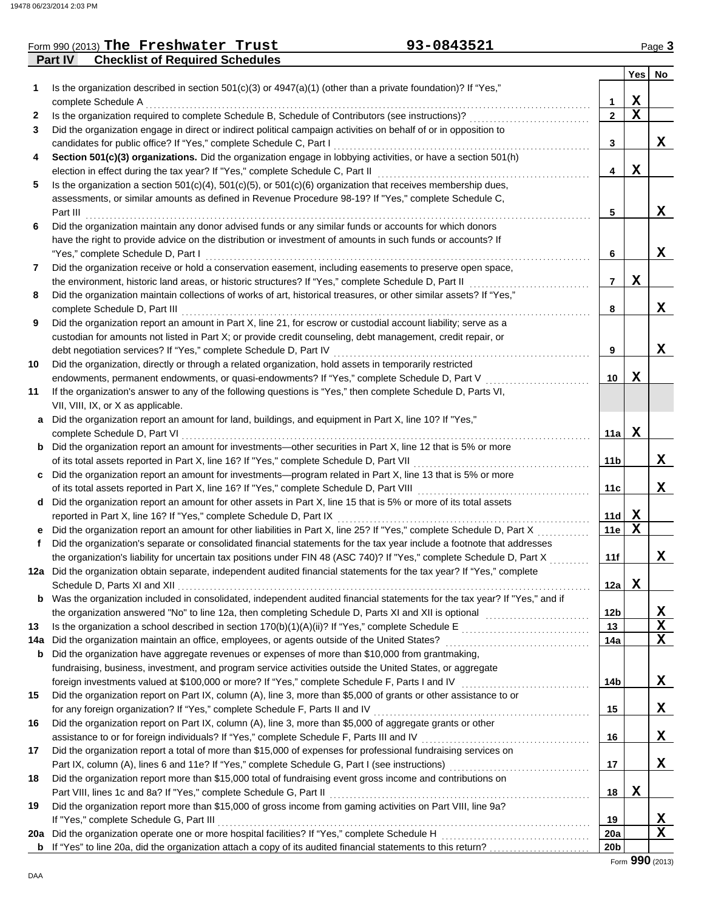Form 990 (2013) **The Freshwater Trust** 93-0843521 Page **3**

## Part IV Checklist of Required Schedules

| | | | Yes | No |
|---|---|---|---|---|
| **1** | Is the organization described in section 501(c)(3) or 4947(a)(1) (other than a private foundation)? If "Yes," complete Schedule A | 1 | X | |
| **2** | Is the organization required to complete Schedule B, Schedule of Contributors (see instructions)? | 2 | X | |
| **3** | Did the organization engage in direct or indirect political campaign activities on behalf of or in opposition to candidates for public office? If "Yes," complete Schedule C, Part I | 3 | | X |
| **4** | **Section 501(c)(3) organizations.** Did the organization engage in lobbying activities, or have a section 501(h) election in effect during the tax year? If "Yes," complete Schedule C, Part II | 4 | X | |
| **5** | Is the organization a section 501(c)(4), 501(c)(5), or 501(c)(6) organization that receives membership dues, assessments, or similar amounts as defined in Revenue Procedure 98-19? If "Yes," complete Schedule C, Part III | 5 | | X |
| **6** | Did the organization maintain any donor advised funds or any similar funds or accounts for which donors have the right to provide advice on the distribution or investment of amounts in such funds or accounts? If "Yes," complete Schedule D, Part I | 6 | | X |
| **7** | Did the organization receive or hold a conservation easement, including easements to preserve open space, the environment, historic land areas, or historic structures? If "Yes," complete Schedule D, Part II | 7 | X | |
| **8** | Did the organization maintain collections of works of art, historical treasures, or other similar assets? If "Yes," complete Schedule D, Part III | 8 | | X |
| **9** | Did the organization report an amount in Part X, line 21, for escrow or custodial account liability; serve as a custodian for amounts not listed in Part X; or provide credit counseling, debt management, credit repair, or debt negotiation services? If "Yes," complete Schedule D, Part IV | 9 | | X |
| **10** | Did the organization, directly or through a related organization, hold assets in temporarily restricted endowments, permanent endowments, or quasi-endowments? If "Yes," complete Schedule D, Part V | 10 | X | |
| **11** | If the organization's answer to any of the following questions is "Yes," then complete Schedule D, Parts VI, VII, VIII, IX, or X as applicable. | | | |
| **a** | Did the organization report an amount for land, buildings, and equipment in Part X, line 10? If "Yes," complete Schedule D, Part VI | 11a | X | |
| **b** | Did the organization report an amount for investments—other securities in Part X, line 12 that is 5% or more of its total assets reported in Part X, line 16? If "Yes," complete Schedule D, Part VII | 11b | | X |
| **c** | Did the organization report an amount for investments—program related in Part X, line 13 that is 5% or more of its total assets reported in Part X, line 16? If "Yes," complete Schedule D, Part VIII | 11c | | X |
| **d** | Did the organization report an amount for other assets in Part X, line 15 that is 5% or more of its total assets reported in Part X, line 16? If "Yes," complete Schedule D, Part IX | 11d | X | |
| **e** | Did the organization report an amount for other liabilities in Part X, line 25? If "Yes," complete Schedule D, Part X | 11e | X | |
| **f** | Did the organization's separate or consolidated financial statements for the tax year include a footnote that addresses the organization's liability for uncertain tax positions under FIN 48 (ASC 740)? If "Yes," complete Schedule D, Part X | 11f | | X |
| **12a** | Did the organization obtain separate, independent audited financial statements for the tax year? If "Yes," complete Schedule D, Parts XI and XII | 12a | X | |
| **b** | Was the organization included in consolidated, independent audited financial statements for the tax year? If "Yes," and if the organization answered "No" to line 12a, then completing Schedule D, Parts XI and XII is optional | 12b | | X |
| **13** | Is the organization a school described in section 170(b)(1)(A)(ii)? If "Yes," complete Schedule E | 13 | | X |
| **14a** | Did the organization maintain an office, employees, or agents outside of the United States? | 14a | | X |
| **b** | Did the organization have aggregate revenues or expenses of more than $10,000 from grantmaking, fundraising, business, investment, and program service activities outside the United States, or aggregate foreign investments valued at $100,000 or more? If "Yes," complete Schedule F, Parts I and IV | 14b | | X |
| **15** | Did the organization report on Part IX, column (A), line 3, more than $5,000 of grants or other assistance to or for any foreign organization? If "Yes," complete Schedule F, Parts II and IV | 15 | | X |
| **16** | Did the organization report on Part IX, column (A), line 3, more than $5,000 of aggregate grants or other assistance to or for foreign individuals? If "Yes," complete Schedule F, Parts III and IV | 16 | | X |
| **17** | Did the organization report a total of more than $15,000 of expenses for professional fundraising services on Part IX, column (A), lines 6 and 11e? If "Yes," complete Schedule G, Part I (see instructions) | 17 | | X |
| **18** | Did the organization report more than $15,000 total of fundraising event gross income and contributions on Part VIII, lines 1c and 8a? If "Yes," complete Schedule G, Part II | 18 | X | |
| **19** | Did the organization report more than $15,000 of gross income from gaming activities on Part VIII, line 9a? If "Yes," complete Schedule G, Part III | 19 | | X |
| **20a** | Did the organization operate one or more hospital facilities? If "Yes," complete Schedule H | 20a | | X |
| **b** | If "Yes" to line 20a, did the organization attach a copy of its audited financial statements to this return? | 20b | | |

Form **990** (2013)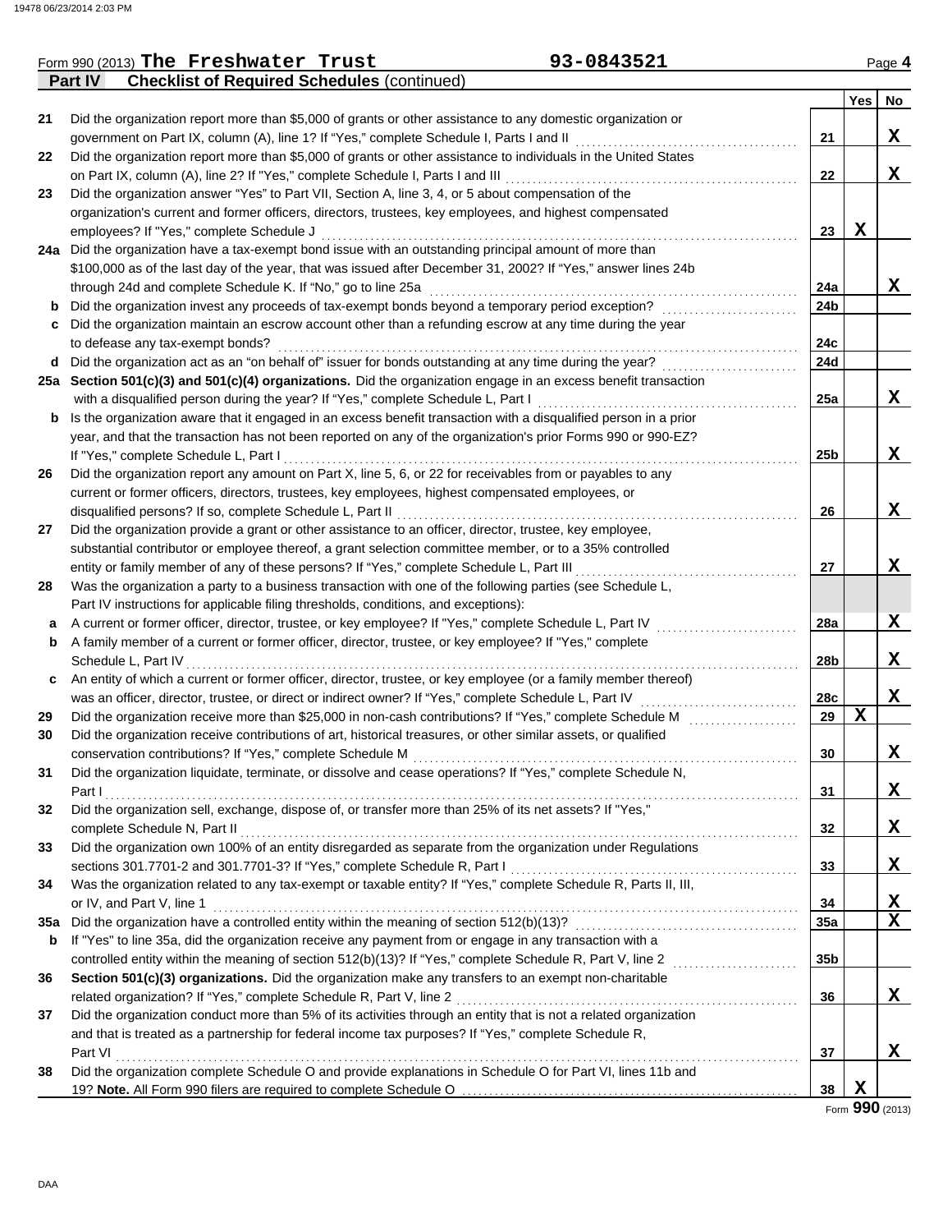Form 990 (2013) **The Freshwater Trust** 93-0843521 Page 4

**Part IV Checklist of Required Schedules** (continued)

| | | | Yes | No |
|---|---|---|---|---|
| 21 | Did the organization report more than $5,000 of grants or other assistance to any domestic organization or government on Part IX, column (A), line 1? If "Yes," complete Schedule I, Parts I and II | 21 | | X |
| 22 | Did the organization report more than $5,000 of grants or other assistance to individuals in the United States on Part IX, column (A), line 2? If "Yes," complete Schedule I, Parts I and III | 22 | | X |
| 23 | Did the organization answer "Yes" to Part VII, Section A, line 3, 4, or 5 about compensation of the organization's current and former officers, directors, trustees, key employees, and highest compensated employees? If "Yes," complete Schedule J | 23 | X | |
| 24a | Did the organization have a tax-exempt bond issue with an outstanding principal amount of more than $100,000 as of the last day of the year, that was issued after December 31, 2002? If "Yes," answer lines 24b through 24d and complete Schedule K. If "No," go to line 25a | 24a | | X |
| b | Did the organization invest any proceeds of tax-exempt bonds beyond a temporary period exception? | 24b | | |
| c | Did the organization maintain an escrow account other than a refunding escrow at any time during the year to defease any tax-exempt bonds? | 24c | | |
| d | Did the organization act as an "on behalf of" issuer for bonds outstanding at any time during the year? | 24d | | |
| 25a | **Section 501(c)(3) and 501(c)(4) organizations.** Did the organization engage in an excess benefit transaction with a disqualified person during the year? If "Yes," complete Schedule L, Part I | 25a | | X |
| b | Is the organization aware that it engaged in an excess benefit transaction with a disqualified person in a prior year, and that the transaction has not been reported on any of the organization's prior Forms 990 or 990-EZ? If "Yes," complete Schedule L, Part I | 25b | | X |
| 26 | Did the organization report any amount on Part X, line 5, 6, or 22 for receivables from or payables to any current or former officers, directors, trustees, key employees, highest compensated employees, or disqualified persons? If so, complete Schedule L, Part II | 26 | | X |
| 27 | Did the organization provide a grant or other assistance to an officer, director, trustee, key employee, substantial contributor or employee thereof, a grant selection committee member, or to a 35% controlled entity or family member of any of these persons? If "Yes," complete Schedule L, Part III | 27 | | X |
| 28 | Was the organization a party to a business transaction with one of the following parties (see Schedule L, Part IV instructions for applicable filing thresholds, conditions, and exceptions): | | | |
| a | A current or former officer, director, trustee, or key employee? If "Yes," complete Schedule L, Part IV | 28a | | X |
| b | A family member of a current or former officer, director, trustee, or key employee? If "Yes," complete Schedule L, Part IV | 28b | | X |
| c | An entity of which a current or former officer, director, trustee, or key employee (or a family member thereof) was an officer, director, trustee, or direct or indirect owner? If "Yes," complete Schedule L, Part IV | 28c | | X |
| 29 | Did the organization receive more than $25,000 in non-cash contributions? If "Yes," complete Schedule M | 29 | X | |
| 30 | Did the organization receive contributions of art, historical treasures, or other similar assets, or qualified conservation contributions? If "Yes," complete Schedule M | 30 | | X |
| 31 | Did the organization liquidate, terminate, or dissolve and cease operations? If "Yes," complete Schedule N, Part I | 31 | | X |
| 32 | Did the organization sell, exchange, dispose of, or transfer more than 25% of its net assets? If "Yes," complete Schedule N, Part II | 32 | | X |
| 33 | Did the organization own 100% of an entity disregarded as separate from the organization under Regulations sections 301.7701-2 and 301.7701-3? If "Yes," complete Schedule R, Part I | 33 | | X |
| 34 | Was the organization related to any tax-exempt or taxable entity? If "Yes," complete Schedule R, Parts II, III, or IV, and Part V, line 1 | 34 | | X |
| 35a | Did the organization have a controlled entity within the meaning of section 512(b)(13)? | 35a | | X |
| b | If "Yes" to line 35a, did the organization receive any payment from or engage in any transaction with a controlled entity within the meaning of section 512(b)(13)? If "Yes," complete Schedule R, Part V, line 2 | 35b | | |
| 36 | **Section 501(c)(3) organizations.** Did the organization make any transfers to an exempt non-charitable related organization? If "Yes," complete Schedule R, Part V, line 2 | 36 | | X |
| 37 | Did the organization conduct more than 5% of its activities through an entity that is not a related organization and that is treated as a partnership for federal income tax purposes? If "Yes," complete Schedule R, Part VI | 37 | | X |
| 38 | Did the organization complete Schedule O and provide explanations in Schedule O for Part VI, lines 11b and 19? **Note.** All Form 990 filers are required to complete Schedule O | 38 | X | |

Form **990** (2013)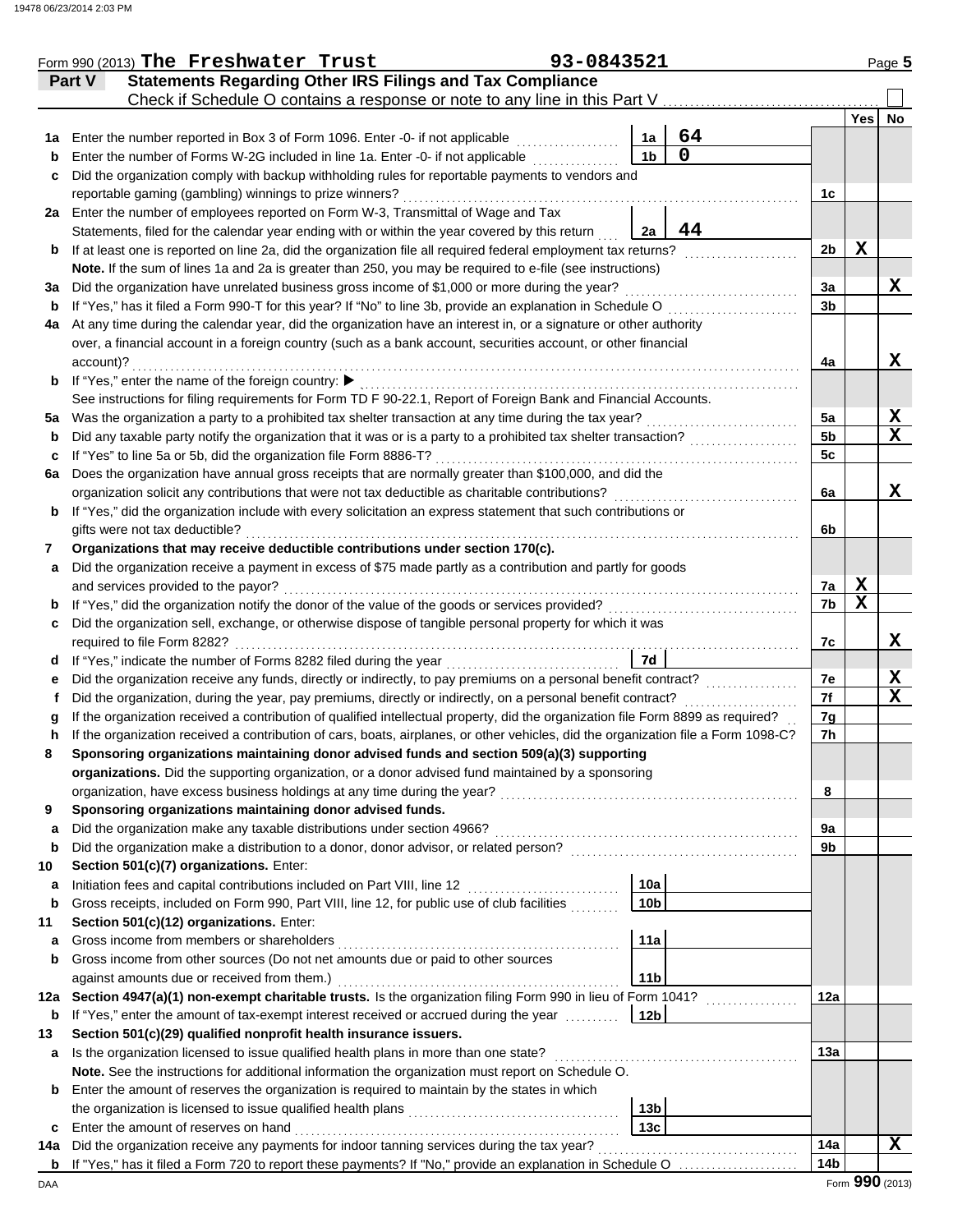Form 990 (2013) **The Freshwater Trust** 93-0843521 Page 5

## Part V Statements Regarding Other IRS Filings and Tax Compliance

Check if Schedule O contains a response or note to any line in this Part V ☐

| | | | | | Yes | No |
|---|---|---|---|---|---|---|
| **1a** | Enter the number reported in Box 3 of Form 1096. Enter -0- if not applicable | 1a | 64 | | | |
| **b** | Enter the number of Forms W-2G included in line 1a. Enter -0- if not applicable | 1b | 0 | | | |
| **c** | Did the organization comply with backup withholding rules for reportable payments to vendors and reportable gaming (gambling) winnings to prize winners? | | | 1c | | |
| **2a** | Enter the number of employees reported on Form W-3, Transmittal of Wage and Tax Statements, filed for the calendar year ending with or within the year covered by this return | 2a | 44 | | | |
| **b** | If at least one is reported on line 2a, did the organization file all required federal employment tax returns? | | | 2b | X | |
| | **Note.** If the sum of lines 1a and 2a is greater than 250, you may be required to e-file (see instructions) | | | | | |
| **3a** | Did the organization have unrelated business gross income of $1,000 or more during the year? | | | 3a | | X |
| **b** | If "Yes," has it filed a Form 990-T for this year? If "No" to line 3b, provide an explanation in Schedule O | | | 3b | | |
| **4a** | At any time during the calendar year, did the organization have an interest in, or a signature or other authority over, a financial account in a foreign country (such as a bank account, securities account, or other financial account)? | | | 4a | | X |
| **b** | If "Yes," enter the name of the foreign country: ▶ | | | | | |
| | See instructions for filing requirements for Form TD F 90-22.1, Report of Foreign Bank and Financial Accounts. | | | | | |
| **5a** | Was the organization a party to a prohibited tax shelter transaction at any time during the tax year? | | | 5a | | X |
| **b** | Did any taxable party notify the organization that it was or is a party to a prohibited tax shelter transaction? | | | 5b | | X |
| **c** | If "Yes" to line 5a or 5b, did the organization file Form 8886-T? | | | 5c | | |
| **6a** | Does the organization have annual gross receipts that are normally greater than $100,000, and did the organization solicit any contributions that were not tax deductible as charitable contributions? | | | 6a | | X |
| **b** | If "Yes," did the organization include with every solicitation an express statement that such contributions or gifts were not tax deductible? | | | 6b | | |
| **7** | **Organizations that may receive deductible contributions under section 170(c).** | | | | | |
| **a** | Did the organization receive a payment in excess of $75 made partly as a contribution and partly for goods and services provided to the payor? | | | 7a | X | |
| **b** | If "Yes," did the organization notify the donor of the value of the goods or services provided? | | | 7b | X | |
| **c** | Did the organization sell, exchange, or otherwise dispose of tangible personal property for which it was required to file Form 8282? | | | 7c | | X |
| **d** | If "Yes," indicate the number of Forms 8282 filed during the year | 7d | | | | |
| **e** | Did the organization receive any funds, directly or indirectly, to pay premiums on a personal benefit contract? | | | 7e | | X |
| **f** | Did the organization, during the year, pay premiums, directly or indirectly, on a personal benefit contract? | | | 7f | | X |
| **g** | If the organization received a contribution of qualified intellectual property, did the organization file Form 8899 as required? | | | 7g | | |
| **h** | If the organization received a contribution of cars, boats, airplanes, or other vehicles, did the organization file a Form 1098-C? | | | 7h | | |
| **8** | **Sponsoring organizations maintaining donor advised funds and section 509(a)(3) supporting organizations.** Did the supporting organization, or a donor advised fund maintained by a sponsoring organization, have excess business holdings at any time during the year? | | | 8 | | |
| **9** | **Sponsoring organizations maintaining donor advised funds.** | | | | | |
| **a** | Did the organization make any taxable distributions under section 4966? | | | 9a | | |
| **b** | Did the organization make a distribution to a donor, donor advisor, or related person? | | | 9b | | |
| **10** | **Section 501(c)(7) organizations.** Enter: | | | | | |
| **a** | Initiation fees and capital contributions included on Part VIII, line 12 | 10a | | | | |
| **b** | Gross receipts, included on Form 990, Part VIII, line 12, for public use of club facilities | 10b | | | | |
| **11** | **Section 501(c)(12) organizations.** Enter: | | | | | |
| **a** | Gross income from members or shareholders | 11a | | | | |
| **b** | Gross income from other sources (Do not net amounts due or paid to other sources against amounts due or received from them.) | 11b | | | | |
| **12a** | **Section 4947(a)(1) non-exempt charitable trusts.** Is the organization filing Form 990 in lieu of Form 1041? | | | 12a | | |
| **b** | If "Yes," enter the amount of tax-exempt interest received or accrued during the year | 12b | | | | |
| **13** | **Section 501(c)(29) qualified nonprofit health insurance issuers.** | | | | | |
| **a** | Is the organization licensed to issue qualified health plans in more than one state? | | | 13a | | |
| | **Note.** See the instructions for additional information the organization must report on Schedule O. | | | | | |
| **b** | Enter the amount of reserves the organization is required to maintain by the states in which the organization is licensed to issue qualified health plans | 13b | | | | |
| **c** | Enter the amount of reserves on hand | 13c | | | | |
| **14a** | Did the organization receive any payments for indoor tanning services during the tax year? | | | 14a | | X |
| **b** | If "Yes," has it filed a Form 720 to report these payments? If "No," provide an explanation in Schedule O | | | 14b | | |

DAA Form **990** (2013)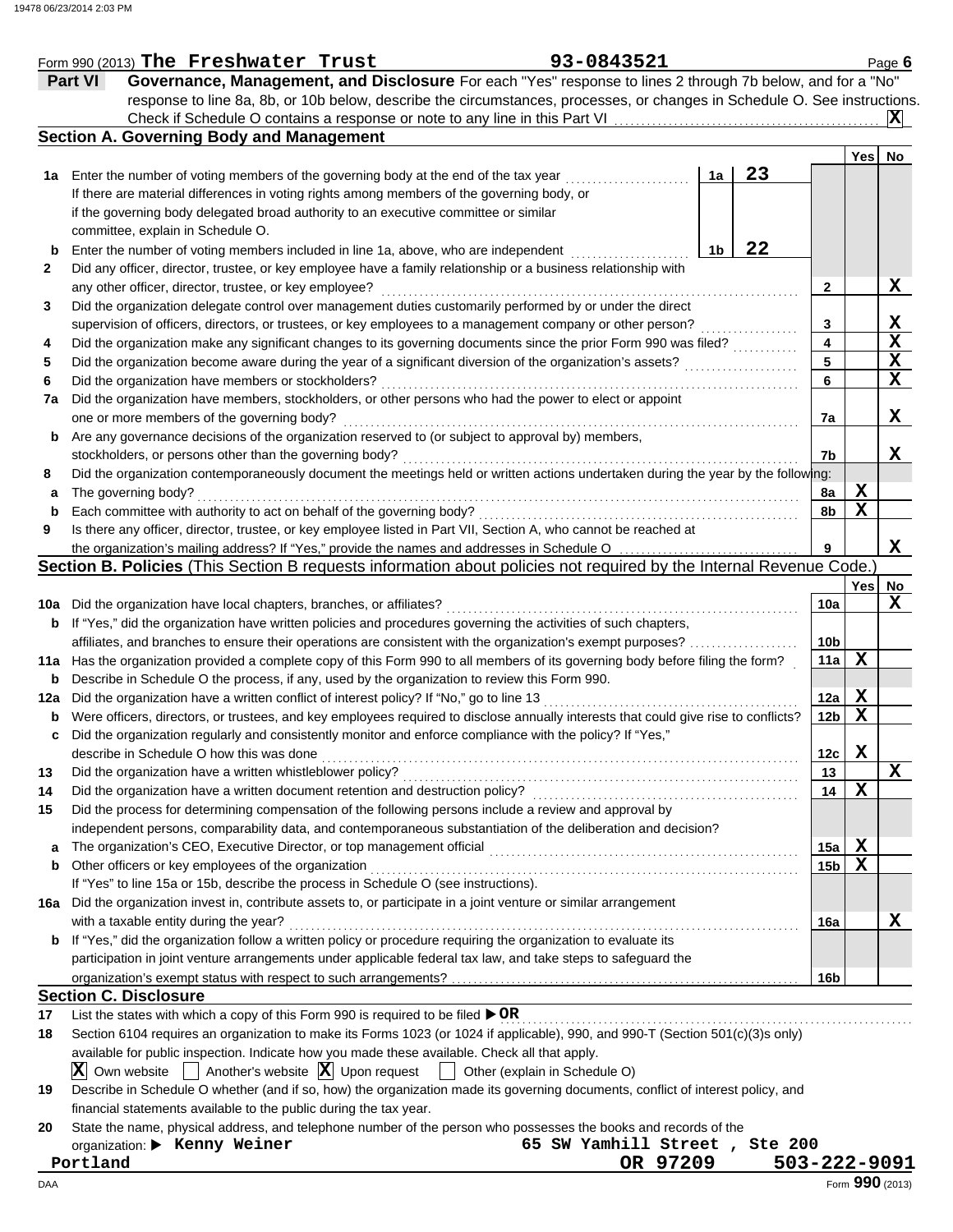Form 990 (2013) **The Freshwater Trust** 93-0843521

## Part VI Governance, Management, and Disclosure

For each "Yes" response to lines 2 through 7b below, and for a "No" response to line 8a, 8b, or 10b below, describe the circumstances, processes, or changes in Schedule O. See instructions.

Check if Schedule O contains a response or note to any line in this Part VI ... **X**

### Section A. Governing Body and Management

| | | | | Yes | No |
|---|---|---|---|---|---|
| 1a | Enter the number of voting members of the governing body at the end of the tax year | 1a 23 | | | |
| | If there are material differences in voting rights among members of the governing body, or if the governing body delegated broad authority to an executive committee or similar committee, explain in Schedule O. | | | | |
| b | Enter the number of voting members included in line 1a, above, who are independent | 1b 22 | | | |
| 2 | Did any officer, director, trustee, or key employee have a family relationship or a business relationship with any other officer, director, trustee, or key employee? | | 2 | | X |
| 3 | Did the organization delegate control over management duties customarily performed by or under the direct supervision of officers, directors, or trustees, or key employees to a management company or other person? | | 3 | | X |
| 4 | Did the organization make any significant changes to its governing documents since the prior Form 990 was filed? | | 4 | | X |
| 5 | Did the organization become aware during the year of a significant diversion of the organization's assets? | | 5 | | X |
| 6 | Did the organization have members or stockholders? | | 6 | | X |
| 7a | Did the organization have members, stockholders, or other persons who had the power to elect or appoint one or more members of the governing body? | | 7a | | X |
| b | Are any governance decisions of the organization reserved to (or subject to approval by) members, stockholders, or persons other than the governing body? | | 7b | | X |
| 8 | Did the organization contemporaneously document the meetings held or written actions undertaken during the year by the following: | | | | |
| a | The governing body? | | 8a | X | |
| b | Each committee with authority to act on behalf of the governing body? | | 8b | X | |
| 9 | Is there any officer, director, trustee, or key employee listed in Part VII, Section A, who cannot be reached at the organization's mailing address? If "Yes," provide the names and addresses in Schedule O | | 9 | | X |

### Section B. Policies (This Section B requests information about policies not required by the Internal Revenue Code.)

| | | | Yes | No |
|---|---|---|---|---|
| 10a | Did the organization have local chapters, branches, or affiliates? | 10a | | X |
| b | If "Yes," did the organization have written policies and procedures governing the activities of such chapters, affiliates, and branches to ensure their operations are consistent with the organization's exempt purposes? | 10b | | |
| 11a | Has the organization provided a complete copy of this Form 990 to all members of its governing body before filing the form? | 11a | X | |
| b | Describe in Schedule O the process, if any, used by the organization to review this Form 990. | | | |
| 12a | Did the organization have a written conflict of interest policy? If "No," go to line 13 | 12a | X | |
| b | Were officers, directors, or trustees, and key employees required to disclose annually interests that could give rise to conflicts? | 12b | X | |
| c | Did the organization regularly and consistently monitor and enforce compliance with the policy? If "Yes," describe in Schedule O how this was done | 12c | X | |
| 13 | Did the organization have a written whistleblower policy? | 13 | | X |
| 14 | Did the organization have a written document retention and destruction policy? | 14 | X | |
| 15 | Did the process for determining compensation of the following persons include a review and approval by independent persons, comparability data, and contemporaneous substantiation of the deliberation and decision? | | | |
| a | The organization's CEO, Executive Director, or top management official | 15a | X | |
| b | Other officers or key employees of the organization | 15b | X | |
| | If "Yes" to line 15a or 15b, describe the process in Schedule O (see instructions). | | | |
| 16a | Did the organization invest in, contribute assets to, or participate in a joint venture or similar arrangement with a taxable entity during the year? | 16a | | X |
| b | If "Yes," did the organization follow a written policy or procedure requiring the organization to evaluate its participation in joint venture arrangements under applicable federal tax law, and take steps to safeguard the organization's exempt status with respect to such arrangements? | 16b | | |

### Section C. Disclosure

17 List the states with which a copy of this Form 990 is required to be filed ▶ **OR**

18 Section 6104 requires an organization to make its Forms 1023 (or 1024 if applicable), 990, and 990-T (Section 501(c)(3)s only) available for public inspection. Indicate how you made these available. Check all that apply.

[X] Own website [ ] Another's website [X] Upon request [ ] Other (explain in Schedule O)

19 Describe in Schedule O whether (and if so, how) the organization made its governing documents, conflict of interest policy, and financial statements available to the public during the tax year.

20 State the name, physical address, and telephone number of the person who possesses the books and records of the organization: ▶ **Kenny Weiner** 65 SW Yamhill Street , Ste 200 Portland OR 97209 503-222-9091

Form **990** (2013)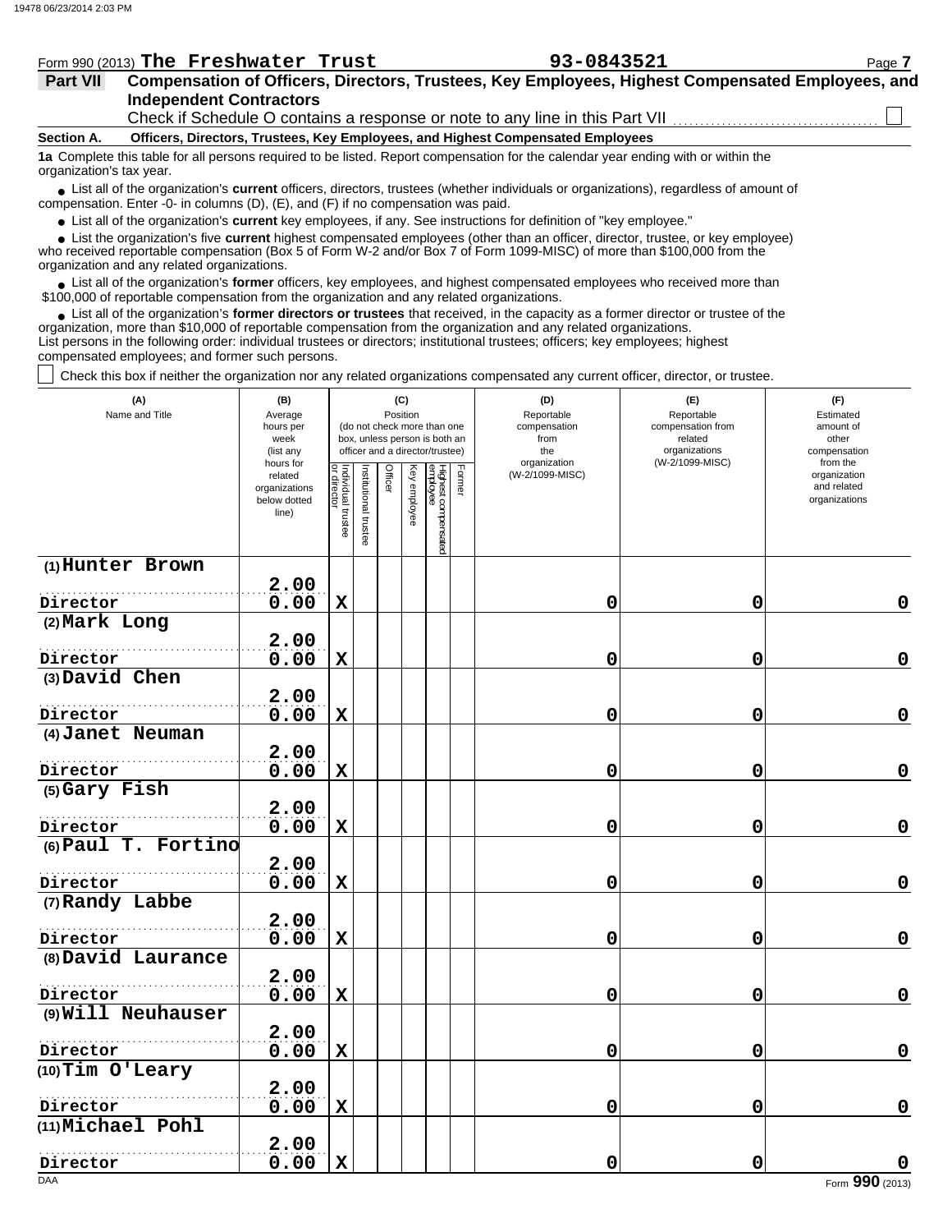Form 990 (2013) **The Freshwater Trust** 93-0843521

## Part VII Compensation of Officers, Directors, Trustees, Key Employees, Highest Compensated Employees, and Independent Contractors

Check if Schedule O contains a response or note to any line in this Part VII ☐

**Section A. Officers, Directors, Trustees, Key Employees, and Highest Compensated Employees**

**1a** Complete this table for all persons required to be listed. Report compensation for the calendar year ending with or within the organization's tax year.

- List all of the organization's **current** officers, directors, trustees (whether individuals or organizations), regardless of amount of compensation. Enter -0- in columns (D), (E), and (F) if no compensation was paid.
- List all of the organization's **current** key employees, if any. See instructions for definition of "key employee."
- List the organization's five **current** highest compensated employees (other than an officer, director, trustee, or key employee) who received reportable compensation (Box 5 of Form W-2 and/or Box 7 of Form 1099-MISC) of more than $100,000 from the organization and any related organizations.
- List all of the organization's **former** officers, key employees, and highest compensated employees who received more than $100,000 of reportable compensation from the organization and any related organizations.
- List all of the organization's **former directors or trustees** that received, in the capacity as a former director or trustee of the organization, more than $10,000 of reportable compensation from the organization and any related organizations.

List persons in the following order: individual trustees or directors; institutional trustees; officers; key employees; highest compensated employees; and former such persons.

☐ Check this box if neither the organization nor any related organizations compensated any current officer, director, or trustee.

| (A) Name and Title | (B) Average hours per week (list any hours for related organizations below dotted line) | (C) Position (do not check more than one box, unless person is both an officer and a director/trustee) | | | | | | (D) Reportable compensation from the organization (W-2/1099-MISC) | (E) Reportable compensation from related organizations (W-2/1099-MISC) | (F) Estimated amount of other compensation from the organization and related organizations |
|---|---|---|---|---|---|---|---|---|---|---|
| | | Individual trustee or director | Institutional trustee | Officer | Key employee | Highest compensated employee | Former | | | |
| (1) Hunter Brown<br>Director | 2.00<br>0.00 | X | | | | | | 0 | 0 | 0 |
| (2) Mark Long<br>Director | 2.00<br>0.00 | X | | | | | | 0 | 0 | 0 |
| (3) David Chen<br>Director | 2.00<br>0.00 | X | | | | | | 0 | 0 | 0 |
| (4) Janet Neuman<br>Director | 2.00<br>0.00 | X | | | | | | 0 | 0 | 0 |
| (5) Gary Fish<br>Director | 2.00<br>0.00 | X | | | | | | 0 | 0 | 0 |
| (6) Paul T. Fortino<br>Director | 2.00<br>0.00 | X | | | | | | 0 | 0 | 0 |
| (7) Randy Labbe<br>Director | 2.00<br>0.00 | X | | | | | | 0 | 0 | 0 |
| (8) David Laurance<br>Director | 2.00<br>0.00 | X | | | | | | 0 | 0 | 0 |
| (9) Will Neuhauser<br>Director | 2.00<br>0.00 | X | | | | | | 0 | 0 | 0 |
| (10) Tim O'Leary<br>Director | 2.00<br>0.00 | X | | | | | | 0 | 0 | 0 |
| (11) Michael Pohl<br>Director | 2.00<br>0.00 | X | | | | | | 0 | 0 | 0 |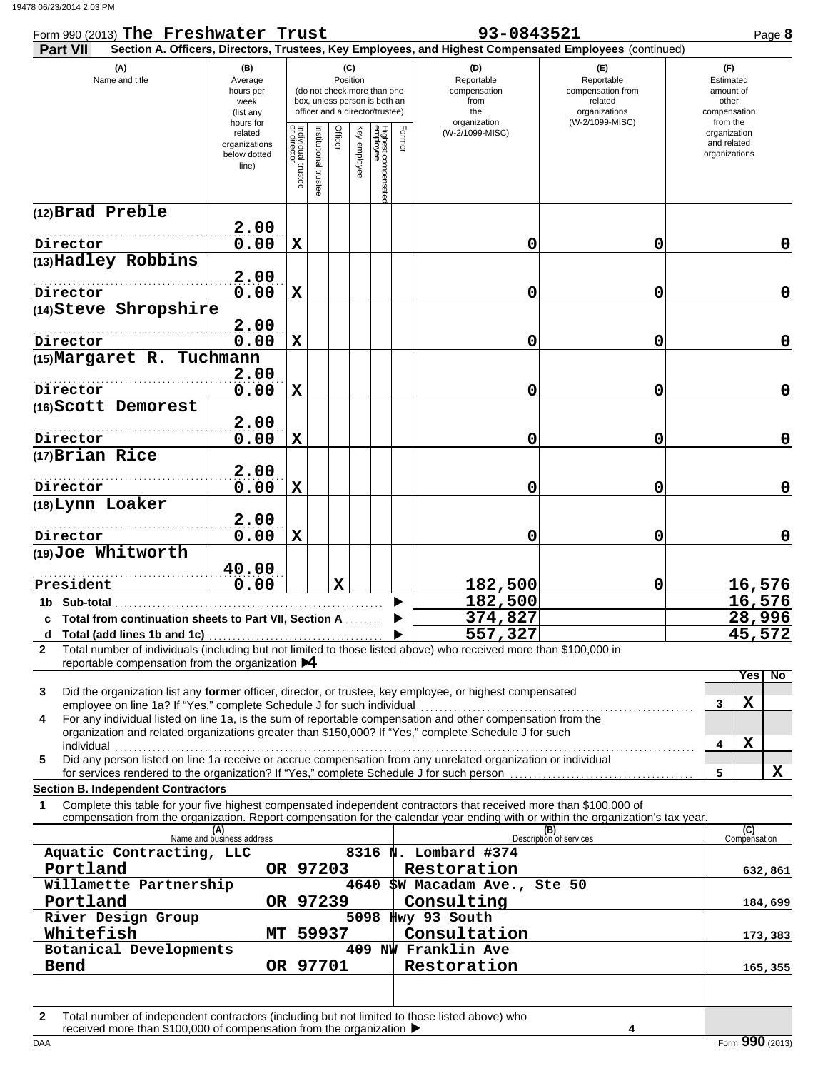Form 990 (2013) **The Freshwater Trust** **93-0843521** Page **8**

**Part VII** **Section A. Officers, Directors, Trustees, Key Employees, and Highest Compensated Employees** (continued)

| (A) Name and title | (B) Average hours per week (list any hours for related organizations below dotted line) | (C) Position: Individual trustee or director | Institutional trustee | Officer | Key employee | Highest compensated employee | Former | (D) Reportable compensation from the organization (W-2/1099-MISC) | (E) Reportable compensation from related organizations (W-2/1099-MISC) | (F) Estimated amount of other compensation from the organization and related organizations |
|---|---|---|---|---|---|---|---|---|---|---|
| (12) Brad Preble<br>Director | 2.00<br>0.00 | X | | | | | | 0 | 0 | 0 |
| (13) Hadley Robbins<br>Director | 2.00<br>0.00 | X | | | | | | 0 | 0 | 0 |
| (14) Steve Shropshire<br>Director | 2.00<br>0.00 | X | | | | | | 0 | 0 | 0 |
| (15) Margaret R. Tuchmann<br>Director | 2.00<br>0.00 | X | | | | | | 0 | 0 | 0 |
| (16) Scott Demorest<br>Director | 2.00<br>0.00 | X | | | | | | 0 | 0 | 0 |
| (17) Brian Rice<br>Director | 2.00<br>0.00 | X | | | | | | 0 | 0 | 0 |
| (18) Lynn Loaker<br>Director | 2.00<br>0.00 | X | | | | | | 0 | 0 | 0 |
| (19) Joe Whitworth<br>President | 40.00<br>0.00 | | | X | | | | 182,500 | 0 | 16,576 |
| **1b Sub-total** | | | | | | | | 182,500 | | 16,576 |
| **c Total from continuation sheets to Part VII, Section A** | | | | | | | | 374,827 | | 28,996 |
| **d Total (add lines 1b and 1c)** | | | | | | | | 557,327 | | 45,572 |

**2** Total number of individuals (including but not limited to those listed above) who received more than $100,000 in reportable compensation from the organization ▶ 4

| | | Yes | No |
|---|---|---|---|
| **3** Did the organization list any **former** officer, director, or trustee, key employee, or highest compensated employee on line 1a? If "Yes," complete Schedule J for such individual | 3 | X | |
| **4** For any individual listed on line 1a, is the sum of reportable compensation and other compensation from the organization and related organizations greater than $150,000? If "Yes," complete Schedule J for such individual | 4 | X | |
| **5** Did any person listed on line 1a receive or accrue compensation from any unrelated organization or individual for services rendered to the organization? If "Yes," complete Schedule J for such person | 5 | | X |

**Section B. Independent Contractors**

**1** Complete this table for your five highest compensated independent contractors that received more than $100,000 of compensation from the organization. Report compensation for the calendar year ending with or within the organization's tax year.

| (A) Name and business address | (B) Description of services | (C) Compensation |
|---|---|---|
| Aquatic Contracting, LLC, 8316 N. Lombard #374, Portland OR 97203 | Restoration | 632,861 |
| Willamette Partnership, 4640 SW Macadam Ave., Ste 50, Portland OR 97239 | Consulting | 184,699 |
| River Design Group, 5098 Hwy 93 South, Whitefish MT 59937 | Consultation | 173,383 |
| Botanical Developments, 409 NW Franklin Ave, Bend OR 97701 | Restoration | 165,355 |

**2** Total number of independent contractors (including but not limited to those listed above) who received more than $100,000 of compensation from the organization ▶ 4

DAA Form **990** (2013)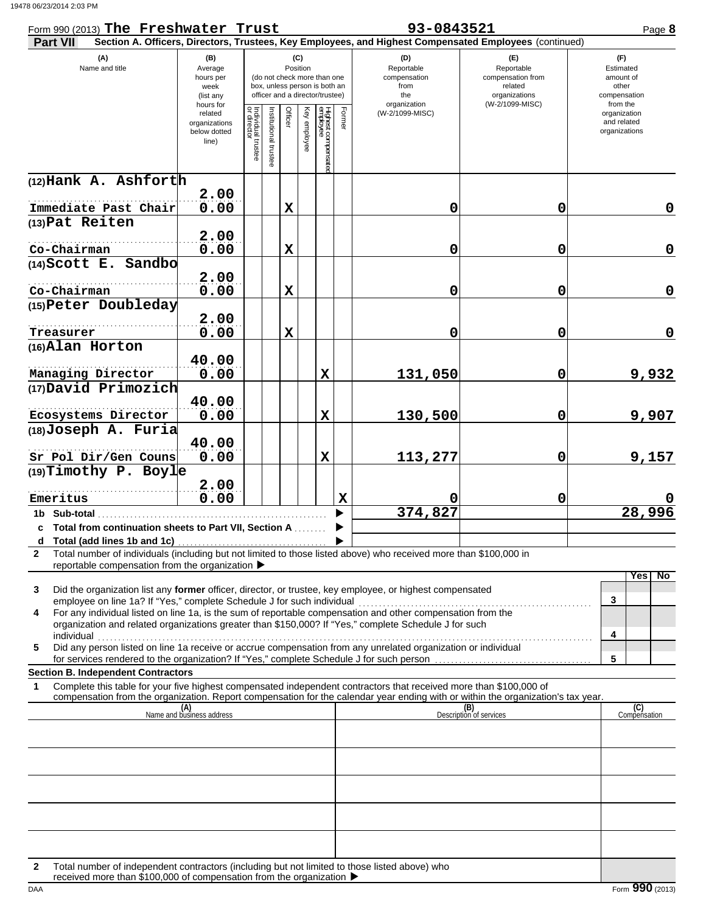Form 990 (2013) **The Freshwater Trust** **93-0843521** Page **8**

**Part VII** **Section A. Officers, Directors, Trustees, Key Employees, and Highest Compensated Employees** (continued)

| (A) Name and title | (B) Average hours per week (list any hours for related organizations below dotted line) | (C) Position: Individual trustee or director | Institutional trustee | Officer | Key employee | Highest compensated employee | Former | (D) Reportable compensation from the organization (W-2/1099-MISC) | (E) Reportable compensation from related organizations (W-2/1099-MISC) | (F) Estimated amount of other compensation from the organization and related organizations |
|---|---|---|---|---|---|---|---|---|---|---|
| (12) Hank A. Ashforth<br>Immediate Past Chair | 2.00<br>0.00 | | | X | | | | 0 | 0 | 0 |
| (13) Pat Reiten<br>Co-Chairman | 2.00<br>0.00 | | | X | | | | 0 | 0 | 0 |
| (14) Scott E. Sandbo<br>Co-Chairman | 2.00<br>0.00 | | | X | | | | 0 | 0 | 0 |
| (15) Peter Doubleday<br>Treasurer | 2.00<br>0.00 | | | X | | | | 0 | 0 | 0 |
| (16) Alan Horton<br>Managing Director | 40.00<br>0.00 | | | | | X | | 131,050 | 0 | 9,932 |
| (17) David Primozich<br>Ecosystems Director | 40.00<br>0.00 | | | | | X | | 130,500 | 0 | 9,907 |
| (18) Joseph A. Furia<br>Sr Pol Dir/Gen Couns | 40.00<br>0.00 | | | | | X | | 113,277 | 0 | 9,157 |
| (19) Timothy P. Boyle<br>Emeritus | 2.00<br>0.00 | | | | | | X | 0 | 0 | 0 |
| 1b Sub-total | | | | | | | | 374,827 | | 28,996 |
| c Total from continuation sheets to Part VII, Section A | | | | | | | | | | |
| d Total (add lines 1b and 1c) | | | | | | | | | | |

2 Total number of individuals (including but not limited to those listed above) who received more than $100,000 in reportable compensation from the organization ▶

| | | Yes | No |
|---|---|---|---|
| 3 Did the organization list any **former** officer, director, or trustee, key employee, or highest compensated employee on line 1a? If "Yes," complete Schedule J for such individual | 3 | | |
| 4 For any individual listed on line 1a, is the sum of reportable compensation and other compensation from the organization and related organizations greater than $150,000? If "Yes," complete Schedule J for such individual | 4 | | |
| 5 Did any person listed on line 1a receive or accrue compensation from any unrelated organization or individual for services rendered to the organization? If "Yes," complete Schedule J for such person | 5 | | |

**Section B. Independent Contractors**

1 Complete this table for your five highest compensated independent contractors that received more than $100,000 of compensation from the organization. Report compensation for the calendar year ending with or within the organization's tax year.

| (A) Name and business address | (B) Description of services | (C) Compensation |
|---|---|---|
| | | |
| | | |
| | | |
| | | |
| | | |

2 Total number of independent contractors (including but not limited to those listed above) who received more than $100,000 of compensation from the organization ▶

Form **990** (2013)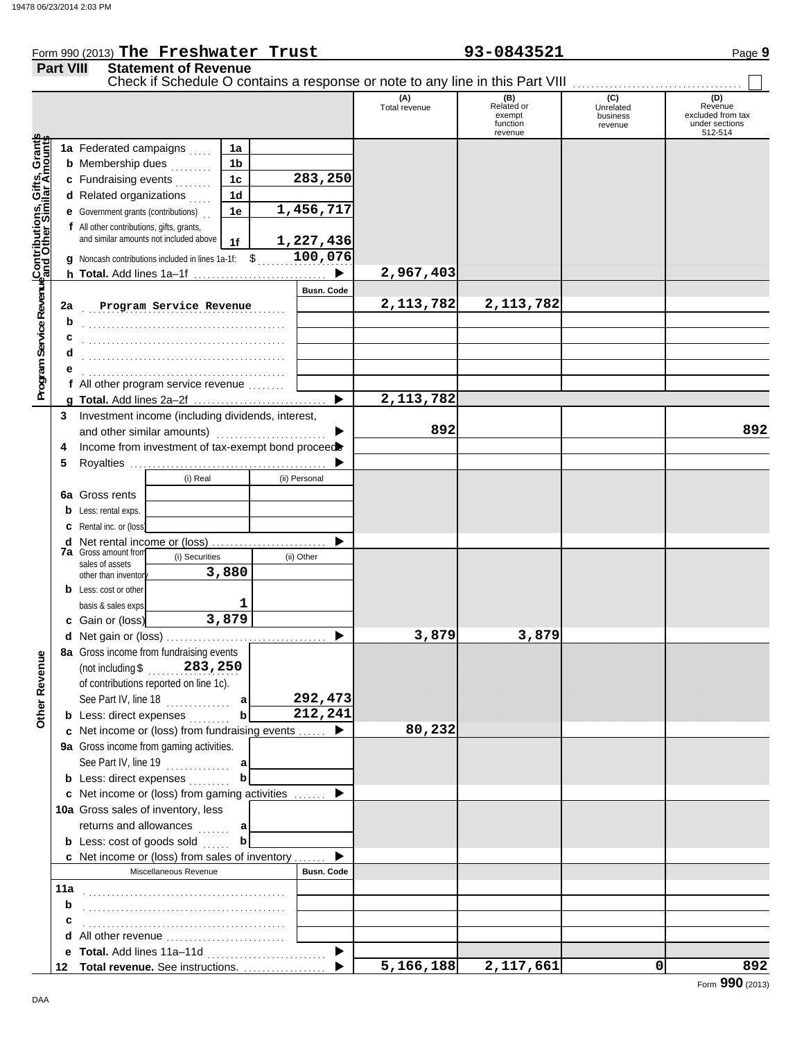Form 990 (2013) **The Freshwater Trust** **93-0843521** Page **9**

## Part VIII Statement of Revenue

Check if Schedule O contains a response or note to any line in this Part VIII ☐

| | | | | (A) Total revenue | (B) Related or exempt function revenue | (C) Unrelated business revenue | (D) Revenue excluded from tax under sections 512-514 |
|---|---|---|---|---|---|---|---|
| **Contributions, Gifts, Grants and Other Similar Amounts** | **1a** Federated campaigns | 1a | | | | | |
| | **b** Membership dues | 1b | | | | | |
| | **c** Fundraising events | 1c | 283,250 | | | | |
| | **d** Related organizations | 1d | | | | | |
| | **e** Government grants (contributions) | 1e | 1,456,717 | | | | |
| | **f** All other contributions, gifts, grants, and similar amounts not included above | 1f | 1,227,436 | | | | |
| | **g** Noncash contributions included in lines 1a-1f: | $ | 100,076 | | | | |
| | **h Total.** Add lines 1a–1f | | ▶ | 2,967,403 | | | |
| **Program Service Revenue** | | | **Busn. Code** | | | | |
| | **2a** Program Service Revenue | | | 2,113,782 | 2,113,782 | | |
| | **b** | | | | | | |
| | **c** | | | | | | |
| | **d** | | | | | | |
| | **e** | | | | | | |
| | **f** All other program service revenue | | | | | | |
| | **g Total.** Add lines 2a–2f | | ▶ | 2,113,782 | | | |
| **Other Revenue** | **3** Investment income (including dividends, interest, and other similar amounts) | | ▶ | 892 | | | 892 |
| | **4** Income from investment of tax-exempt bond proceeds | | ▶ | | | | |
| | **5** Royalties | | ▶ | | | | |
| | | (i) Real | (ii) Personal | | | | |
| | **6a** Gross rents | | | | | | |
| | **b** Less: rental exps. | | | | | | |
| | **c** Rental inc. or (loss) | | | | | | |
| | **d** Net rental income or (loss) | | ▶ | | | | |
| | **7a** Gross amount from sales of assets other than inventory | (i) Securities: 3,880 | (ii) Other | | | | |
| | **b** Less: cost or other basis & sales exps. | 1 | | | | | |
| | **c** Gain or (loss) | 3,879 | | | | | |
| | **d** Net gain or (loss) | | ▶ | 3,879 | 3,879 | | |
| | **8a** Gross income from fundraising events (not including $ 283,250 of contributions reported on line 1c). See Part IV, line 18 | a | 292,473 | | | | |
| | **b** Less: direct expenses | b | 212,241 | | | | |
| | **c** Net income or (loss) from fundraising events | | ▶ | 80,232 | | | |
| | **9a** Gross income from gaming activities. See Part IV, line 19 | a | | | | | |
| | **b** Less: direct expenses | b | | | | | |
| | **c** Net income or (loss) from gaming activities | | ▶ | | | | |
| | **10a** Gross sales of inventory, less returns and allowances | a | | | | | |
| | **b** Less: cost of goods sold | b | | | | | |
| | **c** Net income or (loss) from sales of inventory | | ▶ | | | | |
| | Miscellaneous Revenue | | **Busn. Code** | | | | |
| | **11a** | | | | | | |
| | **b** | | | | | | |
| | **c** | | | | | | |
| | **d** All other revenue | | | | | | |
| | **e Total.** Add lines 11a–11d | | ▶ | | | | |
| | **12 Total revenue.** See instructions. | | ▶ | 5,166,188 | 2,117,661 | 0 | 892 |

Form **990** (2013)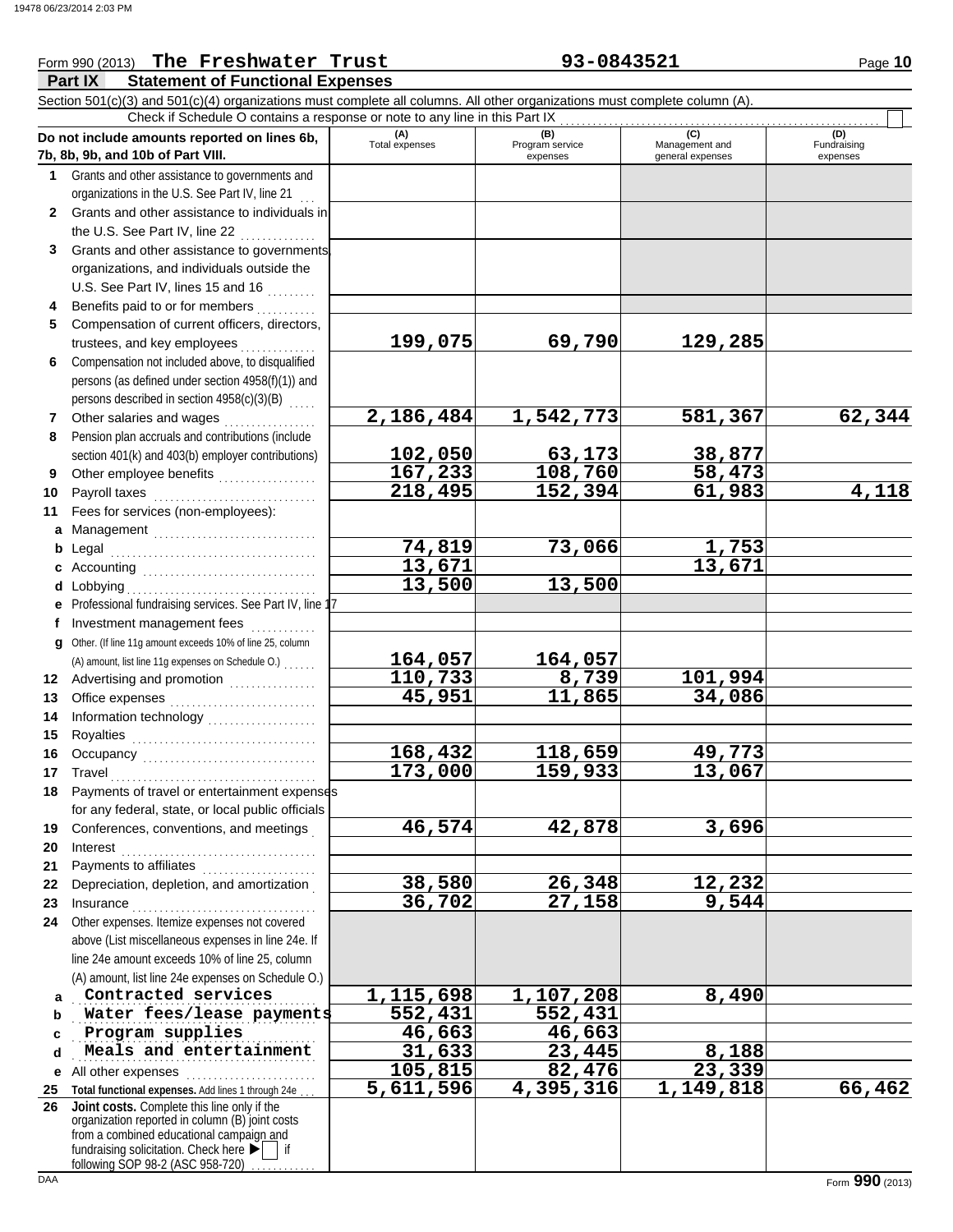Form 990 (2013) **The Freshwater Trust** **93-0843521**

## Part IX Statement of Functional Expenses

Section 501(c)(3) and 501(c)(4) organizations must complete all columns. All other organizations must complete column (A).

Check if Schedule O contains a response or note to any line in this Part IX

| Do not include amounts reported on lines 6b, 7b, 8b, 9b, and 10b of Part VIII. | (A) Total expenses | (B) Program service expenses | (C) Management and general expenses | (D) Fundraising expenses |
|---|---|---|---|---|
| 1 Grants and other assistance to governments and organizations in the U.S. See Part IV, line 21 | | | | |
| 2 Grants and other assistance to individuals in the U.S. See Part IV, line 22 | | | | |
| 3 Grants and other assistance to governments, organizations, and individuals outside the U.S. See Part IV, lines 15 and 16 | | | | |
| 4 Benefits paid to or for members | | | | |
| 5 Compensation of current officers, directors, trustees, and key employees | 199,075 | 69,790 | 129,285 | |
| 6 Compensation not included above, to disqualified persons (as defined under section 4958(f)(1)) and persons described in section 4958(c)(3)(B) | | | | |
| 7 Other salaries and wages | 2,186,484 | 1,542,773 | 581,367 | 62,344 |
| 8 Pension plan accruals and contributions (include section 401(k) and 403(b) employer contributions) | 102,050 | 63,173 | 38,877 | |
| 9 Other employee benefits | 167,233 | 108,760 | 58,473 | |
| 10 Payroll taxes | 218,495 | 152,394 | 61,983 | 4,118 |
| 11 Fees for services (non-employees): | | | | |
| a Management | | | | |
| b Legal | 74,819 | 73,066 | 1,753 | |
| c Accounting | 13,671 | | 13,671 | |
| d Lobbying | 13,500 | 13,500 | | |
| e Professional fundraising services. See Part IV, line 17 | | | | |
| f Investment management fees | | | | |
| g Other. (If line 11g amount exceeds 10% of line 25, column (A) amount, list line 11g expenses on Schedule O.) | 164,057 | 164,057 | | |
| 12 Advertising and promotion | 110,733 | 8,739 | 101,994 | |
| 13 Office expenses | 45,951 | 11,865 | 34,086 | |
| 14 Information technology | | | | |
| 15 Royalties | | | | |
| 16 Occupancy | 168,432 | 118,659 | 49,773 | |
| 17 Travel | 173,000 | 159,933 | 13,067 | |
| 18 Payments of travel or entertainment expenses for any federal, state, or local public officials | | | | |
| 19 Conferences, conventions, and meetings | 46,574 | 42,878 | 3,696 | |
| 20 Interest | | | | |
| 21 Payments to affiliates | | | | |
| 22 Depreciation, depletion, and amortization | 38,580 | 26,348 | 12,232 | |
| 23 Insurance | 36,702 | 27,158 | 9,544 | |
| 24 Other expenses. Itemize expenses not covered above (List miscellaneous expenses in line 24e. If line 24e amount exceeds 10% of line 25, column (A) amount, list line 24e expenses on Schedule O.) | | | | |
| a Contracted services | 1,115,698 | 1,107,208 | 8,490 | |
| b Water fees/lease payments | 552,431 | 552,431 | | |
| c Program supplies | 46,663 | 46,663 | | |
| d Meals and entertainment | 31,633 | 23,445 | 8,188 | |
| e All other expenses | 105,815 | 82,476 | 23,339 | |
| 25 Total functional expenses. Add lines 1 through 24e | 5,611,596 | 4,395,316 | 1,149,818 | 66,462 |
| 26 Joint costs. Complete this line only if the organization reported in column (B) joint costs from a combined educational campaign and fundraising solicitation. Check here ▶ ☐ if following SOP 98-2 (ASC 958-720) | | | | |

Form **990** (2013)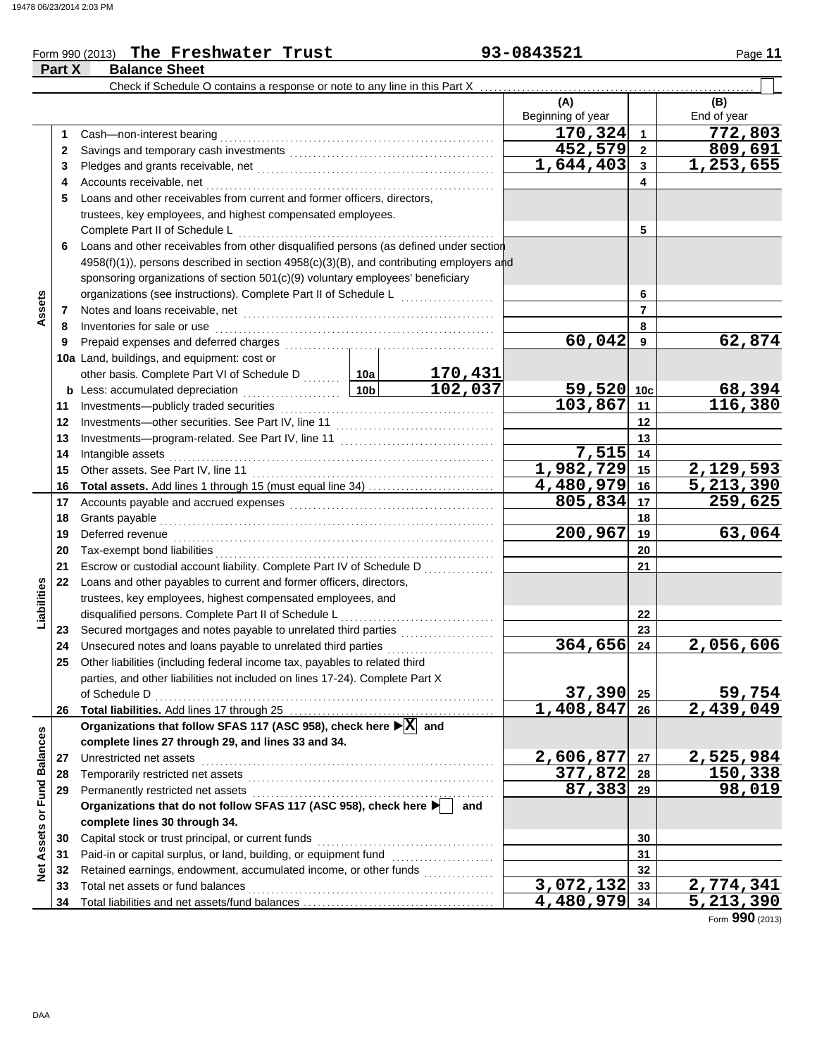Form 990 (2013) **The Freshwater Trust** 93-0843521

## Part X Balance Sheet

Check if Schedule O contains a response or note to any line in this Part X ☐

| Section | Line | Description | | | (A) Beginning of year | | (B) End of year |
|---|---|---|---|---|---|---|---|
| Assets | 1 | Cash—non-interest bearing | | | 170,324 | 1 | 772,803 |
| | 2 | Savings and temporary cash investments | | | 452,579 | 2 | 809,691 |
| | 3 | Pledges and grants receivable, net | | | 1,644,403 | 3 | 1,253,655 |
| | 4 | Accounts receivable, net | | | | 4 | |
| | 5 | Loans and other receivables from current and former officers, directors, trustees, key employees, and highest compensated employees. Complete Part II of Schedule L | | | | 5 | |
| | 6 | Loans and other receivables from other disqualified persons (as defined under section 4958(f)(1)), persons described in section 4958(c)(3)(B), and contributing employers and sponsoring organizations of section 501(c)(9) voluntary employees' beneficiary organizations (see instructions). Complete Part II of Schedule L | | | | 6 | |
| | 7 | Notes and loans receivable, net | | | | 7 | |
| | 8 | Inventories for sale or use | | | | 8 | |
| | 9 | Prepaid expenses and deferred charges | | | 60,042 | 9 | 62,874 |
| | 10a | Land, buildings, and equipment: cost or other basis. Complete Part VI of Schedule D | 10a | 170,431 | | | |
| | b | Less: accumulated depreciation | 10b | 102,037 | 59,520 | 10c | 68,394 |
| | 11 | Investments—publicly traded securities | | | 103,867 | 11 | 116,380 |
| | 12 | Investments—other securities. See Part IV, line 11 | | | | 12 | |
| | 13 | Investments—program-related. See Part IV, line 11 | | | | 13 | |
| | 14 | Intangible assets | | | 7,515 | 14 | |
| | 15 | Other assets. See Part IV, line 11 | | | 1,982,729 | 15 | 2,129,593 |
| | 16 | **Total assets.** Add lines 1 through 15 (must equal line 34) | | | 4,480,979 | 16 | 5,213,390 |
| Liabilities | 17 | Accounts payable and accrued expenses | | | 805,834 | 17 | 259,625 |
| | 18 | Grants payable | | | | 18 | |
| | 19 | Deferred revenue | | | 200,967 | 19 | 63,064 |
| | 20 | Tax-exempt bond liabilities | | | | 20 | |
| | 21 | Escrow or custodial account liability. Complete Part IV of Schedule D | | | | 21 | |
| | 22 | Loans and other payables to current and former officers, directors, trustees, key employees, highest compensated employees, and disqualified persons. Complete Part II of Schedule L | | | | 22 | |
| | 23 | Secured mortgages and notes payable to unrelated third parties | | | | 23 | |
| | 24 | Unsecured notes and loans payable to unrelated third parties | | | 364,656 | 24 | 2,056,606 |
| | 25 | Other liabilities (including federal income tax, payables to related third parties, and other liabilities not included on lines 17-24). Complete Part X of Schedule D | | | 37,390 | 25 | 59,754 |
| | 26 | **Total liabilities.** Add lines 17 through 25 | | | 1,408,847 | 26 | 2,439,049 |
| Net Assets or Fund Balances | | **Organizations that follow SFAS 117 (ASC 958), check here ▶ ☒ and complete lines 27 through 29, and lines 33 and 34.** | | | | | |
| | 27 | Unrestricted net assets | | | 2,606,877 | 27 | 2,525,984 |
| | 28 | Temporarily restricted net assets | | | 377,872 | 28 | 150,338 |
| | 29 | Permanently restricted net assets | | | 87,383 | 29 | 98,019 |
| | | **Organizations that do not follow SFAS 117 (ASC 958), check here ▶ ☐ and complete lines 30 through 34.** | | | | | |
| | 30 | Capital stock or trust principal, or current funds | | | | 30 | |
| | 31 | Paid-in or capital surplus, or land, building, or equipment fund | | | | 31 | |
| | 32 | Retained earnings, endowment, accumulated income, or other funds | | | | 32 | |
| | 33 | Total net assets or fund balances | | | 3,072,132 | 33 | 2,774,341 |
| | 34 | Total liabilities and net assets/fund balances | | | 4,480,979 | 34 | 5,213,390 |

Form **990** (2013)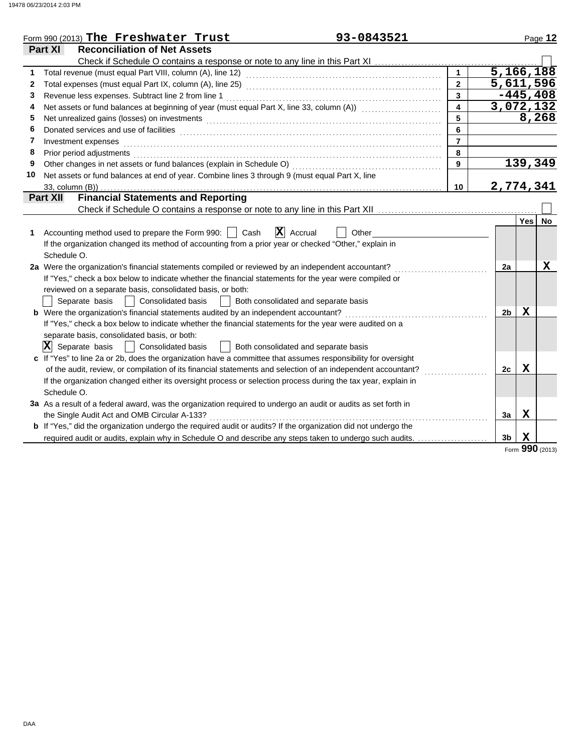Form 990 (2013) **The Freshwater Trust** **93-0843521**

## Part XI Reconciliation of Net Assets

Check if Schedule O contains a response or note to any line in this Part XI ☐

| | | | |
|---|---|---|---|
| 1 | Total revenue (must equal Part VIII, column (A), line 12) | 1 | 5,166,188 |
| 2 | Total expenses (must equal Part IX, column (A), line 25) | 2 | 5,611,596 |
| 3 | Revenue less expenses. Subtract line 2 from line 1 | 3 | -445,408 |
| 4 | Net assets or fund balances at beginning of year (must equal Part X, line 33, column (A)) | 4 | 3,072,132 |
| 5 | Net unrealized gains (losses) on investments | 5 | 8,268 |
| 6 | Donated services and use of facilities | 6 | |
| 7 | Investment expenses | 7 | |
| 8 | Prior period adjustments | 8 | |
| 9 | Other changes in net assets or fund balances (explain in Schedule O) | 9 | 139,349 |
| 10 | Net assets or fund balances at end of year. Combine lines 3 through 9 (must equal Part X, line 33, column (B)) | 10 | 2,774,341 |

## Part XII Financial Statements and Reporting

Check if Schedule O contains a response or note to any line in this Part XII ☐

| | | | Yes | No |
|---|---|---|---|---|
| 1 | Accounting method used to prepare the Form 990: ☐ Cash ☒ Accrual ☐ Other<br>If the organization changed its method of accounting from a prior year or checked "Other," explain in Schedule O. | | | |
| 2a | Were the organization's financial statements compiled or reviewed by an independent accountant?<br>If "Yes," check a box below to indicate whether the financial statements for the year were compiled or reviewed on a separate basis, consolidated basis, or both:<br>☐ Separate basis ☐ Consolidated basis ☐ Both consolidated and separate basis | 2a | | X |
| b | Were the organization's financial statements audited by an independent accountant?<br>If "Yes," check a box below to indicate whether the financial statements for the year were audited on a separate basis, consolidated basis, or both:<br>☒ Separate basis ☐ Consolidated basis ☐ Both consolidated and separate basis | 2b | X | |
| c | If "Yes" to line 2a or 2b, does the organization have a committee that assumes responsibility for oversight of the audit, review, or compilation of its financial statements and selection of an independent accountant?<br>If the organization changed either its oversight process or selection process during the tax year, explain in Schedule O. | 2c | X | |
| 3a | As a result of a federal award, was the organization required to undergo an audit or audits as set forth in the Single Audit Act and OMB Circular A-133? | 3a | X | |
| b | If "Yes," did the organization undergo the required audit or audits? If the organization did not undergo the required audit or audits, explain why in Schedule O and describe any steps taken to undergo such audits. | 3b | X | |

Form **990** (2013)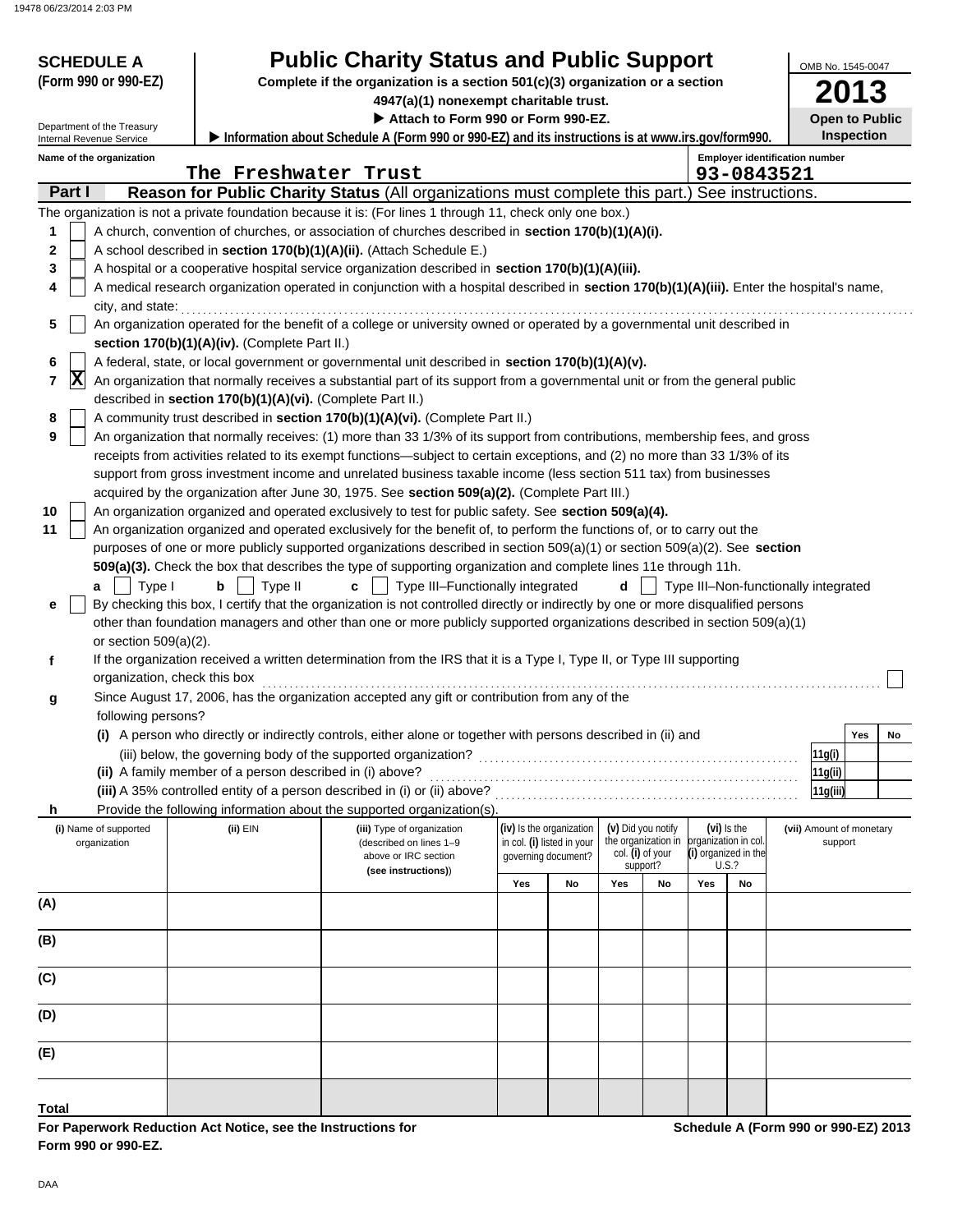# SCHEDULE A (Form 990 or 990-EZ)

Department of the Treasury
Internal Revenue Service

# Public Charity Status and Public Support

**Complete if the organization is a section 501(c)(3) organization or a section 4947(a)(1) nonexempt charitable trust.**

**▶ Attach to Form 990 or Form 990-EZ.**

**▶ Information about Schedule A (Form 990 or 990-EZ) and its instructions is at www.irs.gov/form990.**

OMB No. 1545-0047

**2013**

**Open to Public Inspection**

**Name of the organization:** The Freshwater Trust

**Employer identification number:** 93-0843521

## Part I — Reason for Public Charity Status (All organizations must complete this part.) See instructions.

The organization is not a private foundation because it is: (For lines 1 through 11, check only one box.)

1. [ ] A church, convention of churches, or association of churches described in **section 170(b)(1)(A)(i).**
2. [ ] A school described in **section 170(b)(1)(A)(ii).** (Attach Schedule E.)
3. [ ] A hospital or a cooperative hospital service organization described in **section 170(b)(1)(A)(iii).**
4. [ ] A medical research organization operated in conjunction with a hospital described in **section 170(b)(1)(A)(iii).** Enter the hospital's name, city, and state:
5. [ ] An organization operated for the benefit of a college or university owned or operated by a governmental unit described in **section 170(b)(1)(A)(iv).** (Complete Part II.)
6. [ ] A federal, state, or local government or governmental unit described in **section 170(b)(1)(A)(v).**
7. [X] An organization that normally receives a substantial part of its support from a governmental unit or from the general public described in **section 170(b)(1)(A)(vi).** (Complete Part II.)
8. [ ] A community trust described in **section 170(b)(1)(A)(vi).** (Complete Part II.)
9. [ ] An organization that normally receives: (1) more than 33 1/3% of its support from contributions, membership fees, and gross receipts from activities related to its exempt functions—subject to certain exceptions, and (2) no more than 33 1/3% of its support from gross investment income and unrelated business taxable income (less section 511 tax) from businesses acquired by the organization after June 30, 1975. See **section 509(a)(2).** (Complete Part III.)
10. [ ] An organization organized and operated exclusively to test for public safety. See **section 509(a)(4).**
11. [ ] An organization organized and operated exclusively for the benefit of, to perform the functions of, or to carry out the purposes of one or more publicly supported organizations described in section 509(a)(1) or section 509(a)(2). See **section 509(a)(3).** Check the box that describes the type of supporting organization and complete lines 11e through 11h.

    **a** [ ] Type I  **b** [ ] Type II  **c** [ ] Type III–Functionally integrated  **d** [ ] Type III–Non-functionally integrated

    **e** [ ] By checking this box, I certify that the organization is not controlled directly or indirectly by one or more disqualified persons other than foundation managers and other than one or more publicly supported organizations described in section 509(a)(1) or section 509(a)(2).

    **f** If the organization received a written determination from the IRS that it is a Type I, Type II, or Type III supporting organization, check this box [ ]

    **g** Since August 17, 2006, has the organization accepted any gift or contribution from any of the following persons?

| | | Yes | No |
|---|---|---|---|
| **(i)** A person who directly or indirectly controls, either alone or together with persons described in (ii) and (iii) below, the governing body of the supported organization? | 11g(i) | | |
| **(ii)** A family member of a person described in (i) above? | 11g(ii) | | |
| **(iii)** A 35% controlled entity of a person described in (i) or (ii) above? | 11g(iii) | | |

    **h** Provide the following information about the supported organization(s).

| (i) Name of supported organization | (ii) EIN | (iii) Type of organization (described on lines 1–9 above or IRC section (see instructions)) | (iv) Is the organization in col. (i) listed in your governing document? Yes | No | (v) Did you notify the organization in col. (i) of your support? Yes | No | (vi) Is the organization in col. (i) organized in the U.S.? Yes | No | (vii) Amount of monetary support |
|---|---|---|---|---|---|---|---|---|---|
| (A) | | | | | | | | | |
| (B) | | | | | | | | | |
| (C) | | | | | | | | | |
| (D) | | | | | | | | | |
| (E) | | | | | | | | | |
| **Total** | | | | | | | | | |

**For Paperwork Reduction Act Notice, see the Instructions for Form 990 or 990-EZ.**

**Schedule A (Form 990 or 990-EZ) 2013**

DAA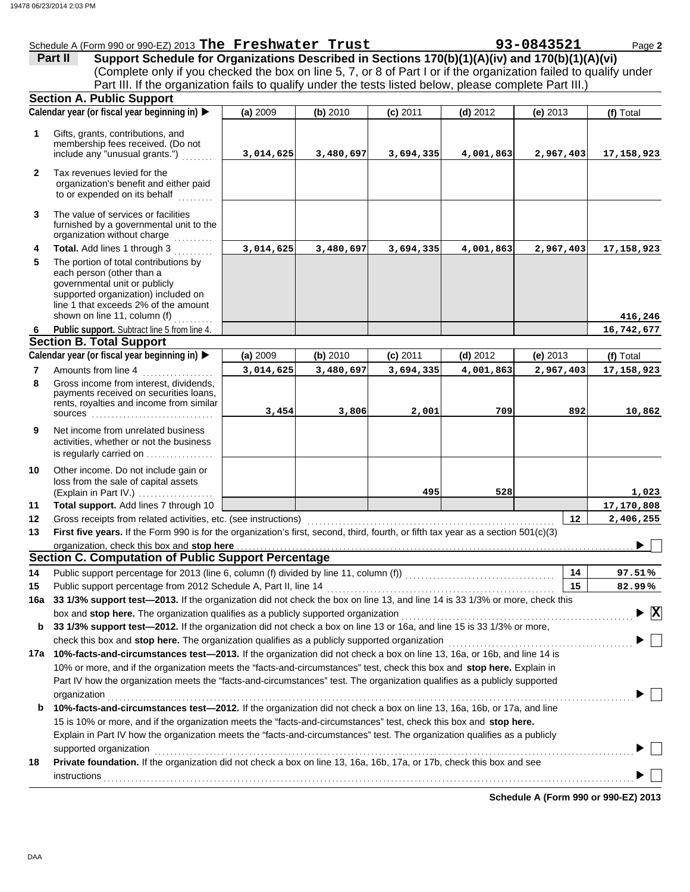Schedule A (Form 990 or 990-EZ) 2013 **The Freshwater Trust** **93-0843521** Page **2**

## Part II Support Schedule for Organizations Described in Sections 170(b)(1)(A)(iv) and 170(b)(1)(A)(vi)

(Complete only if you checked the box on line 5, 7, or 8 of Part I or if the organization failed to qualify under Part III. If the organization fails to qualify under the tests listed below, please complete Part III.)

### Section A. Public Support

| | Calendar year (or fiscal year beginning in) ▶ | (a) 2009 | (b) 2010 | (c) 2011 | (d) 2012 | (e) 2013 | (f) Total |
|---|---|---|---|---|---|---|---|
| 1 | Gifts, grants, contributions, and membership fees received. (Do not include any "unusual grants.") | 3,014,625 | 3,480,697 | 3,694,335 | 4,001,863 | 2,967,403 | 17,158,923 |
| 2 | Tax revenues levied for the organization's benefit and either paid to or expended on its behalf | | | | | | |
| 3 | The value of services or facilities furnished by a governmental unit to the organization without charge | | | | | | |
| 4 | **Total.** Add lines 1 through 3 | 3,014,625 | 3,480,697 | 3,694,335 | 4,001,863 | 2,967,403 | 17,158,923 |
| 5 | The portion of total contributions by each person (other than a governmental unit or publicly supported organization) included on line 1 that exceeds 2% of the amount shown on line 11, column (f) | | | | | | 416,246 |
| 6 | **Public support.** Subtract line 5 from line 4. | | | | | | 16,742,677 |

### Section B. Total Support

| | Calendar year (or fiscal year beginning in) ▶ | (a) 2009 | (b) 2010 | (c) 2011 | (d) 2012 | (e) 2013 | (f) Total |
|---|---|---|---|---|---|---|---|
| 7 | Amounts from line 4 | 3,014,625 | 3,480,697 | 3,694,335 | 4,001,863 | 2,967,403 | 17,158,923 |
| 8 | Gross income from interest, dividends, payments received on securities loans, rents, royalties and income from similar sources | 3,454 | 3,806 | 2,001 | 709 | 892 | 10,862 |
| 9 | Net income from unrelated business activities, whether or not the business is regularly carried on | | | | | | |
| 10 | Other income. Do not include gain or loss from the sale of capital assets (Explain in Part IV.) | | | 495 | 528 | | 1,023 |
| 11 | **Total support.** Add lines 7 through 10 | | | | | | 17,170,808 |
| 12 | Gross receipts from related activities, etc. (see instructions) | | | | | 12 | 2,406,255 |

**13** **First five years.** If the Form 990 is for the organization's first, second, third, fourth, or fifth tax year as a section 501(c)(3) organization, check this box and **stop here** ▶ ☐

### Section C. Computation of Public Support Percentage

| | | | |
|---|---|---|---|
| 14 | Public support percentage for 2013 (line 6, column (f) divided by line 11, column (f)) | 14 | 97.51% |
| 15 | Public support percentage from 2012 Schedule A, Part II, line 14 | 15 | 82.99% |

**16a** **33 1/3% support test—2013.** If the organization did not check the box on line 13, and line 14 is 33 1/3% or more, check this box and **stop here.** The organization qualifies as a publicly supported organization ▶ ☒

**b** **33 1/3% support test—2012.** If the organization did not check a box on line 13 or 16a, and line 15 is 33 1/3% or more, check this box and **stop here.** The organization qualifies as a publicly supported organization ▶ ☐

**17a** **10%-facts-and-circumstances test—2013.** If the organization did not check a box on line 13, 16a, or 16b, and line 14 is 10% or more, and if the organization meets the "facts-and-circumstances" test, check this box and **stop here.** Explain in Part IV how the organization meets the "facts-and-circumstances" test. The organization qualifies as a publicly supported organization ▶ ☐

**b** **10%-facts-and-circumstances test—2012.** If the organization did not check a box on line 13, 16a, 16b, or 17a, and line 15 is 10% or more, and if the organization meets the "facts-and-circumstances" test, check this box and **stop here.** Explain in Part IV how the organization meets the "facts-and-circumstances" test. The organization qualifies as a publicly supported organization ▶ ☐

**18** **Private foundation.** If the organization did not check a box on line 13, 16a, 16b, 17a, or 17b, check this box and see instructions ▶ ☐

**Schedule A (Form 990 or 990-EZ) 2013**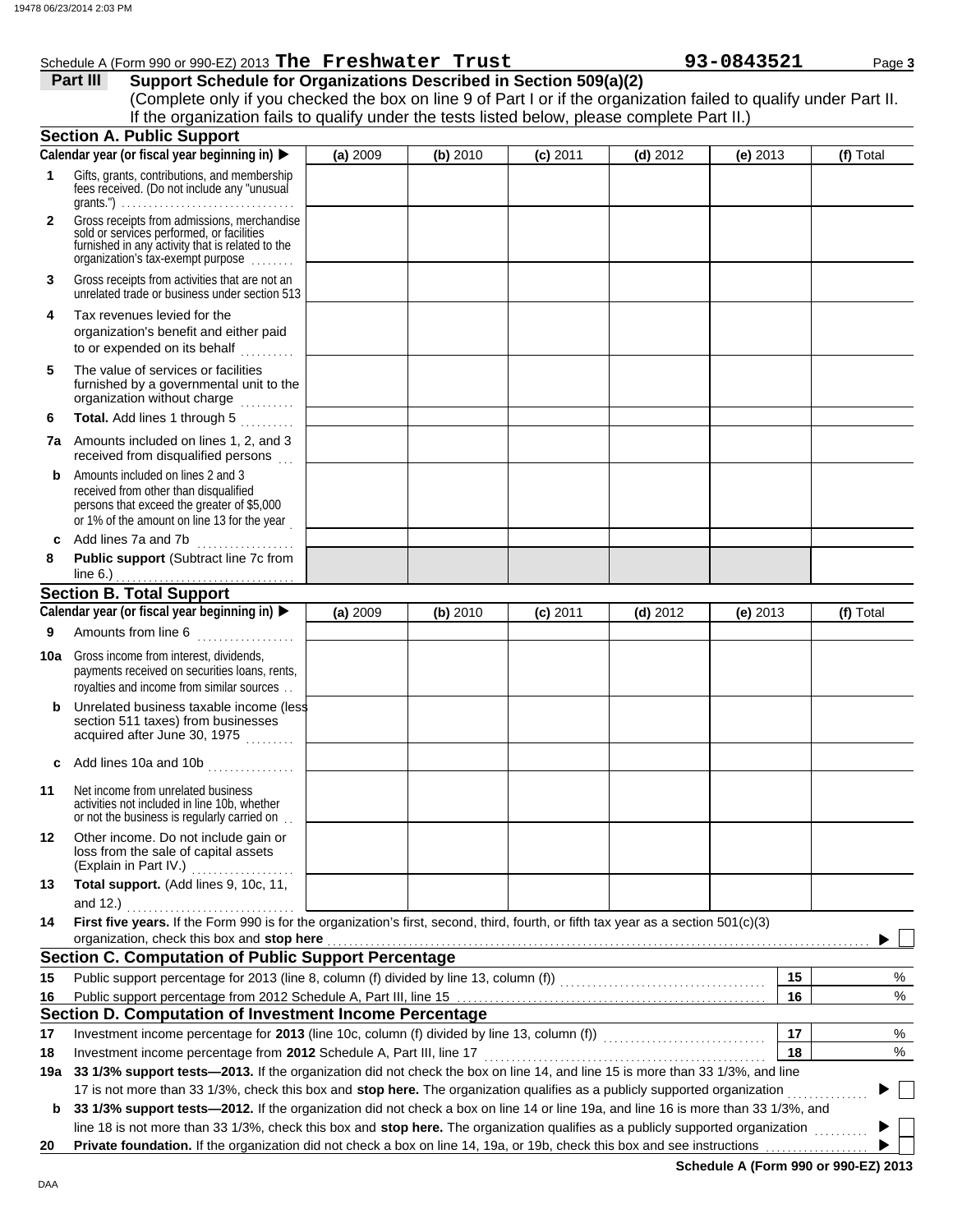Schedule A (Form 990 or 990-EZ) 2013 **The Freshwater Trust** **93-0843521** Page **3**

## Part III Support Schedule for Organizations Described in Section 509(a)(2)

(Complete only if you checked the box on line 9 of Part I or if the organization failed to qualify under Part II. If the organization fails to qualify under the tests listed below, please complete Part II.)

### Section A. Public Support

| Calendar year (or fiscal year beginning in) ▶ | (a) 2009 | (b) 2010 | (c) 2011 | (d) 2012 | (e) 2013 | (f) Total |
|---|---|---|---|---|---|---|
| **1** Gifts, grants, contributions, and membership fees received. (Do not include any "unusual grants.") | | | | | | |
| **2** Gross receipts from admissions, merchandise sold or services performed, or facilities furnished in any activity that is related to the organization's tax-exempt purpose | | | | | | |
| **3** Gross receipts from activities that are not an unrelated trade or business under section 513 | | | | | | |
| **4** Tax revenues levied for the organization's benefit and either paid to or expended on its behalf | | | | | | |
| **5** The value of services or facilities furnished by a governmental unit to the organization without charge | | | | | | |
| **6** **Total.** Add lines 1 through 5 | | | | | | |
| **7a** Amounts included on lines 1, 2, and 3 received from disqualified persons | | | | | | |
| **b** Amounts included on lines 2 and 3 received from other than disqualified persons that exceed the greater of $5,000 or 1% of the amount on line 13 for the year | | | | | | |
| **c** Add lines 7a and 7b | | | | | | |
| **8** **Public support** (Subtract line 7c from line 6.) | | | | | | |

### Section B. Total Support

| Calendar year (or fiscal year beginning in) ▶ | (a) 2009 | (b) 2010 | (c) 2011 | (d) 2012 | (e) 2013 | (f) Total |
|---|---|---|---|---|---|---|
| **9** Amounts from line 6 | | | | | | |
| **10a** Gross income from interest, dividends, payments received on securities loans, rents, royalties and income from similar sources | | | | | | |
| **b** Unrelated business taxable income (less section 511 taxes) from businesses acquired after June 30, 1975 | | | | | | |
| **c** Add lines 10a and 10b | | | | | | |
| **11** Net income from unrelated business activities not included in line 10b, whether or not the business is regularly carried on | | | | | | |
| **12** Other income. Do not include gain or loss from the sale of capital assets (Explain in Part IV.) | | | | | | |
| **13** **Total support.** (Add lines 9, 10c, 11, and 12.) | | | | | | |

**14** **First five years.** If the Form 990 is for the organization's first, second, third, fourth, or fifth tax year as a section 501(c)(3) organization, check this box and **stop here** ▶ ☐

### Section C. Computation of Public Support Percentage

| | | | |
|---|---|---|---|
| **15** | Public support percentage for 2013 (line 8, column (f) divided by line 13, column (f)) | 15 | % |
| **16** | Public support percentage from 2012 Schedule A, Part III, line 15 | 16 | % |

### Section D. Computation of Investment Income Percentage

| | | | |
|---|---|---|---|
| **17** | Investment income percentage for **2013** (line 10c, column (f) divided by line 13, column (f)) | 17 | % |
| **18** | Investment income percentage from **2012** Schedule A, Part III, line 17 | 18 | % |

**19a** **33 1/3% support tests—2013.** If the organization did not check the box on line 14, and line 15 is more than 33 1/3%, and line 17 is not more than 33 1/3%, check this box and **stop here.** The organization qualifies as a publicly supported organization ▶ ☐

**b** **33 1/3% support tests—2012.** If the organization did not check the box on line 14 or line 19a, and line 16 is more than 33 1/3%, and line 18 is not more than 33 1/3%, check this box and **stop here.** The organization qualifies as a publicly supported organization ▶ ☐

**20** **Private foundation.** If the organization did not check a box on line 14, 19a, or 19b, check this box and see instructions ▶ ☐

**Schedule A (Form 990 or 990-EZ) 2013**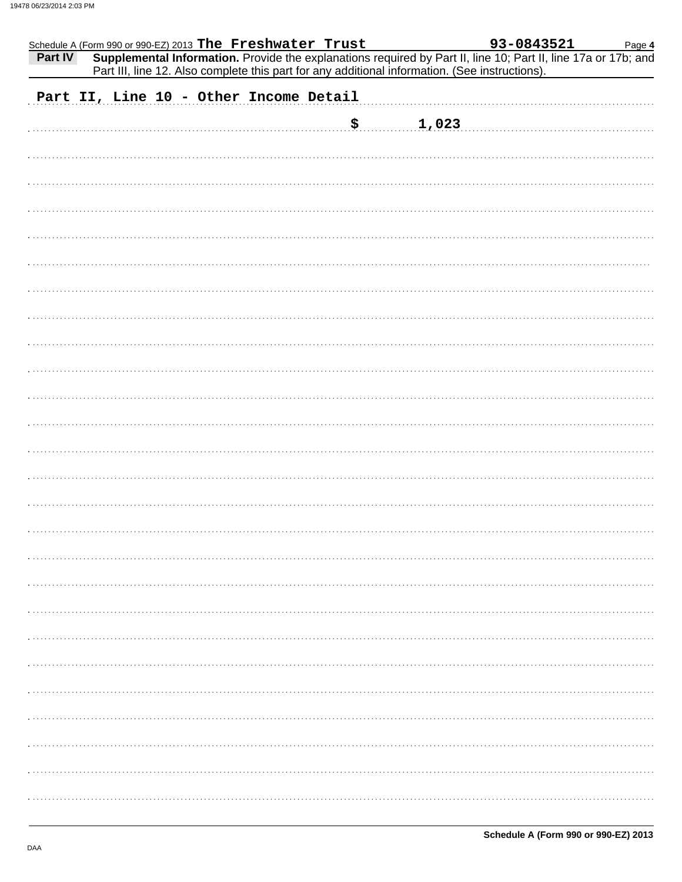Schedule A (Form 990 or 990-EZ) 2013 **The Freshwater Trust** **93-0843521** Page **4**

**Part IV** **Supplemental Information.** Provide the explanations required by Part II, line 10; Part II, line 17a or 17b; and Part III, line 12. Also complete this part for any additional information. (See instructions).

Part II, Line 10 - Other Income Detail

$ 1,023

**Schedule A (Form 990 or 990-EZ) 2013**

DAA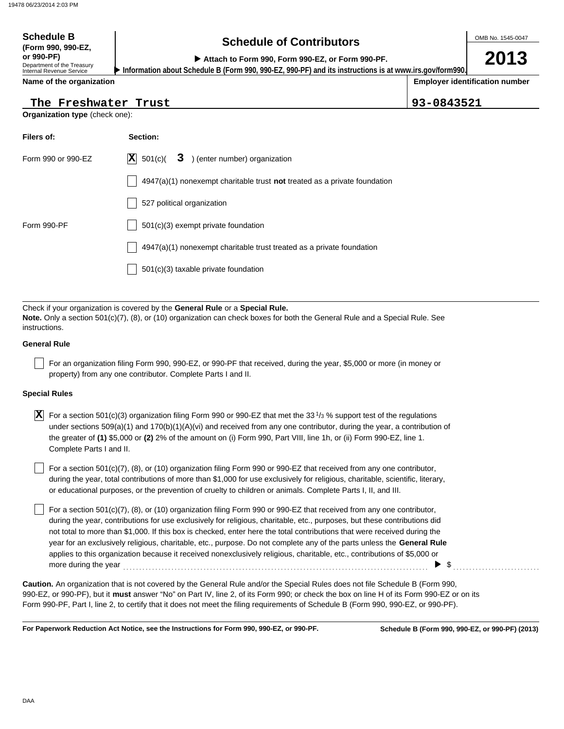**Schedule B (Form 990, 990-EZ, or 990-PF)**
Department of the Treasury
Internal Revenue Service

# Schedule of Contributors

▶ Attach to Form 990, Form 990-EZ, or Form 990-PF.
▶ Information about Schedule B (Form 990, 990-EZ, 990-PF) and its instructions is at www.irs.gov/form990.

OMB No. 1545-0047

**2013**

| Name of the organization | Employer identification number |
|---|---|
| The Freshwater Trust | 93-0843521 |

**Organization type** (check one):

| Filers of: | Section: |
|---|---|
| Form 990 or 990-EZ | [X] 501(c)( 3 ) (enter number) organization |
| | [ ] 4947(a)(1) nonexempt charitable trust **not** treated as a private foundation |
| | [ ] 527 political organization |
| Form 990-PF | [ ] 501(c)(3) exempt private foundation |
| | [ ] 4947(a)(1) nonexempt charitable trust treated as a private foundation |
| | [ ] 501(c)(3) taxable private foundation |

Check if your organization is covered by the **General Rule** or a **Special Rule.**
**Note.** Only a section 501(c)(7), (8), or (10) organization can check boxes for both the General Rule and a Special Rule. See instructions.

**General Rule**

[ ] For an organization filing Form 990, 990-EZ, or 990-PF that received, during the year, $5,000 or more (in money or property) from any one contributor. Complete Parts I and II.

**Special Rules**

[X] For a section 501(c)(3) organization filing Form 990 or 990-EZ that met the 33 1/3 % support test of the regulations under sections 509(a)(1) and 170(b)(1)(A)(vi) and received from any one contributor, during the year, a contribution of the greater of **(1)** $5,000 or **(2)** 2% of the amount on (i) Form 990, Part VIII, line 1h, or (ii) Form 990-EZ, line 1. Complete Parts I and II.

[ ] For a section 501(c)(7), (8), or (10) organization filing Form 990 or 990-EZ that received from any one contributor, during the year, total contributions of more than $1,000 for use exclusively for religious, charitable, scientific, literary, or educational purposes, or the prevention of cruelty to children or animals. Complete Parts I, II, and III.

[ ] For a section 501(c)(7), (8), or (10) organization filing Form 990 or 990-EZ that received from any one contributor, during the year, contributions for use exclusively for religious, charitable, etc., purposes, but these contributions did not total to more than $1,000. If this box is checked, enter here the total contributions that were received during the year for an exclusively religious, charitable, etc., purpose. Do not complete any of the parts unless the **General Rule** applies to this organization because it received nonexclusively religious, charitable, etc., contributions of $5,000 or more during the year ▶ $ ..........

**Caution.** An organization that is not covered by the General Rule and/or the Special Rules does not file Schedule B (Form 990, 990-EZ, or 990-PF), but it **must** answer "No" on Part IV, line 2, of its Form 990; or check the box on line H of its Form 990-EZ or on its Form 990-PF, Part I, line 2, to certify that it does not meet the filing requirements of Schedule B (Form 990, 990-EZ, or 990-PF).

**For Paperwork Reduction Act Notice, see the Instructions for Form 990, 990-EZ, or 990-PF.** **Schedule B (Form 990, 990-EZ, or 990-PF) (2013)**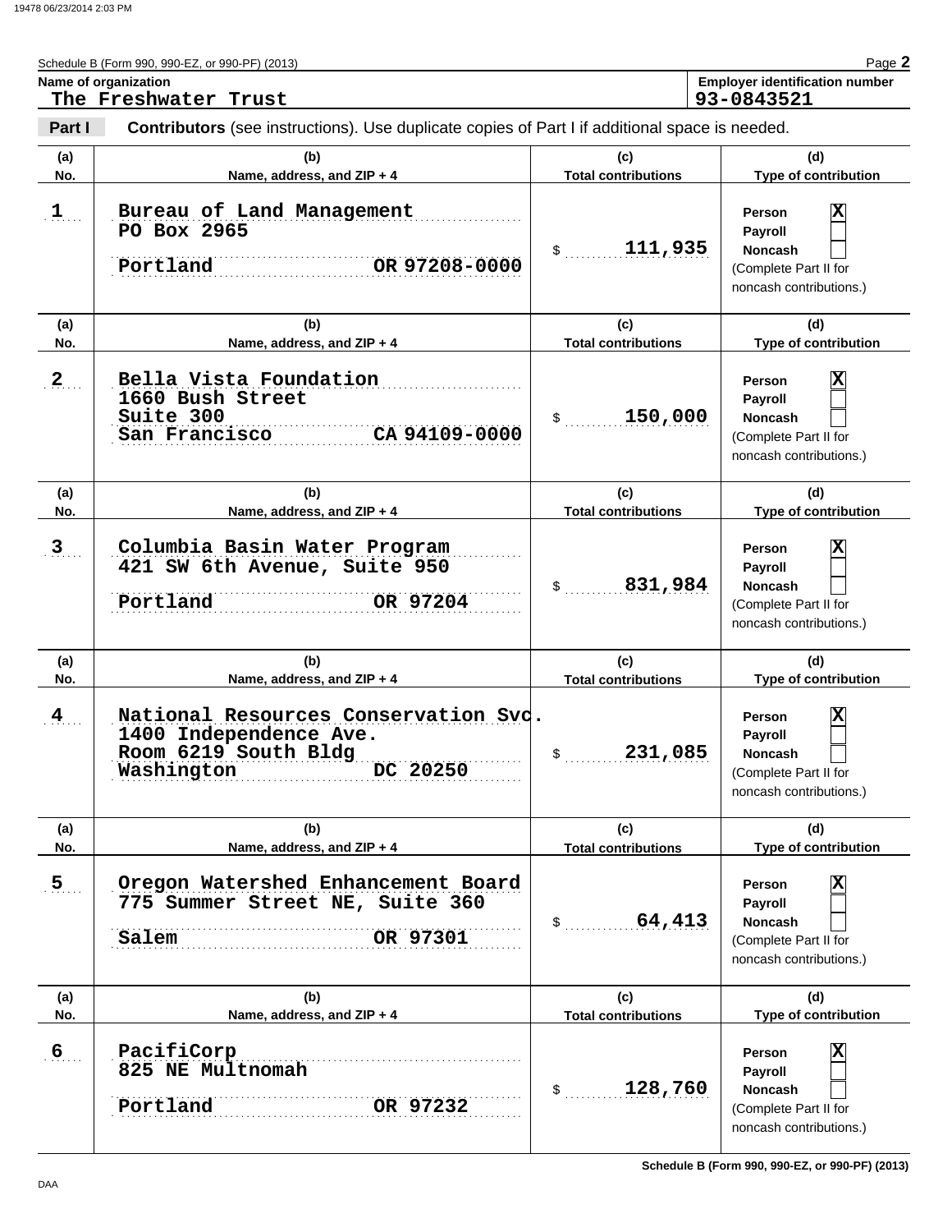Schedule B (Form 990, 990-EZ, or 990-PF) (2013)

**Name of organization**
The Freshwater Trust

**Employer identification number**
93-0843521

**Part I** **Contributors** (see instructions). Use duplicate copies of Part I if additional space is needed.

| (a) No. | (b) Name, address, and ZIP + 4 | (c) Total contributions | (d) Type of contribution |
|---|---|---|---|
| 1 | Bureau of Land Management<br>PO Box 2965<br>Portland OR 97208-0000 | $ 111,935 | Person [X]<br>Payroll [ ]<br>Noncash [ ]<br>(Complete Part II for noncash contributions.) |
| 2 | Bella Vista Foundation<br>1660 Bush Street<br>Suite 300<br>San Francisco CA 94109-0000 | $ 150,000 | Person [X]<br>Payroll [ ]<br>Noncash [ ]<br>(Complete Part II for noncash contributions.) |
| 3 | Columbia Basin Water Program<br>421 SW 6th Avenue, Suite 950<br>Portland OR 97204 | $ 831,984 | Person [X]<br>Payroll [ ]<br>Noncash [ ]<br>(Complete Part II for noncash contributions.) |
| 4 | National Resources Conservation Svc.<br>1400 Independence Ave.<br>Room 6219 South Bldg<br>Washington DC 20250 | $ 231,085 | Person [X]<br>Payroll [ ]<br>Noncash [ ]<br>(Complete Part II for noncash contributions.) |
| 5 | Oregon Watershed Enhancement Board<br>775 Summer Street NE, Suite 360<br>Salem OR 97301 | $ 64,413 | Person [X]<br>Payroll [ ]<br>Noncash [ ]<br>(Complete Part II for noncash contributions.) |
| 6 | PacifiCorp<br>825 NE Multnomah<br>Portland OR 97232 | $ 128,760 | Person [X]<br>Payroll [ ]<br>Noncash [ ]<br>(Complete Part II for noncash contributions.) |

DAA

Schedule B (Form 990, 990-EZ, or 990-PF) (2013)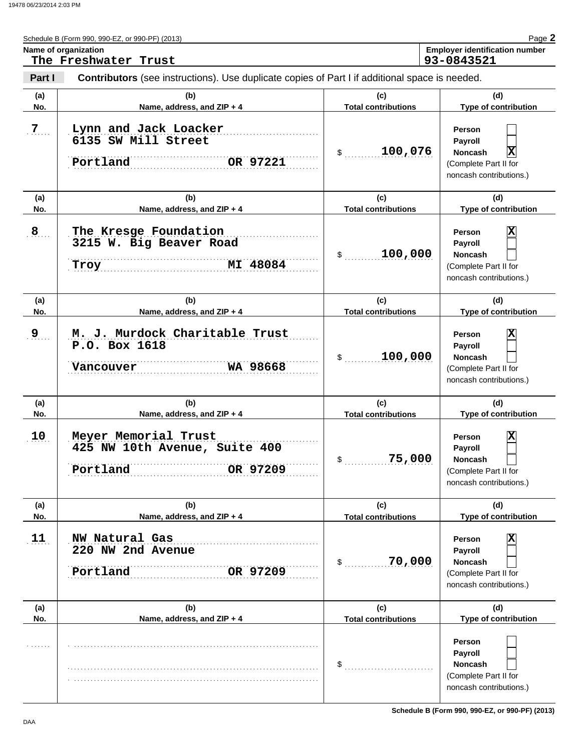Schedule B (Form 990, 990-EZ, or 990-PF) (2013)

**Name of organization**
The Freshwater Trust

**Employer identification number**
93-0843521

**Part I** **Contributors** (see instructions). Use duplicate copies of Part I if additional space is needed.

| (a) No. | (b) Name, address, and ZIP + 4 | (c) Total contributions | (d) Type of contribution |
|---|---|---|---|
| 7 | Lynn and Jack Loacker<br>6135 SW Mill Street<br>Portland OR 97221 | $ 100,076 | Person [ ]<br>Payroll [ ]<br>Noncash [X]<br>(Complete Part II for noncash contributions.) |
| 8 | The Kresge Foundation<br>3215 W. Big Beaver Road<br>Troy MI 48084 | $ 100,000 | Person [X]<br>Payroll [ ]<br>Noncash [ ]<br>(Complete Part II for noncash contributions.) |
| 9 | M. J. Murdock Charitable Trust<br>P.O. Box 1618<br>Vancouver WA 98668 | $ 100,000 | Person [X]<br>Payroll [ ]<br>Noncash [ ]<br>(Complete Part II for noncash contributions.) |
| 10 | Meyer Memorial Trust<br>425 NW 10th Avenue, Suite 400<br>Portland OR 97209 | $ 75,000 | Person [X]<br>Payroll [ ]<br>Noncash [ ]<br>(Complete Part II for noncash contributions.) |
| 11 | NW Natural Gas<br>220 NW 2nd Avenue<br>Portland OR 97209 | $ 70,000 | Person [X]<br>Payroll [ ]<br>Noncash [ ]<br>(Complete Part II for noncash contributions.) |
| | | $ | Person [ ]<br>Payroll [ ]<br>Noncash [ ]<br>(Complete Part II for noncash contributions.) |

Schedule B (Form 990, 990-EZ, or 990-PF) (2013)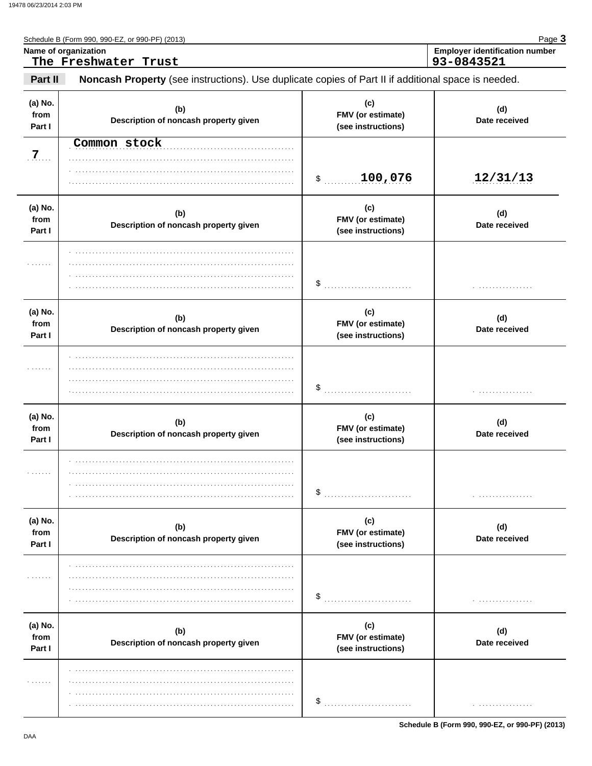Schedule B (Form 990, 990-EZ, or 990-PF) (2013)

**Name of organization**
The Freshwater Trust

**Employer identification number**
93-0843521

**Part II** **Noncash Property** (see instructions). Use duplicate copies of Part II if additional space is needed.

| (a) No. from Part I | (b) Description of noncash property given | (c) FMV (or estimate) (see instructions) | (d) Date received |
|---|---|---|---|
| 7 | Common stock | $ 100,076 | 12/31/13 |

| (a) No. from Part I | (b) Description of noncash property given | (c) FMV (or estimate) (see instructions) | (d) Date received |
|---|---|---|---|
| | | $ | |

| (a) No. from Part I | (b) Description of noncash property given | (c) FMV (or estimate) (see instructions) | (d) Date received |
|---|---|---|---|
| | | $ | |

| (a) No. from Part I | (b) Description of noncash property given | (c) FMV (or estimate) (see instructions) | (d) Date received |
|---|---|---|---|
| | | $ | |

| (a) No. from Part I | (b) Description of noncash property given | (c) FMV (or estimate) (see instructions) | (d) Date received |
|---|---|---|---|
| | | $ | |

| (a) No. from Part I | (b) Description of noncash property given | (c) FMV (or estimate) (see instructions) | (d) Date received |
|---|---|---|---|
| | | $ | |

Schedule B (Form 990, 990-EZ, or 990-PF) (2013)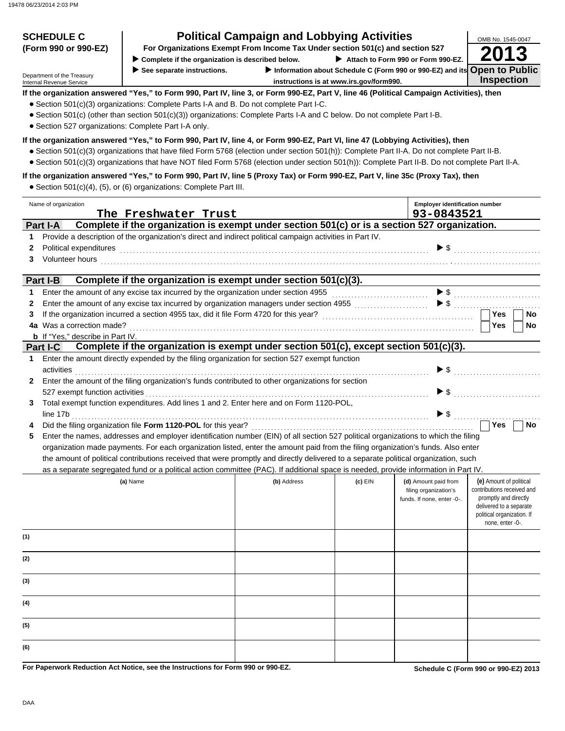**SCHEDULE C (Form 990 or 990-EZ)**

Department of the Treasury
Internal Revenue Service

# Political Campaign and Lobbying Activities

**For Organizations Exempt From Income Tax Under section 501(c) and section 527**

▶ **Complete if the organization is described below.** ▶ **Attach to Form 990 or Form 990-EZ.**

▶ **See separate instructions.** ▶ **Information about Schedule C (Form 990 or 990-EZ) and its instructions is at www.irs.gov/form990.**

OMB No. 1545-0047

**2013**

**Open to Public Inspection**

**If the organization answered "Yes," to Form 990, Part IV, line 3, or Form 990-EZ, Part V, line 46 (Political Campaign Activities), then**

- Section 501(c)(3) organizations: Complete Parts I-A and B. Do not complete Part I-C.
- Section 501(c) (other than section 501(c)(3)) organizations: Complete Parts I-A and C below. Do not complete Part I-B.
- Section 527 organizations: Complete Part I-A only.

**If the organization answered "Yes," to Form 990, Part IV, line 4, or Form 990-EZ, Part VI, line 47 (Lobbying Activities), then**

- Section 501(c)(3) organizations that have filed Form 5768 (election under section 501(h)): Complete Part II-A. Do not complete Part II-B.
- Section 501(c)(3) organizations that have NOT filed Form 5768 (election under section 501(h)): Complete Part II-B. Do not complete Part II-A.

**If the organization answered "Yes," to Form 990, Part IV, line 5 (Proxy Tax) or Form 990-EZ, Part V, line 35c (Proxy Tax), then**

- Section 501(c)(4), (5), or (6) organizations: Complete Part III.

Name of organization: The Freshwater Trust

Employer identification number: 93-0843521

## Part I-A Complete if the organization is exempt under section 501(c) or is a section 527 organization.

1 Provide a description of the organization's direct and indirect political campaign activities in Part IV.

2 Political expenditures ▶ $

3 Volunteer hours

## Part I-B Complete if the organization is exempt under section 501(c)(3).

1 Enter the amount of any excise tax incurred by the organization under section 4955 ▶ $

2 Enter the amount of any excise tax incurred by organization managers under section 4955 ▶ $

3 If the organization incurred a section 4955 tax, did it file Form 4720 for this year? ☐ Yes ☐ No

4a Was a correction made? ☐ Yes ☐ No

b If "Yes," describe in Part IV.

## Part I-C Complete if the organization is exempt under section 501(c), except section 501(c)(3).

1 Enter the amount directly expended by the filing organization for section 527 exempt function activities ▶ $

2 Enter the amount of the filing organization's funds contributed to other organizations for section 527 exempt function activities ▶ $

3 Total exempt function expenditures. Add lines 1 and 2. Enter here and on Form 1120-POL, line 17b ▶ $

4 Did the filing organization file **Form 1120-POL** for this year? ☐ Yes ☐ No

5 Enter the names, addresses and employer identification number (EIN) of all section 527 political organizations to which the filing organization made payments. For each organization listed, enter the amount paid from the filing organization's funds. Also enter the amount of political contributions received that were promptly and directly delivered to a separate political organization, such as a separate segregated fund or a political action committee (PAC). If additional space is needed, provide information in Part IV.

| | (a) Name | (b) Address | (c) EIN | (d) Amount paid from filing organization's funds. If none, enter -0-. | (e) Amount of political contributions received and promptly and directly delivered to a separate political organization. If none, enter -0-. |
|---|---|---|---|---|---|
| (1) | | | | | |
| (2) | | | | | |
| (3) | | | | | |
| (4) | | | | | |
| (5) | | | | | |
| (6) | | | | | |

**For Paperwork Reduction Act Notice, see the Instructions for Form 990 or 990-EZ.**

**Schedule C (Form 990 or 990-EZ) 2013**

DAA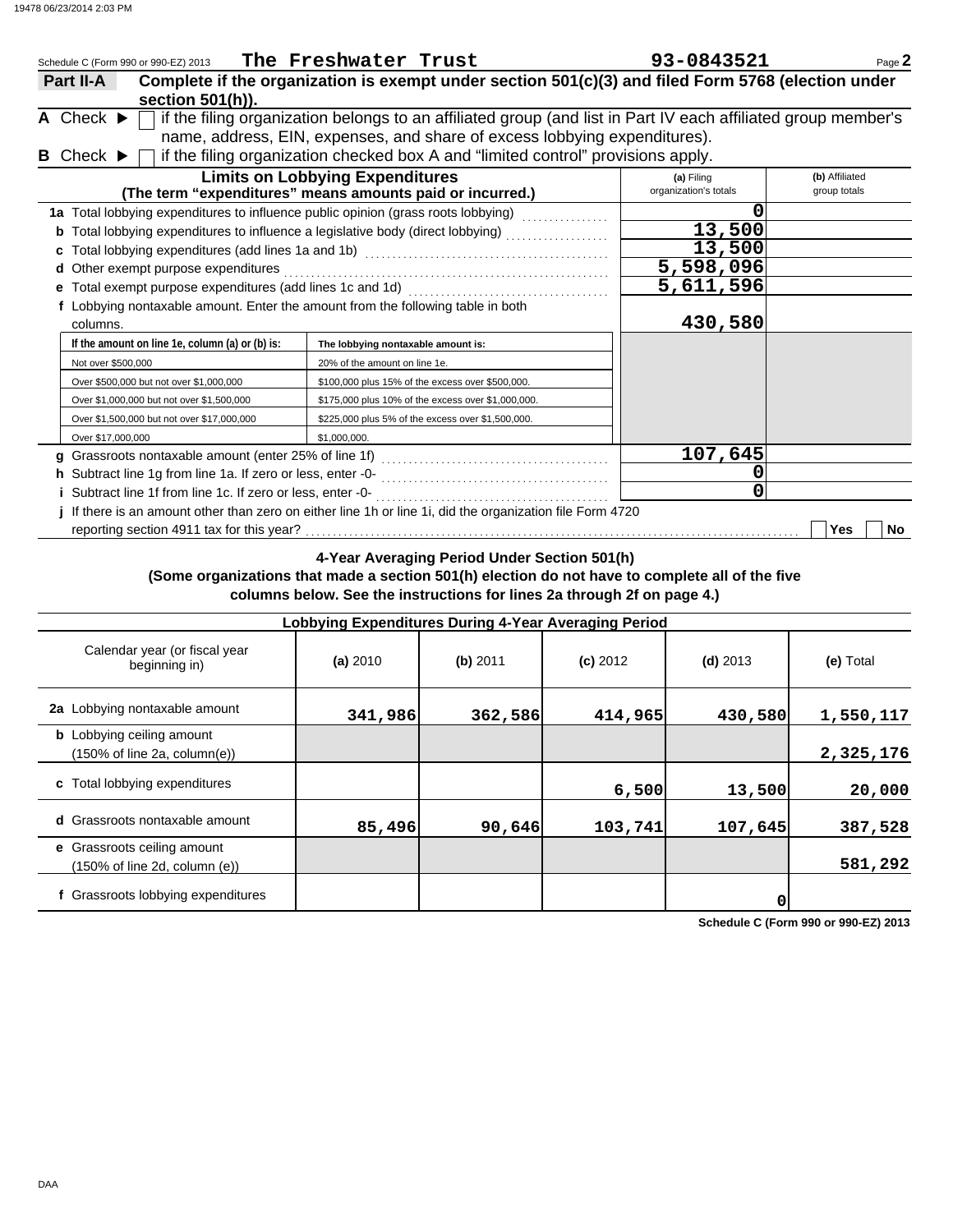Schedule C (Form 990 or 990-EZ) 2013 **The Freshwater Trust** **93-0843521** Page **2**

**Part II-A** **Complete if the organization is exempt under section 501(c)(3) and filed Form 5768 (election under section 501(h)).**

**A** Check ▶ ☐ if the filing organization belongs to an affiliated group (and list in Part IV each affiliated group member's name, address, EIN, expenses, and share of excess lobbying expenditures).

**B** Check ▶ ☐ if the filing organization checked box A and "limited control" provisions apply.

| **Limits on Lobbying Expenditures** (The term "expenditures" means amounts paid or incurred.) | (a) Filing organization's totals | (b) Affiliated group totals |
|---|---|---|
| **1a** Total lobbying expenditures to influence public opinion (grass roots lobbying) | 0 | |
| **b** Total lobbying expenditures to influence a legislative body (direct lobbying) | 13,500 | |
| **c** Total lobbying expenditures (add lines 1a and 1b) | 13,500 | |
| **d** Other exempt purpose expenditures | 5,598,096 | |
| **e** Total exempt purpose expenditures (add lines 1c and 1d) | 5,611,596 | |
| **f** Lobbying nontaxable amount. Enter the amount from the following table in both columns. | 430,580 | |

| If the amount on line 1e, column (a) or (b) is: | The lobbying nontaxable amount is: |
|---|---|
| Not over $500,000 | 20% of the amount on line 1e. |
| Over $500,000 but not over $1,000,000 | $100,000 plus 15% of the excess over $500,000. |
| Over $1,000,000 but not over $1,500,000 | $175,000 plus 10% of the excess over $1,000,000. |
| Over $1,500,000 but not over $17,000,000 | $225,000 plus 5% of the excess over $1,500,000. |
| Over $17,000,000 | $1,000,000. |

| | (a) Filing organization's totals | (b) Affiliated group totals |
|---|---|---|
| **g** Grassroots nontaxable amount (enter 25% of line 1f) | 107,645 | |
| **h** Subtract line 1g from line 1a. If zero or less, enter -0- | 0 | |
| **i** Subtract line 1f from line 1c. If zero or less, enter -0- | 0 | |

**j** If there is an amount other than zero on either line 1h or line 1i, did the organization file Form 4720 reporting section 4911 tax for this year? ☐ Yes ☐ No

**4-Year Averaging Period Under Section 501(h)**

**(Some organizations that made a section 501(h) election do not have to complete all of the five columns below. See the instructions for lines 2a through 2f on page 4.)**

| **Lobbying Expenditures During 4-Year Averaging Period** | | | | | |
|---|---|---|---|---|---|
| Calendar year (or fiscal year beginning in) | (a) 2010 | (b) 2011 | (c) 2012 | (d) 2013 | (e) Total |
| **2a** Lobbying nontaxable amount | 341,986 | 362,586 | 414,965 | 430,580 | 1,550,117 |
| **b** Lobbying ceiling amount (150% of line 2a, column(e)) | | | | | 2,325,176 |
| **c** Total lobbying expenditures | | | 6,500 | 13,500 | 20,000 |
| **d** Grassroots nontaxable amount | 85,496 | 90,646 | 103,741 | 107,645 | 387,528 |
| **e** Grassroots ceiling amount (150% of line 2d, column (e)) | | | | | 581,292 |
| **f** Grassroots lobbying expenditures | | | | 0 | |

**Schedule C (Form 990 or 990-EZ) 2013**

DAA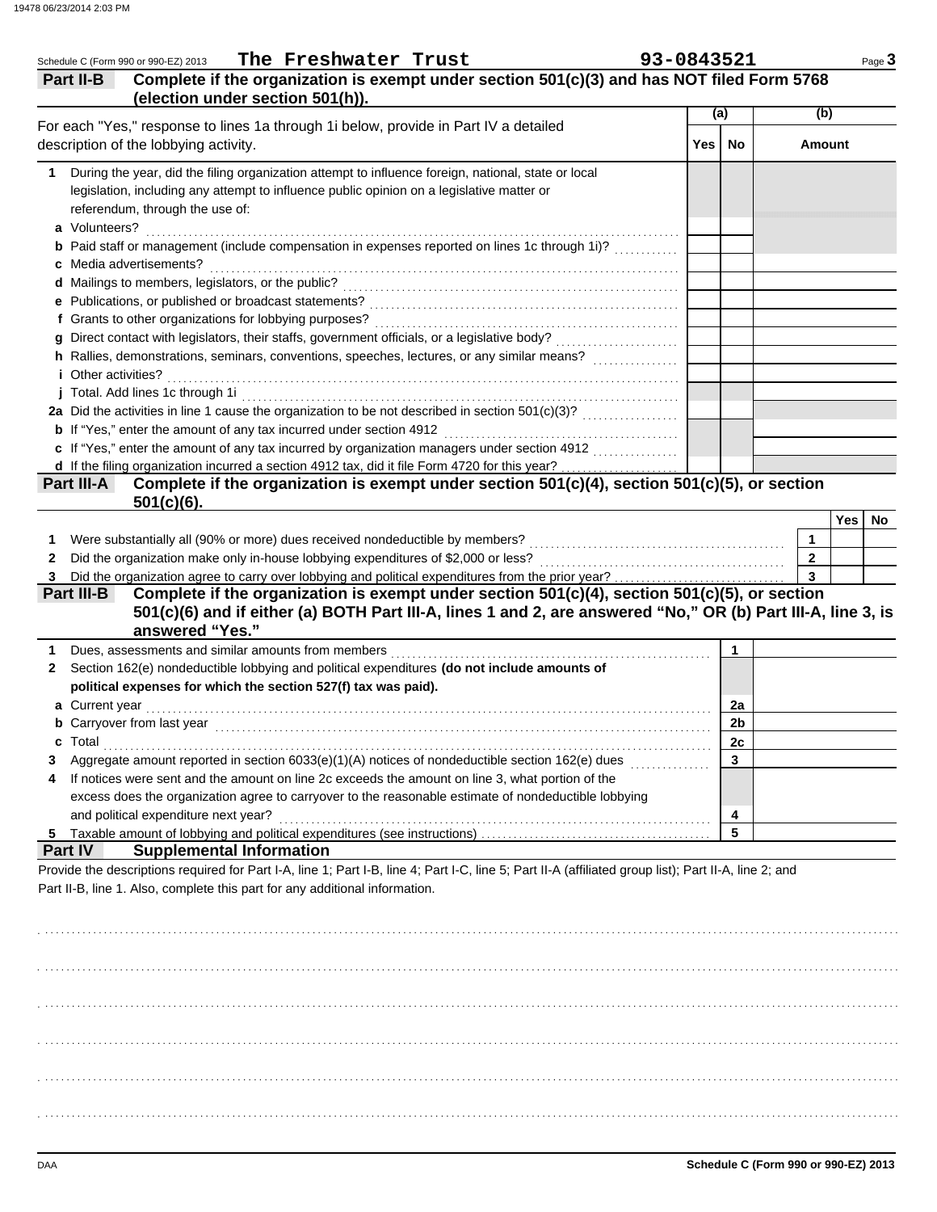Schedule C (Form 990 or 990-EZ) 2013 **The Freshwater Trust** **93-0843521**

## Part II-B Complete if the organization is exempt under section 501(c)(3) and has NOT filed Form 5768 (election under section 501(h)).

| For each "Yes," response to lines 1a through 1i below, provide in Part IV a detailed description of the lobbying activity. | (a) Yes | (a) No | (b) Amount |
|---|---|---|---|
| **1** During the year, did the filing organization attempt to influence foreign, national, state or local legislation, including any attempt to influence public opinion on a legislative matter or referendum, through the use of: | | | |
| **a** Volunteers? | | | |
| **b** Paid staff or management (include compensation in expenses reported on lines 1c through 1i)? | | | |
| **c** Media advertisements? | | | |
| **d** Mailings to members, legislators, or the public? | | | |
| **e** Publications, or published or broadcast statements? | | | |
| **f** Grants to other organizations for lobbying purposes? | | | |
| **g** Direct contact with legislators, their staffs, government officials, or a legislative body? | | | |
| **h** Rallies, demonstrations, seminars, conventions, speeches, lectures, or any similar means? | | | |
| **i** Other activities? | | | |
| **j** Total. Add lines 1c through 1i | | | |
| **2a** Did the activities in line 1 cause the organization to be not described in section 501(c)(3)? | | | |
| **b** If "Yes," enter the amount of any tax incurred under section 4912 | | | |
| **c** If "Yes," enter the amount of any tax incurred by organization managers under section 4912 | | | |
| **d** If the filing organization incurred a section 4912 tax, did it file Form 4720 for this year? | | | |

## Part III-A Complete if the organization is exempt under section 501(c)(4), section 501(c)(5), or section 501(c)(6).

| | | Yes | No |
|---|---|---|---|
| **1** Were substantially all (90% or more) dues received nondeductible by members? | 1 | | |
| **2** Did the organization make only in-house lobbying expenditures of $2,000 or less? | 2 | | |
| **3** Did the organization agree to carry over lobbying and political expenditures from the prior year? | 3 | | |

## Part III-B Complete if the organization is exempt under section 501(c)(4), section 501(c)(5), or section 501(c)(6) and if either (a) BOTH Part III-A, lines 1 and 2, are answered "No," OR (b) Part III-A, line 3, is answered "Yes."

| | | |
|---|---|---|
| **1** Dues, assessments and similar amounts from members | 1 | |
| **2** Section 162(e) nondeductible lobbying and political expenditures **(do not include amounts of political expenses for which the section 527(f) tax was paid).** | | |
| **a** Current year | 2a | |
| **b** Carryover from last year | 2b | |
| **c** Total | 2c | |
| **3** Aggregate amount reported in section 6033(e)(1)(A) notices of nondeductible section 162(e) dues | 3 | |
| **4** If notices were sent and the amount on line 2c exceeds the amount on line 3, what portion of the excess does the organization agree to carryover to the reasonable estimate of nondeductible lobbying and political expenditure next year? | 4 | |
| **5** Taxable amount of lobbying and political expenditures (see instructions) | 5 | |

## Part IV Supplemental Information

Provide the descriptions required for Part I-A, line 1; Part I-B, line 4; Part I-C, line 5; Part II-A (affiliated group list); Part II-A, line 2; and Part II-B, line 1. Also, complete this part for any additional information.

DAA **Schedule C (Form 990 or 990-EZ) 2013**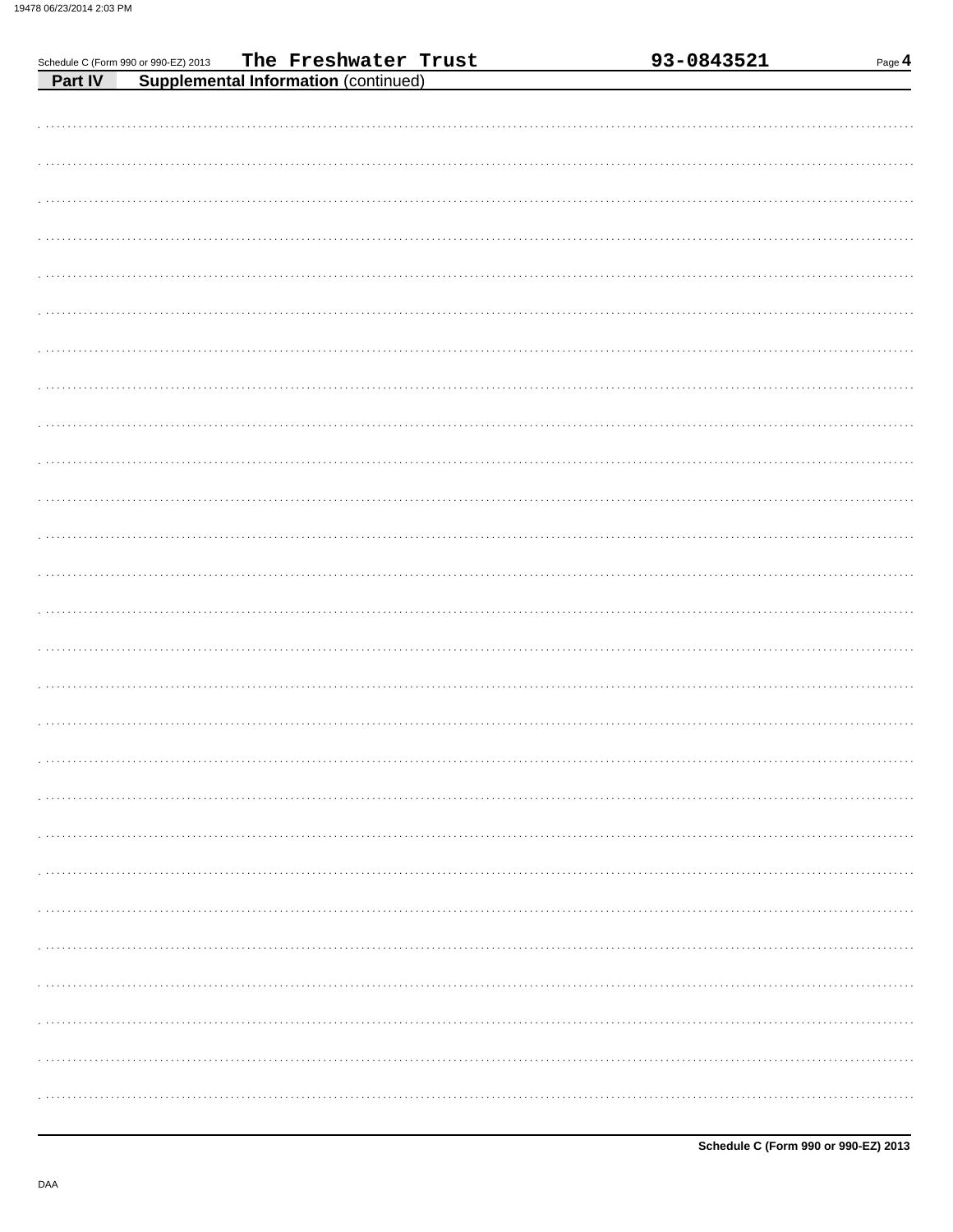Schedule C (Form 990 or 990-EZ) 2013 The Freshwater Trust 93-0843521 Page **4**

**Part IV** **Supplemental Information** (continued)

**Schedule C (Form 990 or 990-EZ) 2013**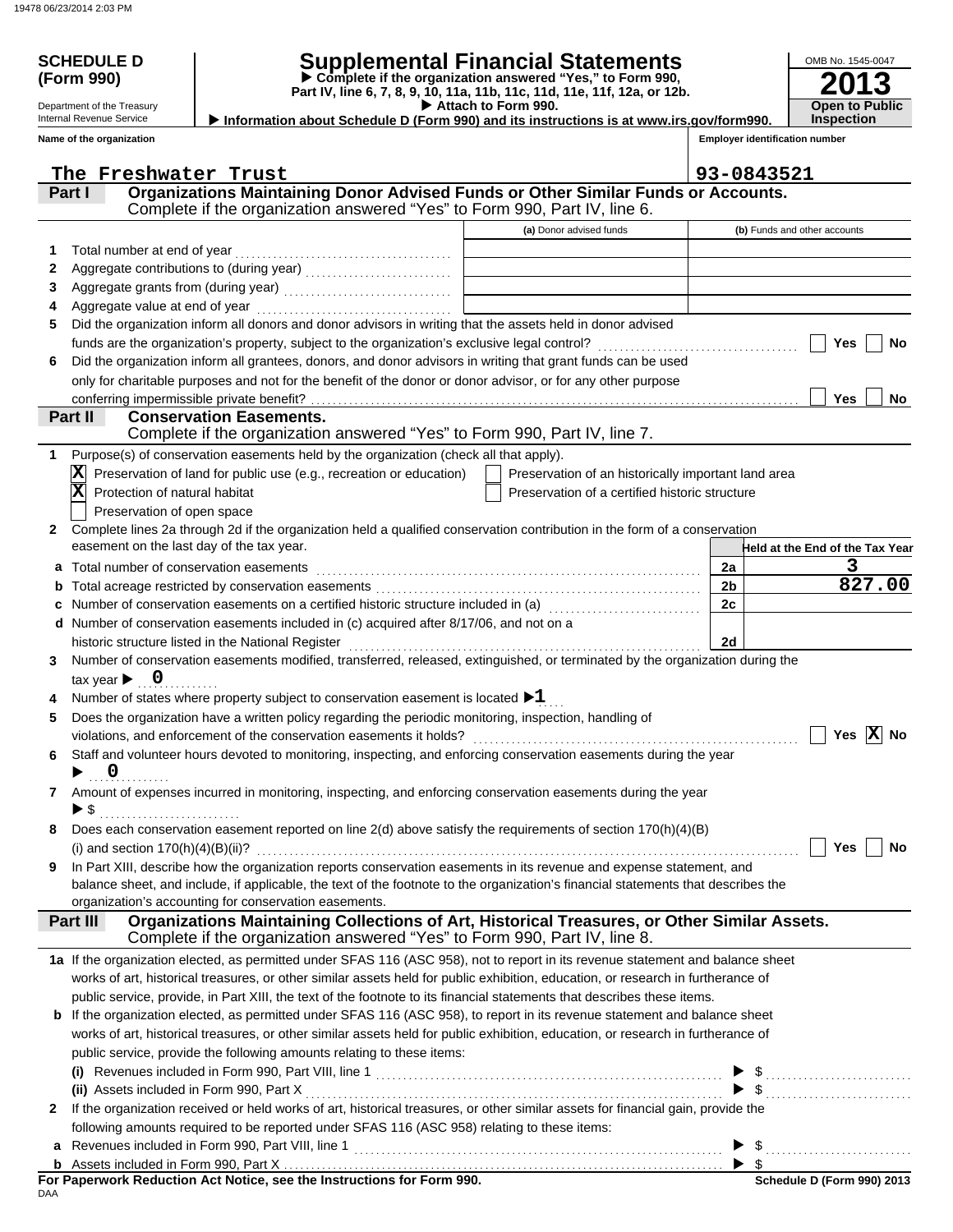**SCHEDULE D (Form 990)**

Department of the Treasury
Internal Revenue Service

# Supplemental Financial Statements

▶ Complete if the organization answered "Yes," to Form 990, Part IV, line 6, 7, 8, 9, 10, 11a, 11b, 11c, 11d, 11e, 11f, 12a, or 12b.
▶ Attach to Form 990.
▶ Information about Schedule D (Form 990) and its instructions is at www.irs.gov/form990.

OMB No. 1545-0047
**2013**
**Open to Public Inspection**

**Name of the organization:** The Freshwater Trust
**Employer identification number:** 93-0843521

## Part I Organizations Maintaining Donor Advised Funds or Other Similar Funds or Accounts.
Complete if the organization answered "Yes" to Form 990, Part IV, line 6.

| | | (a) Donor advised funds | (b) Funds and other accounts |
|---|---|---|---|
| 1 | Total number at end of year | | |
| 2 | Aggregate contributions to (during year) | | |
| 3 | Aggregate grants from (during year) | | |
| 4 | Aggregate value at end of year | | |

5 Did the organization inform all donors and donor advisors in writing that the assets held in donor advised funds are the organization's property, subject to the organization's exclusive legal control? ☐ Yes ☐ No

6 Did the organization inform all grantees, donors, and donor advisors in writing that grant funds can be used only for charitable purposes and not for the benefit of the donor or donor advisor, or for any other purpose conferring impermissible private benefit? ☐ Yes ☐ No

## Part II Conservation Easements.
Complete if the organization answered "Yes" to Form 990, Part IV, line 7.

1 Purpose(s) of conservation easements held by the organization (check all that apply).

- [X] Preservation of land for public use (e.g., recreation or education)
- [X] Protection of natural habitat
- [ ] Preservation of open space
- [ ] Preservation of an historically important land area
- [ ] Preservation of a certified historic structure

2 Complete lines 2a through 2d if the organization held a qualified conservation contribution in the form of a conservation easement on the last day of the tax year.

| | | | Held at the End of the Tax Year |
|---|---|---|---|
| a | Total number of conservation easements | 2a | 3 |
| b | Total acreage restricted by conservation easements | 2b | 827.00 |
| c | Number of conservation easements on a certified historic structure included in (a) | 2c | |
| d | Number of conservation easements included in (c) acquired after 8/17/06, and not on a historic structure listed in the National Register | 2d | |

3 Number of conservation easements modified, transferred, released, extinguished, or terminated by the organization during the tax year ▶ 0

4 Number of states where property subject to conservation easement is located ▶ 1

5 Does the organization have a written policy regarding the periodic monitoring, inspection, handling of violations, and enforcement of the conservation easements it holds? ☐ Yes ☒ No

6 Staff and volunteer hours devoted to monitoring, inspecting, and enforcing conservation easements during the year ▶ 0

7 Amount of expenses incurred in monitoring, inspecting, and enforcing conservation easements during the year ▶ $

8 Does each conservation easement reported on line 2(d) above satisfy the requirements of section 170(h)(4)(B)(i) and section 170(h)(4)(B)(ii)? ☐ Yes ☐ No

9 In Part XIII, describe how the organization reports conservation easements in its revenue and expense statement, and balance sheet, and include, if applicable, the text of the footnote to the organization's financial statements that describes the organization's accounting for conservation easements.

## Part III Organizations Maintaining Collections of Art, Historical Treasures, or Other Similar Assets.
Complete if the organization answered "Yes" to Form 990, Part IV, line 8.

1a If the organization elected, as permitted under SFAS 116 (ASC 958), not to report in its revenue statement and balance sheet works of art, historical treasures, or other similar assets held for public exhibition, education, or research in furtherance of public service, provide, in Part XIII, the text of the footnote to its financial statements that describes these items.

b If the organization elected, as permitted under SFAS 116 (ASC 958), to report in its revenue statement and balance sheet works of art, historical treasures, or other similar assets held for public exhibition, education, or research in furtherance of public service, provide the following amounts relating to these items:

(i) Revenues included in Form 990, Part VIII, line 1 ▶ $

(ii) Assets included in Form 990, Part X ▶ $

2 If the organization received or held works of art, historical treasures, or other similar assets for financial gain, provide the following amounts required to be reported under SFAS 116 (ASC 958) relating to these items:

a Revenues included in Form 990, Part VIII, line 1 ▶ $

b Assets included in Form 990, Part X ▶ $

**For Paperwork Reduction Act Notice, see the Instructions for Form 990.**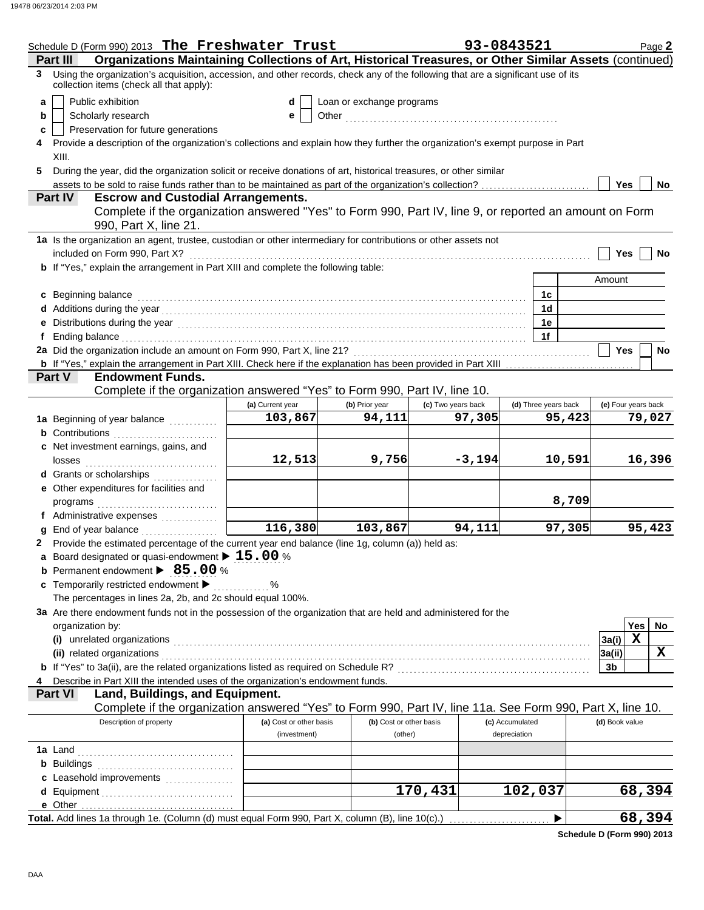Schedule D (Form 990) 2013 **The Freshwater Trust** **93-0843521** Page **2**

## Part III Organizations Maintaining Collections of Art, Historical Treasures, or Other Similar Assets (continued)

**3** Using the organization's acquisition, accession, and other records, check any of the following that are a significant use of its collection items (check all that apply):

- **a** ☐ Public exhibition
- **b** ☐ Scholarly research
- **c** ☐ Preservation for future generations
- **d** ☐ Loan or exchange programs
- **e** ☐ Other

**4** Provide a description of the organization's collections and explain how they further the organization's exempt purpose in Part XIII.

**5** During the year, did the organization solicit or receive donations of art, historical treasures, or other similar assets to be sold to raise funds rather than to be maintained as part of the organization's collection? ☐ Yes ☐ No

## Part IV Escrow and Custodial Arrangements.

Complete if the organization answered "Yes" to Form 990, Part IV, line 9, or reported an amount on Form 990, Part X, line 21.

**1a** Is the organization an agent, trustee, custodian or other intermediary for contributions or other assets not included on Form 990, Part X? ☐ Yes ☐ No

**b** If "Yes," explain the arrangement in Part XIII and complete the following table:

| | | Amount |
|---|---|---|
| **c** Beginning balance | 1c | |
| **d** Additions during the year | 1d | |
| **e** Distributions during the year | 1e | |
| **f** Ending balance | 1f | |

**2a** Did the organization include an amount on Form 990, Part X, line 21? ☐ Yes ☐ No

**b** If "Yes," explain the arrangement in Part XIII. Check here if the explanation has been provided in Part XIII ☐

## Part V Endowment Funds.

Complete if the organization answered "Yes" to Form 990, Part IV, line 10.

| | (a) Current year | (b) Prior year | (c) Two years back | (d) Three years back | (e) Four years back |
|---|---|---|---|---|---|
| **1a** Beginning of year balance | 103,867 | 94,111 | 97,305 | 95,423 | 79,027 |
| **b** Contributions | | | | | |
| **c** Net investment earnings, gains, and losses | 12,513 | 9,756 | -3,194 | 10,591 | 16,396 |
| **d** Grants or scholarships | | | | | |
| **e** Other expenditures for facilities and programs | | | | 8,709 | |
| **f** Administrative expenses | | | | | |
| **g** End of year balance | 116,380 | 103,867 | 94,111 | 97,305 | 95,423 |

**2** Provide the estimated percentage of the current year end balance (line 1g, column (a)) held as:

- **a** Board designated or quasi-endowment ▶ **15.00** %
- **b** Permanent endowment ▶ **85.00** %
- **c** Temporarily restricted endowment ▶ ______ %

The percentages in lines 2a, 2b, and 2c should equal 100%.

**3a** Are there endowment funds not in the possession of the organization that are held and administered for the organization by:

| | | Yes | No |
|---|---|---|---|
| **(i)** unrelated organizations | 3a(i) | X | |
| **(ii)** related organizations | 3a(ii) | | X |
| **b** If "Yes" to 3a(ii), are the related organizations listed as required on Schedule R? | 3b | | |

**4** Describe in Part XIII the intended uses of the organization's endowment funds.

## Part VI Land, Buildings, and Equipment.

Complete if the organization answered "Yes" to Form 990, Part IV, line 11a. See Form 990, Part X, line 10.

| Description of property | (a) Cost or other basis (investment) | (b) Cost or other basis (other) | (c) Accumulated depreciation | (d) Book value |
|---|---|---|---|---|
| **1a** Land | | | | |
| **b** Buildings | | | | |
| **c** Leasehold improvements | | | | |
| **d** Equipment | | 170,431 | 102,037 | 68,394 |
| **e** Other | | | | |
| **Total.** Add lines 1a through 1e. (Column (d) must equal Form 990, Part X, column (B), line 10(c).) ▶ | | | | 68,394 |

Schedule D (Form 990) 2013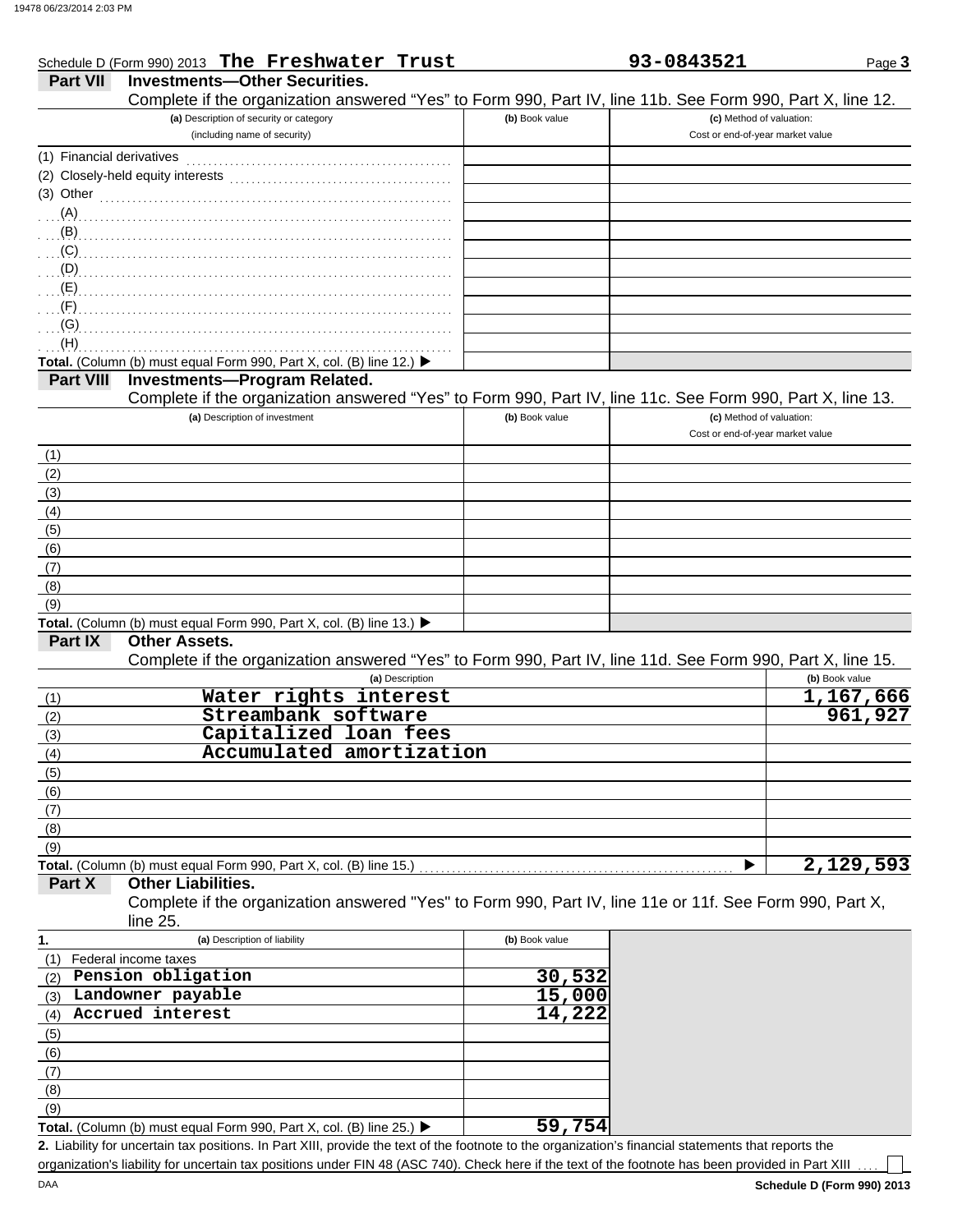Schedule D (Form 990) 2013 **The Freshwater Trust** **93-0843521** Page **3**

## Part VII Investments—Other Securities.

Complete if the organization answered "Yes" to Form 990, Part IV, line 11b. See Form 990, Part X, line 12.

| (a) Description of security or category (including name of security) | (b) Book value | (c) Method of valuation: Cost or end-of-year market value |
|---|---|---|
| (1) Financial derivatives | | |
| (2) Closely-held equity interests | | |
| (3) Other | | |
| (A) | | |
| (B) | | |
| (C) | | |
| (D) | | |
| (E) | | |
| (F) | | |
| (G) | | |
| (H) | | |
| **Total.** (Column (b) must equal Form 990, Part X, col. (B) line 12.) ▶ | | |

## Part VIII Investments—Program Related.

Complete if the organization answered "Yes" to Form 990, Part IV, line 11c. See Form 990, Part X, line 13.

| (a) Description of investment | (b) Book value | (c) Method of valuation: Cost or end-of-year market value |
|---|---|---|
| (1) | | |
| (2) | | |
| (3) | | |
| (4) | | |
| (5) | | |
| (6) | | |
| (7) | | |
| (8) | | |
| (9) | | |
| **Total.** (Column (b) must equal Form 990, Part X, col. (B) line 13.) ▶ | | |

## Part IX Other Assets.

Complete if the organization answered "Yes" to Form 990, Part IV, line 11d. See Form 990, Part X, line 15.

| (a) Description | (b) Book value |
|---|---|
| (1) Water rights interest | 1,167,666 |
| (2) Streambank software | 961,927 |
| (3) Capitalized loan fees | |
| (4) Accumulated amortization | |
| (5) | |
| (6) | |
| (7) | |
| (8) | |
| (9) | |
| **Total.** (Column (b) must equal Form 990, Part X, col. (B) line 15.) ▶ | 2,129,593 |

## Part X Other Liabilities.

Complete if the organization answered "Yes" to Form 990, Part IV, line 11e or 11f. See Form 990, Part X, line 25.

| 1. (a) Description of liability | (b) Book value |
|---|---|
| (1) Federal income taxes | |
| (2) Pension obligation | 30,532 |
| (3) Landowner payable | 15,000 |
| (4) Accrued interest | 14,222 |
| (5) | |
| (6) | |
| (7) | |
| (8) | |
| (9) | |
| **Total.** (Column (b) must equal Form 990, Part X, col. (B) line 25.) ▶ | 59,754 |

**2.** Liability for uncertain tax positions. In Part XIII, provide the text of the footnote to the organization's financial statements that reports the organization's liability for uncertain tax positions under FIN 48 (ASC 740). Check here if the text of the footnote has been provided in Part XIII ☐

DAA **Schedule D (Form 990) 2013**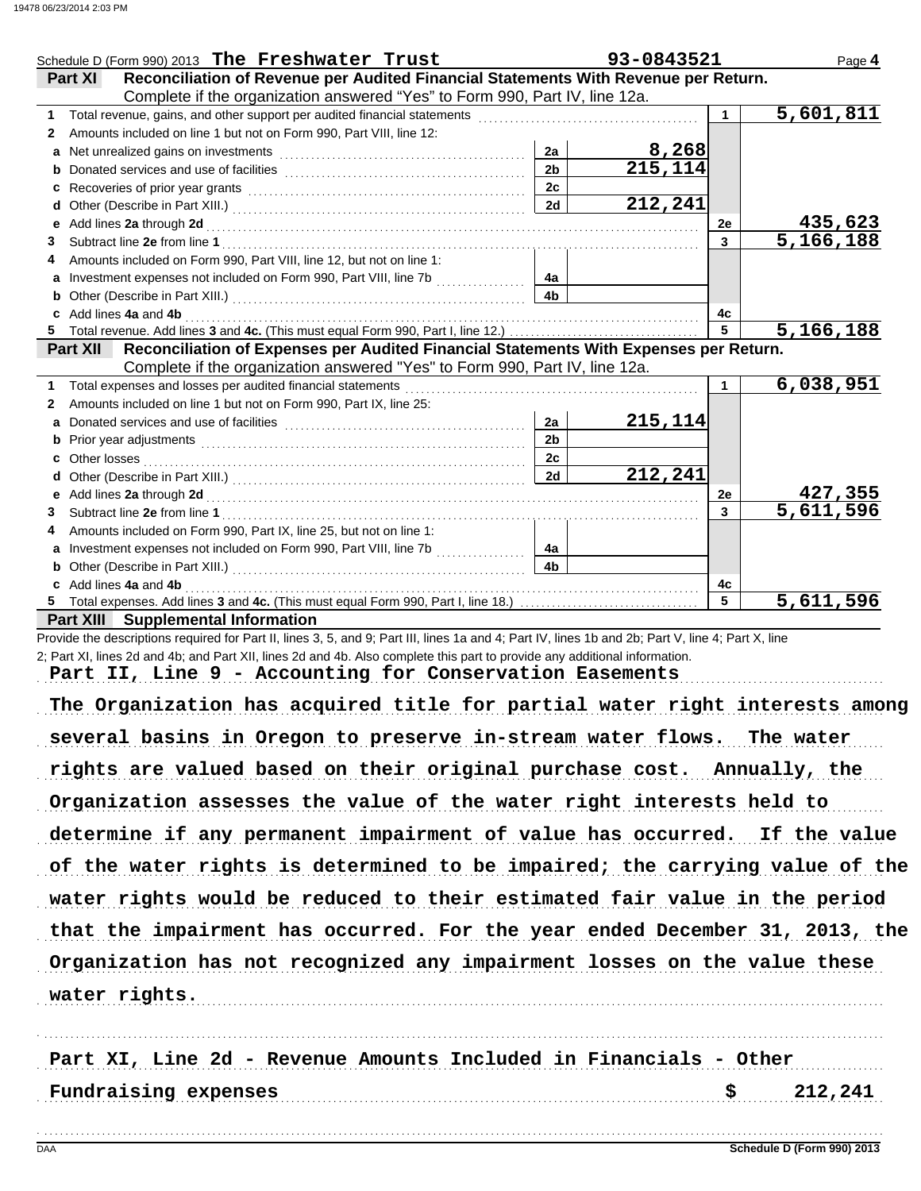Schedule D (Form 990) 2013 **The Freshwater Trust** **93-0843521** Page **4**

## Part XI Reconciliation of Revenue per Audited Financial Statements With Revenue per Return.

Complete if the organization answered "Yes" to Form 990, Part IV, line 12a.

| | | | | | |
|---|---|---|---|---|---|
| **1** | Total revenue, gains, and other support per audited financial statements | | | 1 | 5,601,811 |
| **2** | Amounts included on line 1 but not on Form 990, Part VIII, line 12: | | | | |
| **a** | Net unrealized gains on investments | 2a | 8,268 | | |
| **b** | Donated services and use of facilities | 2b | 215,114 | | |
| **c** | Recoveries of prior year grants | 2c | | | |
| **d** | Other (Describe in Part XIII.) | 2d | 212,241 | | |
| **e** | Add lines **2a** through **2d** | | | 2e | 435,623 |
| **3** | Subtract line **2e** from line **1** | | | 3 | 5,166,188 |
| **4** | Amounts included on Form 990, Part VIII, line 12, but not on line 1: | | | | |
| **a** | Investment expenses not included on Form 990, Part VIII, line 7b | 4a | | | |
| **b** | Other (Describe in Part XIII.) | 4b | | | |
| **c** | Add lines **4a** and **4b** | | | 4c | |
| **5** | Total revenue. Add lines **3** and **4c.** (This must equal Form 990, Part I, line 12.) | | | 5 | 5,166,188 |

## Part XII Reconciliation of Expenses per Audited Financial Statements With Expenses per Return.

Complete if the organization answered "Yes" to Form 990, Part IV, line 12a.

| | | | | | |
|---|---|---|---|---|---|
| **1** | Total expenses and losses per audited financial statements | | | 1 | 6,038,951 |
| **2** | Amounts included on line 1 but not on Form 990, Part IX, line 25: | | | | |
| **a** | Donated services and use of facilities | 2a | 215,114 | | |
| **b** | Prior year adjustments | 2b | | | |
| **c** | Other losses | 2c | | | |
| **d** | Other (Describe in Part XIII.) | 2d | 212,241 | | |
| **e** | Add lines **2a** through **2d** | | | 2e | 427,355 |
| **3** | Subtract line **2e** from line **1** | | | 3 | 5,611,596 |
| **4** | Amounts included on Form 990, Part IX, line 25, but not on line 1: | | | | |
| **a** | Investment expenses not included on Form 990, Part VIII, line 7b | 4a | | | |
| **b** | Other (Describe in Part XIII.) | 4b | | | |
| **c** | Add lines **4a** and **4b** | | | 4c | |
| **5** | Total expenses. Add lines **3** and **4c.** (This must equal Form 990, Part I, line 18.) | | | 5 | 5,611,596 |

## Part XIII Supplemental Information

Provide the descriptions required for Part II, lines 3, 5, and 9; Part III, lines 1a and 4; Part IV, lines 1b and 2b; Part V, line 4; Part X, line 2; Part XI, lines 2d and 4b; and Part XII, lines 2d and 4b. Also complete this part to provide any additional information.

**Part II, Line 9 - Accounting for Conservation Easements**

The Organization has acquired title for partial water right interests among several basins in Oregon to preserve in-stream water flows. The water rights are valued based on their original purchase cost. Annually, the Organization assesses the value of the water right interests held to determine if any permanent impairment of value has occurred. If the value of the water rights is determined to be impaired; the carrying value of the water rights would be reduced to their estimated fair value in the period that the impairment has occurred. For the year ended December 31, 2013, the Organization has not recognized any impairment losses on the value these water rights.

**Part XI, Line 2d - Revenue Amounts Included in Financials - Other**

Fundraising expenses $ 212,241

Schedule D (Form 990) 2013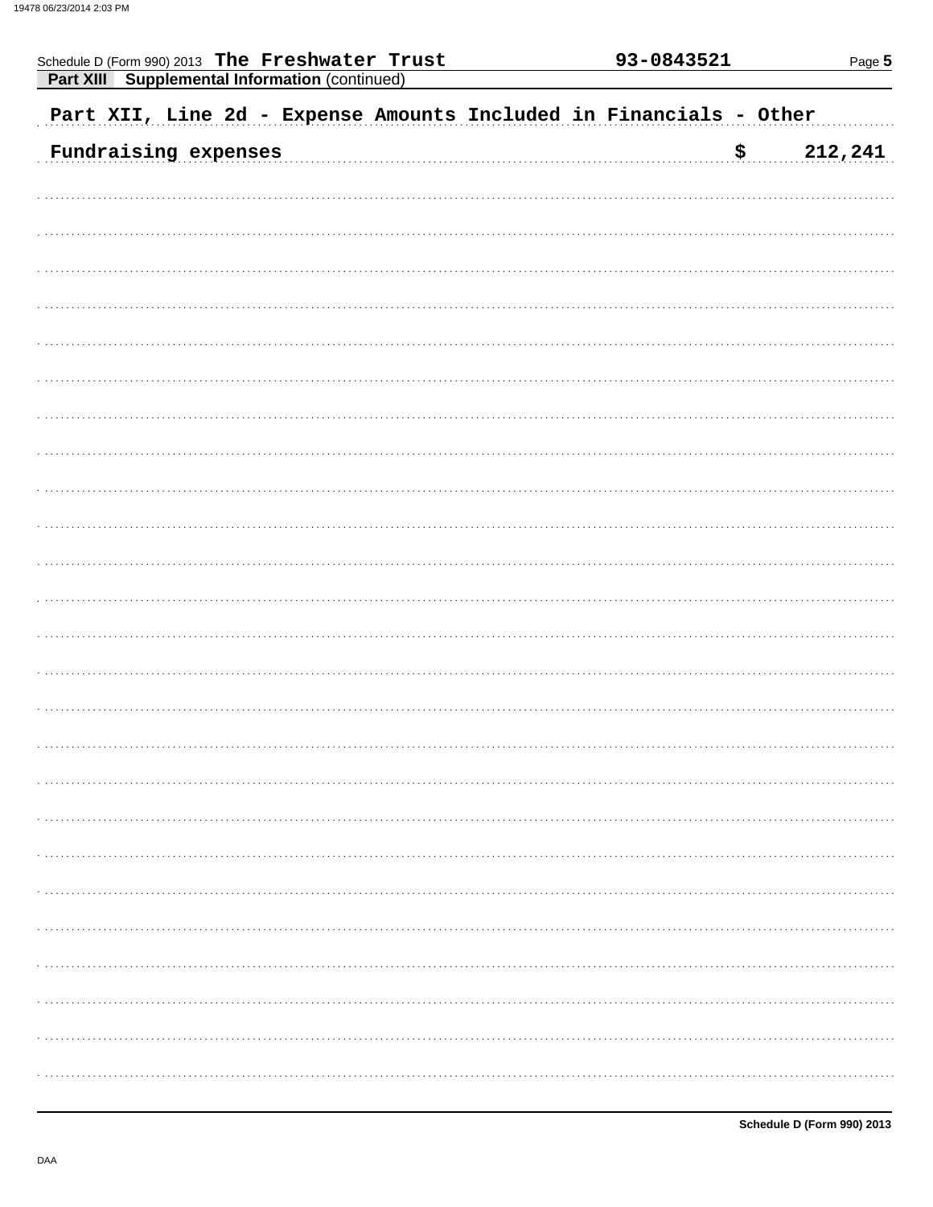Schedule D (Form 990) 2013 The Freshwater Trust 93-0843521 Page 5

**Part XIII Supplemental Information** (continued)

Part XII, Line 2d - Expense Amounts Included in Financials - Other

| | |
|---|---|
| Fundraising expenses | $ 212,241 |

Schedule D (Form 990) 2013

DAA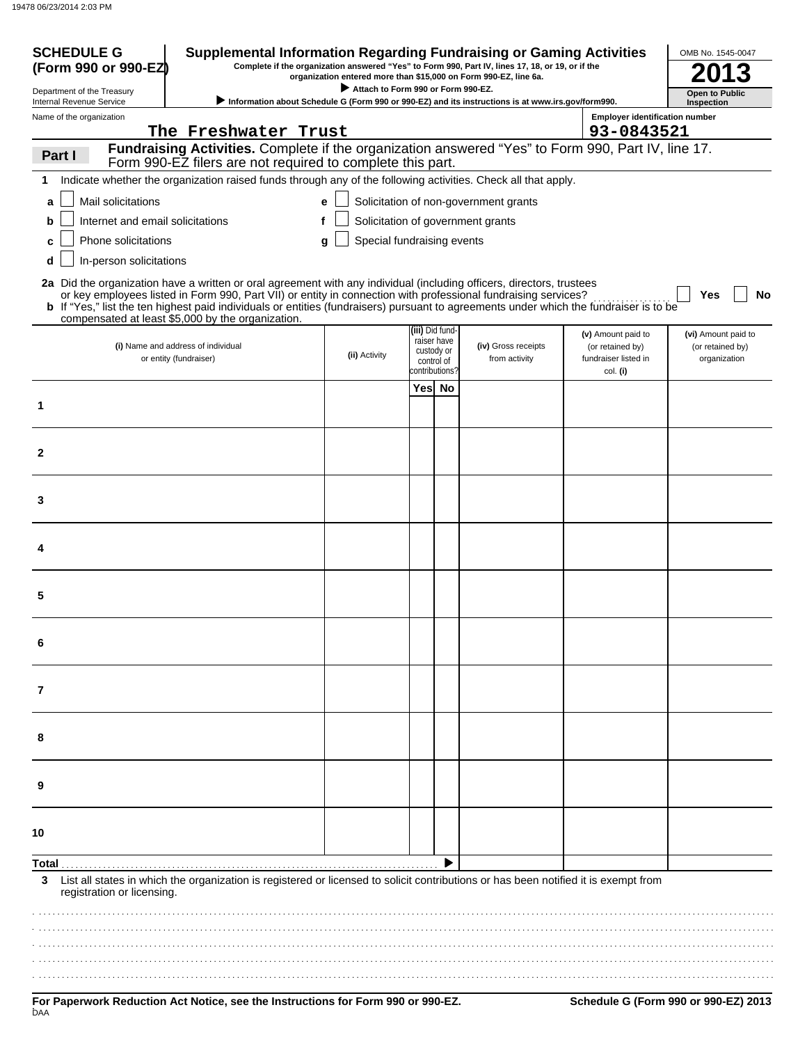**SCHEDULE G (Form 990 or 990-EZ)**

Department of the Treasury
Internal Revenue Service

# Supplemental Information Regarding Fundraising or Gaming Activities

**Complete if the organization answered "Yes" to Form 990, Part IV, lines 17, 18, or 19, or if the organization entered more than $15,000 on Form 990-EZ, line 6a.**

▶ **Attach to Form 990 or Form 990-EZ.**

▶ **Information about Schedule G (Form 990 or 990-EZ) and its instructions is at www.irs.gov/form990.**

OMB No. 1545-0047

**2013**

**Open to Public Inspection**

Name of the organization: The Freshwater Trust

Employer identification number: 93-0843521

## Part I Fundraising Activities. Complete if the organization answered "Yes" to Form 990, Part IV, line 17. Form 990-EZ filers are not required to complete this part.

**1** Indicate whether the organization raised funds through any of the following activities. Check all that apply.

- **a** ☐ Mail solicitations
- **b** ☐ Internet and email solicitations
- **c** ☐ Phone solicitations
- **d** ☐ In-person solicitations
- **e** ☐ Solicitation of non-government grants
- **f** ☐ Solicitation of government grants
- **g** ☐ Special fundraising events

**2a** Did the organization have a written or oral agreement with any individual (including officers, directors, trustees or key employees listed in Form 990, Part VII) or entity in connection with professional fundraising services? ☐ Yes ☐ No

**b** If "Yes," list the ten highest paid individuals or entities (fundraisers) pursuant to agreements under which the fundraiser is to be compensated at least $5,000 by the organization.

| | (i) Name and address of individual or entity (fundraiser) | (ii) Activity | (iii) Did fund-raiser have custody or control of contributions? Yes | No | (iv) Gross receipts from activity | (v) Amount paid to (or retained by) fundraiser listed in col. (i) | (vi) Amount paid to (or retained by) organization |
|---|---|---|---|---|---|---|---|
| 1 | | | | | | | |
| 2 | | | | | | | |
| 3 | | | | | | | |
| 4 | | | | | | | |
| 5 | | | | | | | |
| 6 | | | | | | | |
| 7 | | | | | | | |
| 8 | | | | | | | |
| 9 | | | | | | | |
| 10 | | | | | | | |
| **Total** | | | | ▶ | | | |

**3** List all states in which the organization is registered or licensed to solicit contributions or has been notified it is exempt from registration or licensing.

**For Paperwork Reduction Act Notice, see the Instructions for Form 990 or 990-EZ.**

**Schedule G (Form 990 or 990-EZ) 2013**

DAA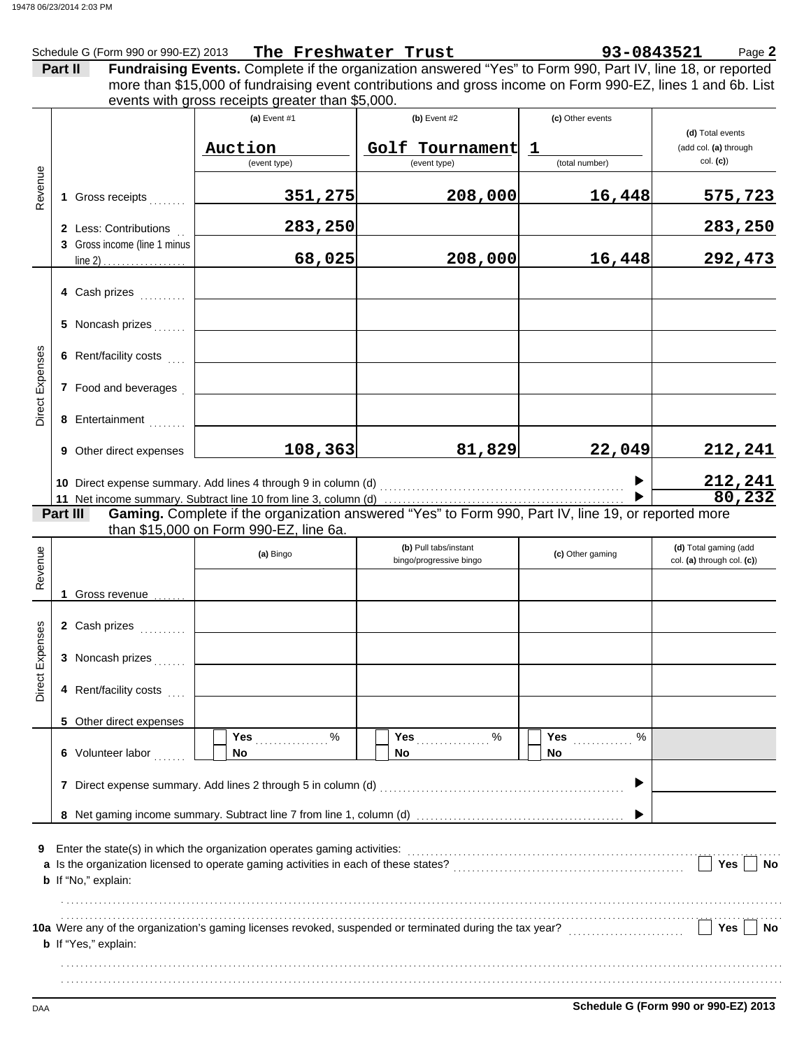Schedule G (Form 990 or 990-EZ) 2013 **The Freshwater Trust** **93-0843521** Page **2**

**Part II** **Fundraising Events.** Complete if the organization answered "Yes" to Form 990, Part IV, line 18, or reported more than $15,000 of fundraising event contributions and gross income on Form 990-EZ, lines 1 and 6b. List events with gross receipts greater than $5,000.

| | | (a) Event #1 | (b) Event #2 | (c) Other events | (d) Total events (add col. (a) through col. (c)) |
|---|---|---|---|---|---|
| | | Auction (event type) | Golf Tournament (event type) | 1 (total number) | |
| Revenue | 1 Gross receipts | 351,275 | 208,000 | 16,448 | 575,723 |
| | 2 Less: Contributions | 283,250 | | | 283,250 |
| | 3 Gross income (line 1 minus line 2) | 68,025 | 208,000 | 16,448 | 292,473 |
| Direct Expenses | 4 Cash prizes | | | | |
| | 5 Noncash prizes | | | | |
| | 6 Rent/facility costs | | | | |
| | 7 Food and beverages | | | | |
| | 8 Entertainment | | | | |
| | 9 Other direct expenses | 108,363 | 81,829 | 22,049 | 212,241 |
| | 10 Direct expense summary. Add lines 4 through 9 in column (d) | | | | 212,241 |
| | 11 Net income summary. Subtract line 10 from line 3, column (d) | | | | 80,232 |

**Part III** **Gaming.** Complete if the organization answered "Yes" to Form 990, Part IV, line 19, or reported more than $15,000 on Form 990-EZ, line 6a.

| | | (a) Bingo | (b) Pull tabs/instant bingo/progressive bingo | (c) Other gaming | (d) Total gaming (add col. (a) through col. (c)) |
|---|---|---|---|---|---|
| Revenue | 1 Gross revenue | | | | |
| Direct Expenses | 2 Cash prizes | | | | |
| | 3 Noncash prizes | | | | |
| | 4 Rent/facility costs | | | | |
| | 5 Other direct expenses | | | | |
| | 6 Volunteer labor | Yes ____ % / No | Yes ____ % / No | Yes ____ % / No | |
| | 7 Direct expense summary. Add lines 2 through 5 in column (d) | | | | |
| | 8 Net gaming income summary. Subtract line 7 from line 1, column (d) | | | | |

**9** Enter the state(s) in which the organization operates gaming activities:

**a** Is the organization licensed to operate gaming activities in each of these states? Yes No

**b** If "No," explain:

**10a** Were any of the organization's gaming licenses revoked, suspended or terminated during the tax year? Yes No

**b** If "Yes," explain:

**Schedule G (Form 990 or 990-EZ) 2013**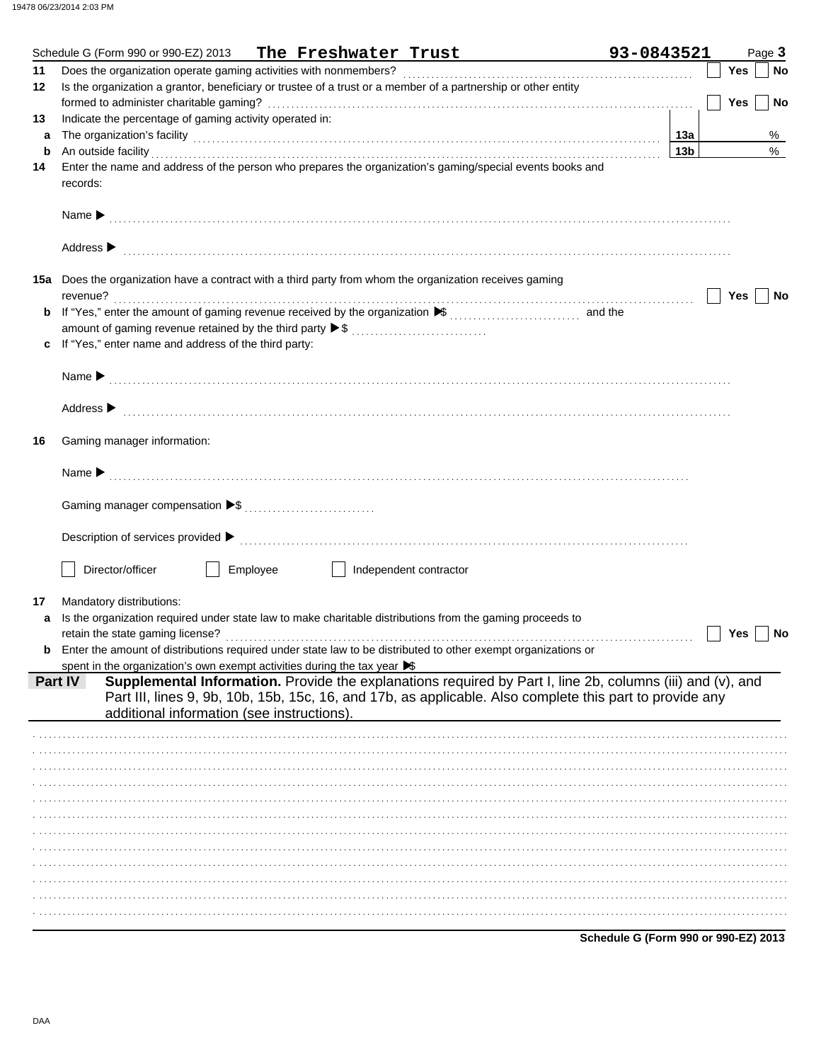Schedule G (Form 990 or 990-EZ) 2013 **The Freshwater Trust** **93-0843521** Page **3**

**11** Does the organization operate gaming activities with nonmembers? ☐ **Yes** ☐ **No**

**12** Is the organization a grantor, beneficiary or trustee of a trust or a member of a partnership or other entity formed to administer charitable gaming? ☐ **Yes** ☐ **No**

**13** Indicate the percentage of gaming activity operated in:

**a** The organization's facility **13a** %

**b** An outside facility **13b** %

**14** Enter the name and address of the person who prepares the organization's gaming/special events books and records:

Name ▶

Address ▶

**15a** Does the organization have a contract with a third party from whom the organization receives gaming revenue? ☐ **Yes** ☐ **No**

**b** If "Yes," enter the amount of gaming revenue received by the organization ▶$ and the amount of gaming revenue retained by the third party ▶$

**c** If "Yes," enter name and address of the third party:

Name ▶

Address ▶

**16** Gaming manager information:

Name ▶

Gaming manager compensation ▶$

Description of services provided ▶

☐ Director/officer ☐ Employee ☐ Independent contractor

**17** Mandatory distributions:

**a** Is the organization required under state law to make charitable distributions from the gaming proceeds to retain the state gaming license? ☐ **Yes** ☐ **No**

**b** Enter the amount of distributions required under state law to be distributed to other exempt organizations or spent in the organization's own exempt activities during the tax year ▶$

**Part IV** **Supplemental Information.** Provide the explanations required by Part I, line 2b, columns (iii) and (v), and Part III, lines 9, 9b, 10b, 15b, 15c, 16, and 17b, as applicable. Also complete this part to provide any additional information (see instructions).

**Schedule G (Form 990 or 990-EZ) 2013**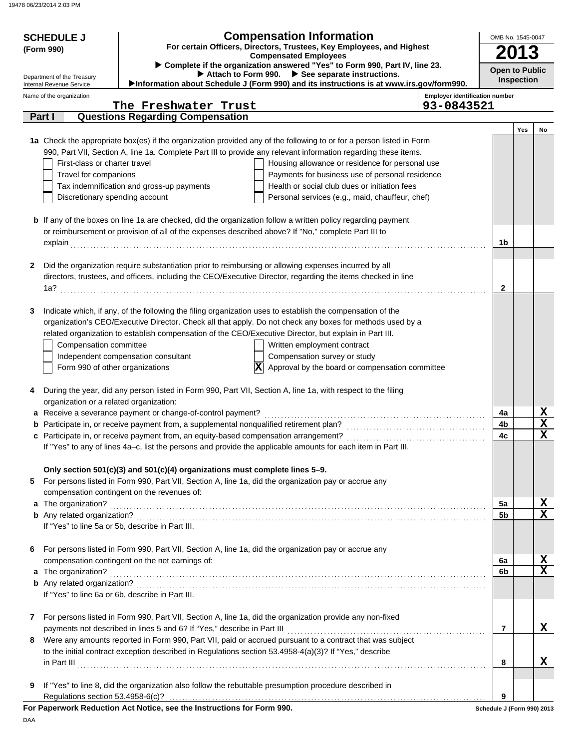19478 06/23/2014 2:03 PM

# SCHEDULE J (Form 990)

Department of the Treasury
Internal Revenue Service

## Compensation Information

**For certain Officers, Directors, Trustees, Key Employees, and Highest Compensated Employees**

▶ **Complete if the organization answered "Yes" to Form 990, Part IV, line 23.**
▶ **Attach to Form 990.** ▶ **See separate instructions.**
▶**Information about Schedule J (Form 990) and its instructions is at www.irs.gov/form990.**

OMB No. 1545-0047
**2013**
**Open to Public Inspection**

Name of the organization: **The Freshwater Trust**
Employer identification number: **93-0843521**

### Part I — Questions Regarding Compensation

| | | | Yes | No |
|---|---|---|---|---|
| **1a** | Check the appropriate box(es) if the organization provided any of the following to or for a person listed in Form 990, Part VII, Section A, line 1a. Complete Part III to provide any relevant information regarding these items.<br>☐ First-class or charter travel ☐ Housing allowance or residence for personal use<br>☐ Travel for companions ☐ Payments for business use of personal residence<br>☐ Tax indemnification and gross-up payments ☐ Health or social club dues or initiation fees<br>☐ Discretionary spending account ☐ Personal services (e.g., maid, chauffeur, chef) | | | |
| **b** | If any of the boxes on line 1a are checked, did the organization follow a written policy regarding payment or reimbursement or provision of all of the expenses described above? If "No," complete Part III to explain | 1b | | |
| **2** | Did the organization require substantiation prior to reimbursing or allowing expenses incurred by all directors, trustees, and officers, including the CEO/Executive Director, regarding the items checked in line 1a? | 2 | | |
| **3** | Indicate which, if any, of the following the filing organization uses to establish the compensation of the organization's CEO/Executive Director. Check all that apply. Do not check any boxes for methods used by a related organization to establish compensation of the CEO/Executive Director, but explain in Part III.<br>☐ Compensation committee ☐ Written employment contract<br>☐ Independent compensation consultant ☐ Compensation survey or study<br>☐ Form 990 of other organizations ☒ Approval by the board or compensation committee | | | |
| **4** | During the year, did any person listed in Form 990, Part VII, Section A, line 1a, with respect to the filing organization or a related organization: | | | |
| **a** | Receive a severance payment or change-of-control payment? | 4a | | X |
| **b** | Participate in, or receive payment from, a supplemental nonqualified retirement plan? | 4b | | X |
| **c** | Participate in, or receive payment from, an equity-based compensation arrangement? | 4c | | X |
| | If "Yes" to any of lines 4a–c, list the persons and provide the applicable amounts for each item in Part III. | | | |
| | **Only section 501(c)(3) and 501(c)(4) organizations must complete lines 5–9.** | | | |
| **5** | For persons listed in Form 990, Part VII, Section A, line 1a, did the organization pay or accrue any compensation contingent on the revenues of: | | | |
| **a** | The organization? | 5a | | X |
| **b** | Any related organization? | 5b | | X |
| | If "Yes" to line 5a or 5b, describe in Part III. | | | |
| **6** | For persons listed in Form 990, Part VII, Section A, line 1a, did the organization pay or accrue any compensation contingent on the net earnings of: | | | |
| **a** | The organization? | 6a | | X |
| **b** | Any related organization? | 6b | | X |
| | If "Yes" to line 6a or 6b, describe in Part III. | | | |
| **7** | For persons listed in Form 990, Part VII, Section A, line 1a, did the organization provide any non-fixed payments not described in lines 5 and 6? If "Yes," describe in Part III | 7 | | X |
| **8** | Were any amounts reported in Form 990, Part VII, paid or accrued pursuant to a contract that was subject to the initial contract exception described in Regulations section 53.4958-4(a)(3)? If "Yes," describe in Part III | 8 | | X |
| **9** | If "Yes" to line 8, did the organization also follow the rebuttable presumption procedure described in Regulations section 53.4958-6(c)? | 9 | | |

**For Paperwork Reduction Act Notice, see the Instructions for Form 990.**

Schedule J (Form 990) 2013

DAA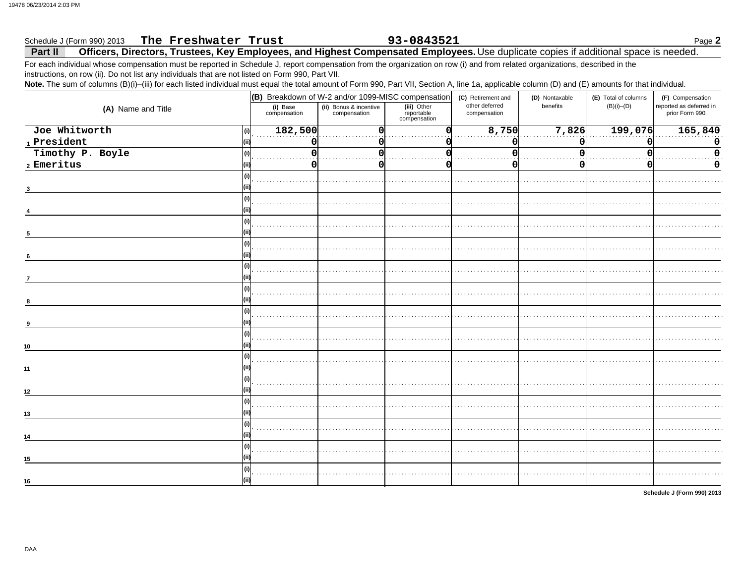Schedule J (Form 990) 2013 **The Freshwater Trust** **93-0843521** Page **2**

**Part II** **Officers, Directors, Trustees, Key Employees, and Highest Compensated Employees.** Use duplicate copies if additional space is needed.

For each individual whose compensation must be reported in Schedule J, report compensation from the organization on row (i) and from related organizations, described in the instructions, on row (ii). Do not list any individuals that are not listed on Form 990, Part VII.

**Note.** The sum of columns (B)(i)–(iii) for each listed individual must equal the total amount of Form 990, Part VII, Section A, line 1a, applicable column (D) and (E) amounts for that individual.

| (A) Name and Title | | (B) Breakdown of W-2 and/or 1099-MISC compensation | | | (C) Retirement and other deferred compensation | (D) Nontaxable benefits | (E) Total of columns (B)(i)–(D) | (F) Compensation reported as deferred in prior Form 990 |
|---|---|---|---|---|---|---|---|---|
| | | (i) Base compensation | (ii) Bonus & incentive compensation | (iii) Other reportable compensation | | | | |
| 1 Joe Whitworth President | (i) | 182,500 | 0 | 0 | 8,750 | 7,826 | 199,076 | 165,840 |
| | (ii) | 0 | 0 | 0 | 0 | 0 | 0 | 0 |
| 2 Timothy P. Boyle Emeritus | (i) | 0 | 0 | 0 | 0 | 0 | 0 | 0 |
| | (ii) | 0 | 0 | 0 | 0 | 0 | 0 | 0 |
| 3 | (i) | | | | | | | |
| | (ii) | | | | | | | |
| 4 | (i) | | | | | | | |
| | (ii) | | | | | | | |
| 5 | (i) | | | | | | | |
| | (ii) | | | | | | | |
| 6 | (i) | | | | | | | |
| | (ii) | | | | | | | |
| 7 | (i) | | | | | | | |
| | (ii) | | | | | | | |
| 8 | (i) | | | | | | | |
| | (ii) | | | | | | | |
| 9 | (i) | | | | | | | |
| | (ii) | | | | | | | |
| 10 | (i) | | | | | | | |
| | (ii) | | | | | | | |
| 11 | (i) | | | | | | | |
| | (ii) | | | | | | | |
| 12 | (i) | | | | | | | |
| | (ii) | | | | | | | |
| 13 | (i) | | | | | | | |
| | (ii) | | | | | | | |
| 14 | (i) | | | | | | | |
| | (ii) | | | | | | | |
| 15 | (i) | | | | | | | |
| | (ii) | | | | | | | |
| 16 | (i) | | | | | | | |
| | (ii) | | | | | | | |

**Schedule J (Form 990) 2013**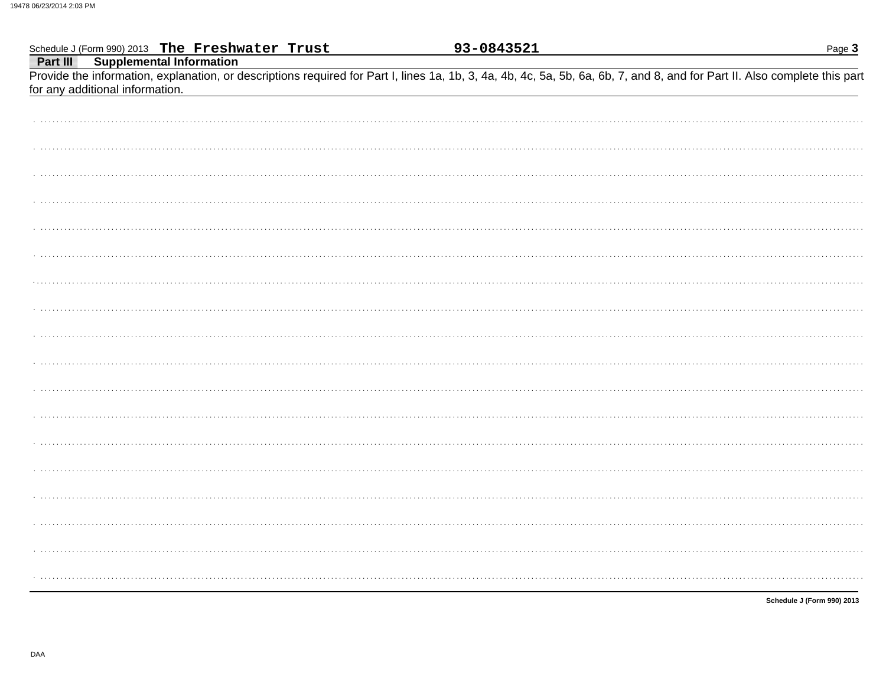Schedule J (Form 990) 2013 **The Freshwater Trust** **93-0843521**

**Part III** **Supplemental Information**

Provide the information, explanation, or descriptions required for Part I, lines 1a, 1b, 3, 4a, 4b, 4c, 5a, 5b, 6a, 6b, 7, and 8, and for Part II. Also complete this part for any additional information.

**Schedule J (Form 990) 2013**

DAA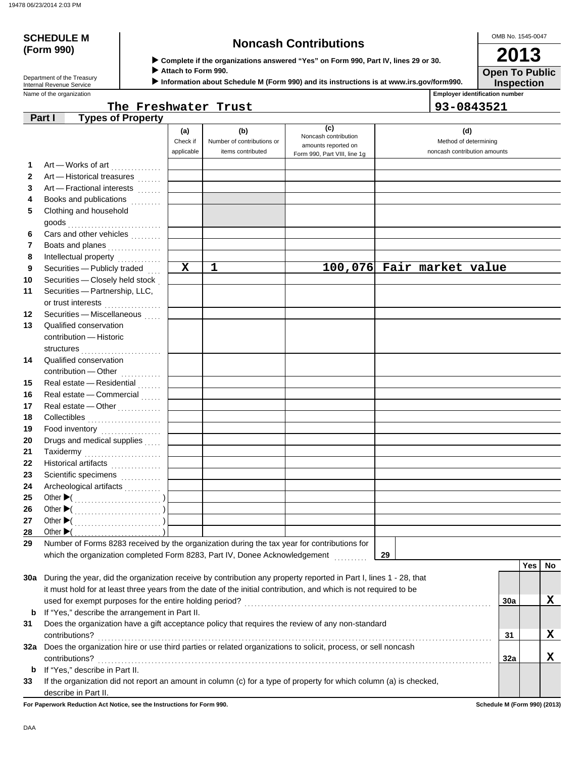**SCHEDULE M (Form 990)**

Department of the Treasury
Internal Revenue Service

# Noncash Contributions

▶ **Complete if the organizations answered "Yes" on Form 990, Part IV, lines 29 or 30.**
▶ **Attach to Form 990.**
▶ **Information about Schedule M (Form 990) and its instructions is at www.irs.gov/form990.**

OMB No. 1545-0047

**2013**

**Open To Public Inspection**

Name of the organization: The Freshwater Trust

Employer identification number: 93-0843521

## Part I Types of Property

| | | (a) Check if applicable | (b) Number of contributions or items contributed | (c) Noncash contribution amounts reported on Form 990, Part VIII, line 1g | (d) Method of determining noncash contribution amounts |
|---|---|---|---|---|---|
| 1 | Art — Works of art | | | | |
| 2 | Art — Historical treasures | | | | |
| 3 | Art — Fractional interests | | | | |
| 4 | Books and publications | | | | |
| 5 | Clothing and household goods | | | | |
| 6 | Cars and other vehicles | | | | |
| 7 | Boats and planes | | | | |
| 8 | Intellectual property | | | | |
| 9 | Securities — Publicly traded | X | 1 | 100,076 | Fair market value |
| 10 | Securities — Closely held stock | | | | |
| 11 | Securities — Partnership, LLC, or trust interests | | | | |
| 12 | Securities — Miscellaneous | | | | |
| 13 | Qualified conservation contribution — Historic structures | | | | |
| 14 | Qualified conservation contribution — Other | | | | |
| 15 | Real estate — Residential | | | | |
| 16 | Real estate — Commercial | | | | |
| 17 | Real estate — Other | | | | |
| 18 | Collectibles | | | | |
| 19 | Food inventory | | | | |
| 20 | Drugs and medical supplies | | | | |
| 21 | Taxidermy | | | | |
| 22 | Historical artifacts | | | | |
| 23 | Scientific specimens | | | | |
| 24 | Archeological artifacts | | | | |
| 25 | Other ▶( ) | | | | |
| 26 | Other ▶( ) | | | | |
| 27 | Other ▶( ) | | | | |
| 28 | Other ▶( ) | | | | |

**29** Number of Forms 8283 received by the organization during the tax year for contributions for which the organization completed Form 8283, Part IV, Donee Acknowledgement ........ **29**

| | | | Yes | No |
|---|---|---|---|---|
| 30a | During the year, did the organization receive by contribution any property reported in Part I, lines 1 - 28, that it must hold for at least three years from the date of the initial contribution, and which is not required to be used for exempt purposes for the entire holding period? | 30a | | X |
| b | If "Yes," describe the arrangement in Part II. | | | |
| 31 | Does the organization have a gift acceptance policy that requires the review of any non-standard contributions? | 31 | | X |
| 32a | Does the organization hire or use third parties or related organizations to solicit, process, or sell noncash contributions? | 32a | | X |
| b | If "Yes," describe in Part II. | | | |
| 33 | If the organization did not report an amount in column (c) for a type of property for which column (a) is checked, describe in Part II. | | | |

**For Paperwork Reduction Act Notice, see the Instructions for Form 990.**

**Schedule M (Form 990) (2013)**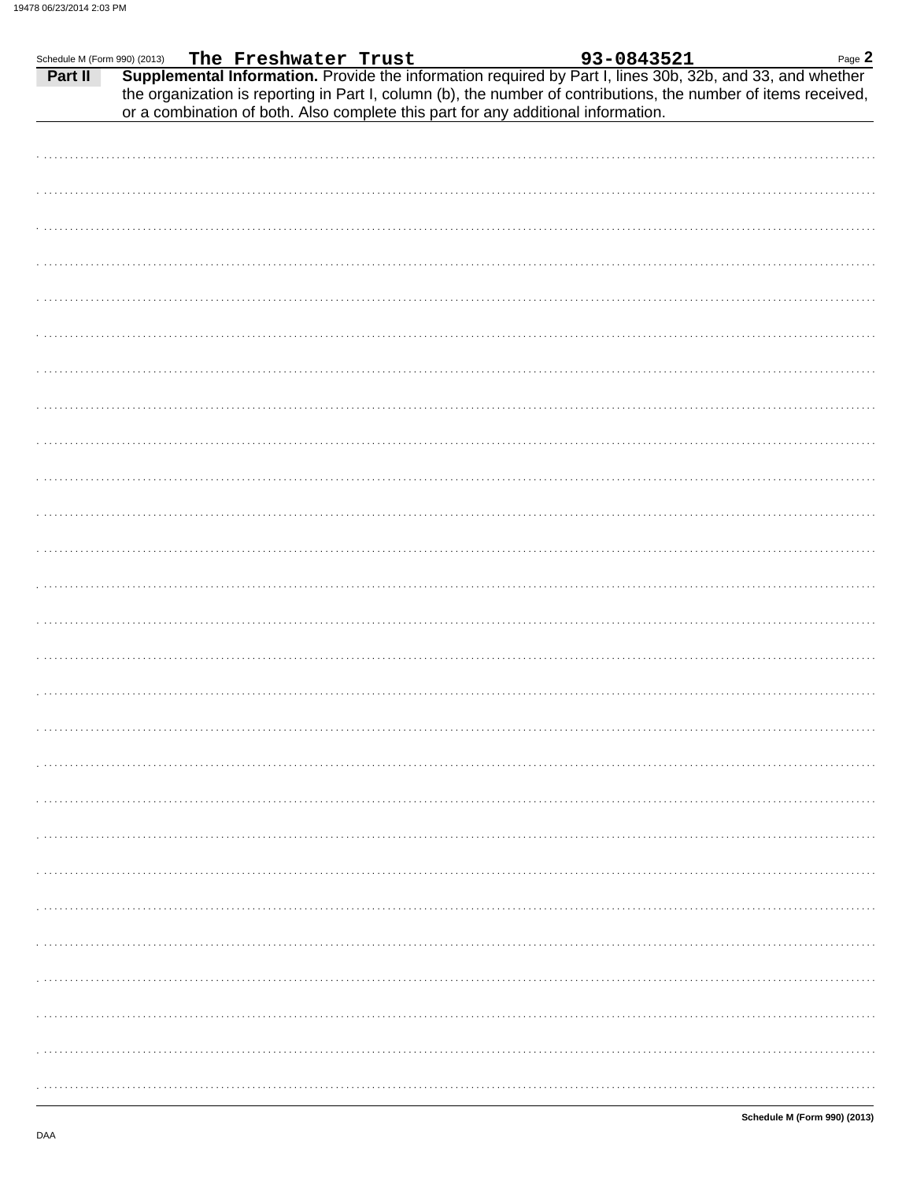Schedule M (Form 990) (2013) **The Freshwater Trust** **93-0843521**

**Part II** **Supplemental Information.** Provide the information required by Part I, lines 30b, 32b, and 33, and whether the organization is reporting in Part I, column (b), the number of contributions, the number of items received, or a combination of both. Also complete this part for any additional information.

**Schedule M (Form 990) (2013)**

DAA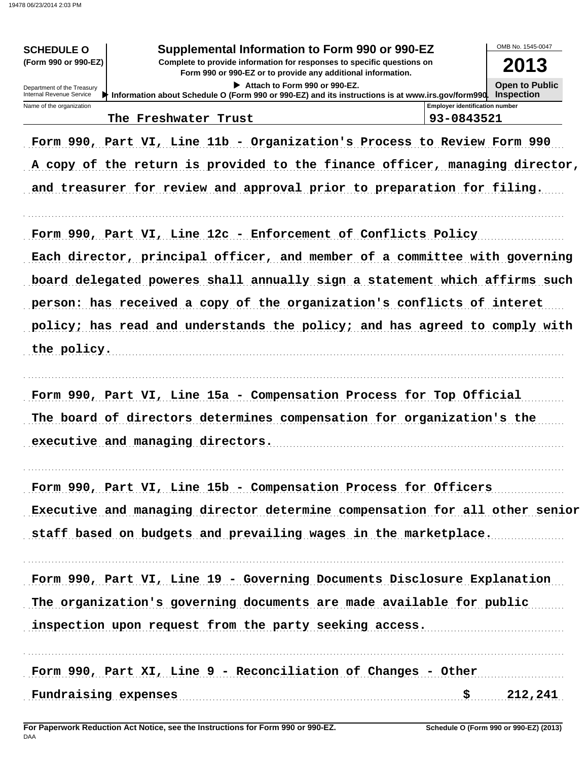**SCHEDULE O (Form 990 or 990-EZ)**

Department of the Treasury
Internal Revenue Service

# Supplemental Information to Form 990 or 990-EZ

**Complete to provide information for responses to specific questions on Form 990 or 990-EZ or to provide any additional information.**

▶ Attach to Form 990 or 990-EZ.

▶ Information about Schedule O (Form 990 or 990-EZ) and its instructions is at www.irs.gov/form990.

OMB No. 1545-0047

**2013**

**Open to Public Inspection**

| Name of the organization | Employer identification number |
|---|---|
| The Freshwater Trust | 93-0843521 |

Form 990, Part VI, Line 11b - Organization's Process to Review Form 990

A copy of the return is provided to the finance officer, managing director, and treasurer for review and approval prior to preparation for filing.

Form 990, Part VI, Line 12c - Enforcement of Conflicts Policy

Each director, principal officer, and member of a committee with governing board delegated poweres shall annually sign a statement which affirms such person: has received a copy of the organization's conflicts of interet policy; has read and understands the policy; and has agreed to comply with the policy.

Form 990, Part VI, Line 15a - Compensation Process for Top Official

The board of directors determines compensation for organization's the executive and managing directors.

Form 990, Part VI, Line 15b - Compensation Process for Officers

Executive and managing director determine compensation for all other senior staff based on budgets and prevailing wages in the marketplace.

Form 990, Part VI, Line 19 - Governing Documents Disclosure Explanation

The organization's governing documents are made available for public inspection upon request from the party seeking access.

Form 990, Part XI, Line 9 - Reconciliation of Changes - Other

Fundraising expenses $ 212,241

**For Paperwork Reduction Act Notice, see the Instructions for Form 990 or 990-EZ.**

DAA

**Schedule O (Form 990 or 990-EZ) (2013)**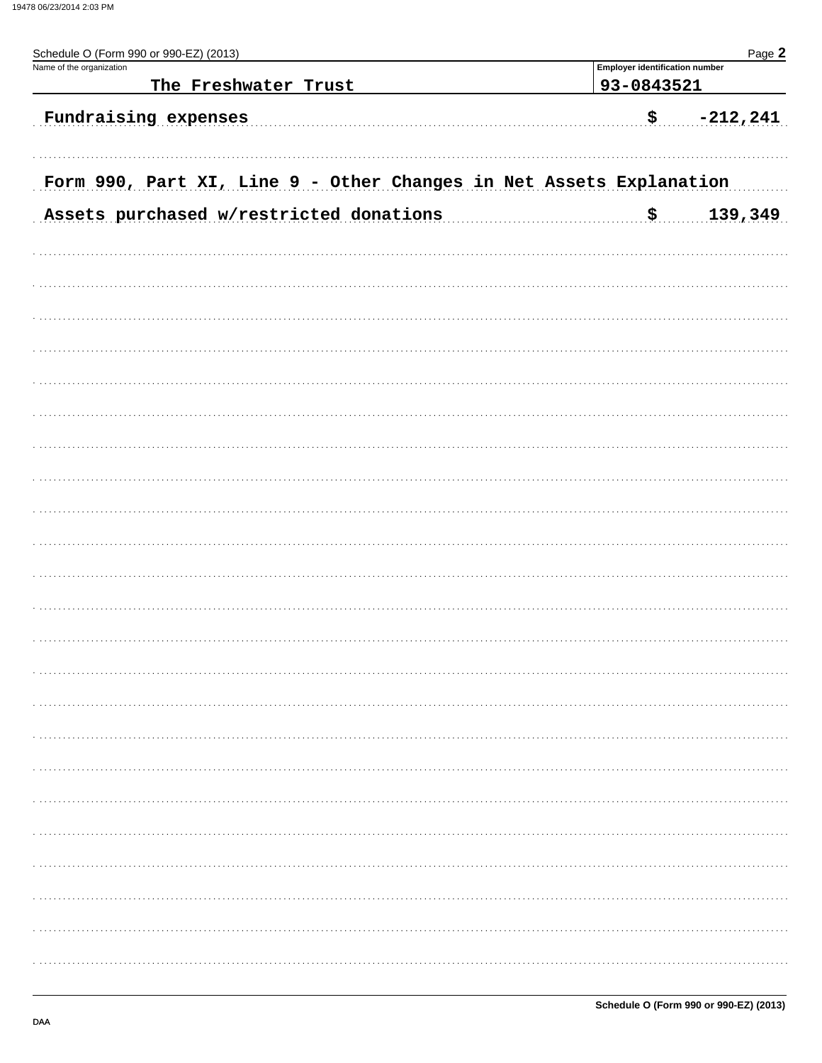Schedule O (Form 990 or 990-EZ) (2013)

| Name of the organization | Employer identification number |
|---|---|
| The Freshwater Trust | 93-0843521 |

Fundraising expenses $ -212,241

Form 990, Part XI, Line 9 - Other Changes in Net Assets Explanation

Assets purchased w/restricted donations $ 139,349

Schedule O (Form 990 or 990-EZ) (2013)

DAA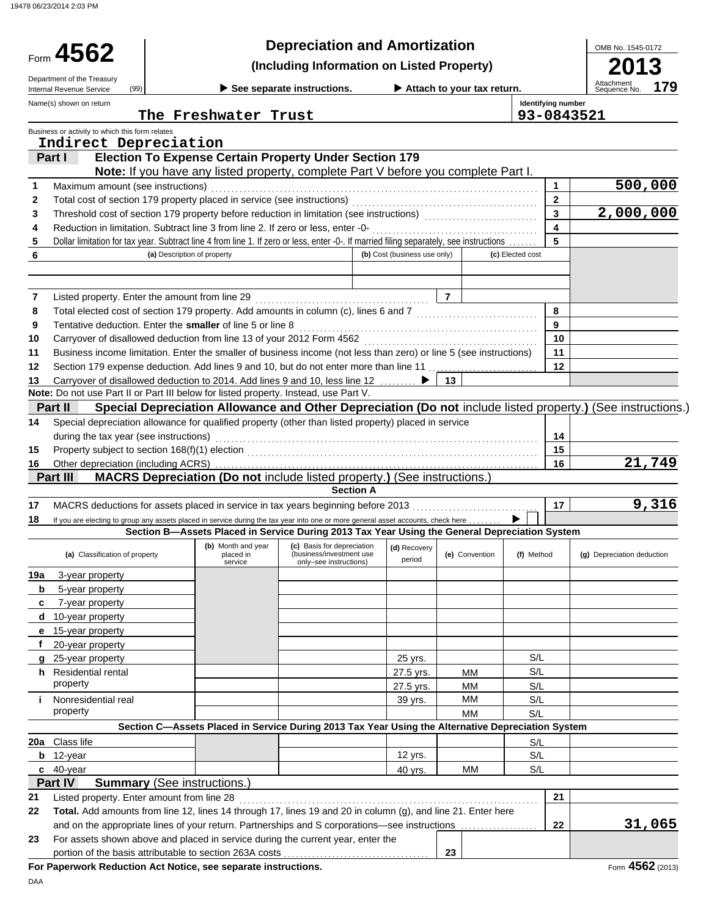# Form 4562 — Depreciation and Amortization (Including Information on Listed Property) — 2013

Department of the Treasury, Internal Revenue Service (99)

▶ See separate instructions. ▶ Attach to your tax return.

OMB No. 1545-0172 | Attachment Sequence No. 179

Name(s) shown on return: **The Freshwater Trust**

Identifying number: **93-0843521**

Business or activity to which this form relates: **Indirect Depreciation**

## Part I — Election To Expense Certain Property Under Section 179

**Note:** If you have any listed property, complete Part V before you complete Part I.

| Line | Description | Box | Amount |
|---|---|---|---|
| 1 | Maximum amount (see instructions) | 1 | 500,000 |
| 2 | Total cost of section 179 property placed in service (see instructions) | 2 | |
| 3 | Threshold cost of section 179 property before reduction in limitation (see instructions) | 3 | 2,000,000 |
| 4 | Reduction in limitation. Subtract line 3 from line 2. If zero or less, enter -0- | 4 | |
| 5 | Dollar limitation for tax year. Subtract line 4 from line 1. If zero or less, enter -0-. If married filing separately, see instructions | 5 | |

| 6 (a) Description of property | (b) Cost (business use only) | (c) Elected cost |
|---|---|---|
| | | |
| | | |

| Line | Description | Box | Amount |
|---|---|---|---|
| 7 | Listed property. Enter the amount from line 29 | 7 | |
| 8 | Total elected cost of section 179 property. Add amounts in column (c), lines 6 and 7 | 8 | |
| 9 | Tentative deduction. Enter the **smaller** of line 5 or line 8 | 9 | |
| 10 | Carryover of disallowed deduction from line 13 of your 2012 Form 4562 | 10 | |
| 11 | Business income limitation. Enter the smaller of business income (not less than zero) or line 5 (see instructions) | 11 | |
| 12 | Section 179 expense deduction. Add lines 9 and 10, but do not enter more than line 11 | 12 | |
| 13 | Carryover of disallowed deduction to 2014. Add lines 9 and 10, less line 12 ▶ | 13 | |

**Note:** Do not use Part II or Part III below for listed property. Instead, use Part V.

## Part II — Special Depreciation Allowance and Other Depreciation (Do not include listed property.) (See instructions.)

| Line | Description | Box | Amount |
|---|---|---|---|
| 14 | Special depreciation allowance for qualified property (other than listed property) placed in service during the tax year (see instructions) | 14 | |
| 15 | Property subject to section 168(f)(1) election | 15 | |
| 16 | Other depreciation (including ACRS) | 16 | 21,749 |

## Part III — MACRS Depreciation (Do not include listed property.) (See instructions.)

### Section A

| Line | Description | Box | Amount |
|---|---|---|---|
| 17 | MACRS deductions for assets placed in service in tax years beginning before 2013 | 17 | 9,316 |
| 18 | If you are electing to group any assets placed in service during the tax year into one or more general asset accounts, check here ▶ ☐ | | |

### Section B—Assets Placed in Service During 2013 Tax Year Using the General Depreciation System

| (a) Classification of property | (b) Month and year placed in service | (c) Basis for depreciation (business/investment use only–see instructions) | (d) Recovery period | (e) Convention | (f) Method | (g) Depreciation deduction |
|---|---|---|---|---|---|---|
| 19a 3-year property | | | | | | |
| b 5-year property | | | | | | |
| c 7-year property | | | | | | |
| d 10-year property | | | | | | |
| e 15-year property | | | | | | |
| f 20-year property | | | | | | |
| g 25-year property | | | 25 yrs. | | S/L | |
| h Residential rental property | | | 27.5 yrs. | MM | S/L | |
| | | | 27.5 yrs. | MM | S/L | |
| i Nonresidential real property | | | 39 yrs. | MM | S/L | |
| | | | | MM | S/L | |

### Section C—Assets Placed in Service During 2013 Tax Year Using the Alternative Depreciation System

| (a) Classification of property | (b) Month and year placed in service | (c) Basis for depreciation | (d) Recovery period | (e) Convention | (f) Method | (g) Depreciation deduction |
|---|---|---|---|---|---|---|
| 20a Class life | | | | | S/L | |
| b 12-year | | | 12 yrs. | | S/L | |
| c 40-year | | | 40 yrs. | MM | S/L | |

## Part IV — Summary (See instructions.)

| Line | Description | Box | Amount |
|---|---|---|---|
| 21 | Listed property. Enter amount from line 28 | 21 | |
| 22 | **Total.** Add amounts from line 12, lines 14 through 17, lines 19 and 20 in column (g), and line 21. Enter here and on the appropriate lines of your return. Partnerships and S corporations—see instructions | 22 | 31,065 |
| 23 | For assets shown above and placed in service during the current year, enter the portion of the basis attributable to section 263A costs | 23 | |

**For Paperwork Reduction Act Notice, see separate instructions.**

Form 4562 (2013)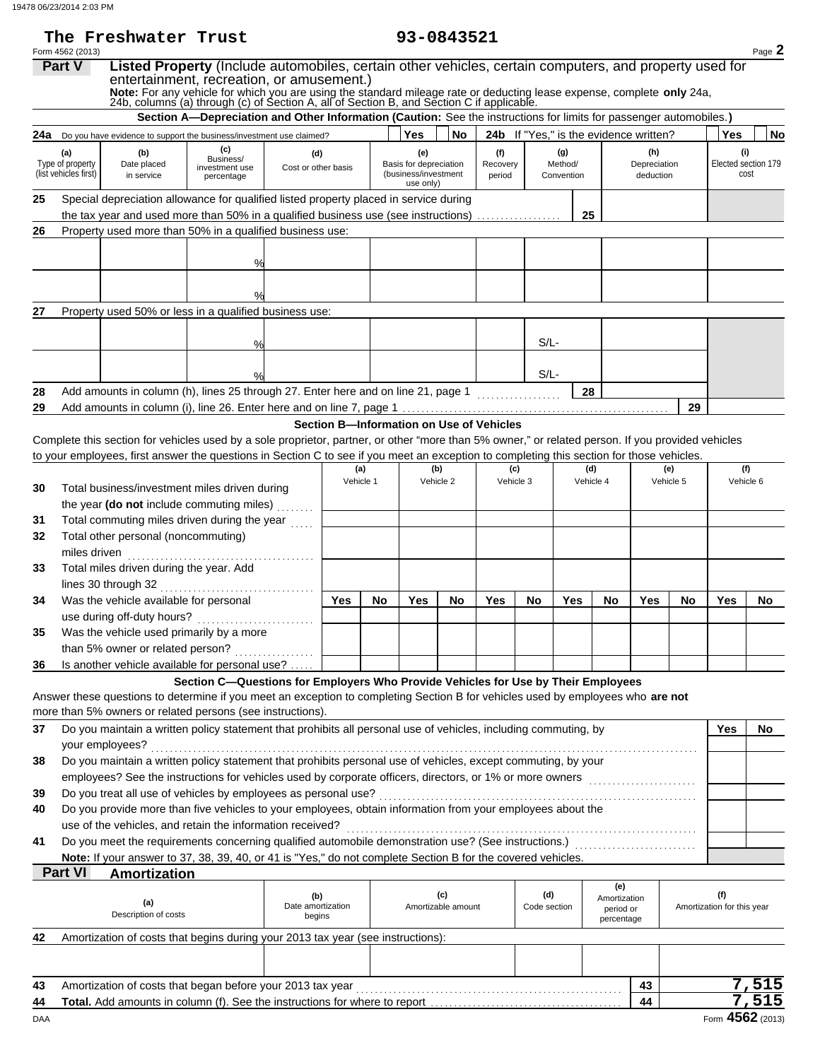The Freshwater Trust 93-0843521

Form 4562 (2013) Page **2**

## Part V Listed Property (Include automobiles, certain other vehicles, certain computers, and property used for entertainment, recreation, or amusement.)

**Note:** For any vehicle for which you are using the standard mileage rate or deducting lease expense, complete **only** 24a, 24b, columns (a) through (c) of Section A, all of Section B, and Section C if applicable.

### Section A—Depreciation and Other Information (Caution: See the instructions for limits for passenger automobiles.)

**24a** Do you have evidence to support the business/investment use claimed? Yes No **24b** If "Yes," is the evidence written? Yes No

| (a) Type of property (list vehicles first) | (b) Date placed in service | (c) Business/ investment use percentage | (d) Cost or other basis | (e) Basis for depreciation (business/investment use only) | (f) Recovery period | (g) Method/ Convention | (h) Depreciation deduction | (i) Elected section 179 cost |
|---|---|---|---|---|---|---|---|---|
| **25** Special depreciation allowance for qualified listed property placed in service during the tax year and used more than 50% in a qualified business use (see instructions) **25** | | | | | | | | |
| **26** Property used more than 50% in a qualified business use: | | | | | | | | |
| | | % | | | | | | |
| | | % | | | | | | |
| **27** Property used 50% or less in a qualified business use: | | | | | | | | |
| | | % | | | | S/L- | | |
| | | % | | | | S/L- | | |

**28** Add amounts in column (h), lines 25 through 27. Enter here and on line 21, page 1 **28**

**29** Add amounts in column (i), line 26. Enter here and on line 7, page 1 **29**

### Section B—Information on Use of Vehicles

Complete this section for vehicles used by a sole proprietor, partner, or other "more than 5% owner," or related person. If you provided vehicles to your employees, first answer the questions in Section C to see if you meet an exception to completing this section for those vehicles.

| | (a) Vehicle 1 | | (b) Vehicle 2 | | (c) Vehicle 3 | | (d) Vehicle 4 | | (e) Vehicle 5 | | (f) Vehicle 6 | |
|---|---|---|---|---|---|---|---|---|---|---|---|---|
| **30** Total business/investment miles driven during the year (**do not** include commuting miles) | | | | | | | | | | | | |
| **31** Total commuting miles driven during the year | | | | | | | | | | | | |
| **32** Total other personal (noncommuting) miles driven | | | | | | | | | | | | |
| **33** Total miles driven during the year. Add lines 30 through 32 | | | | | | | | | | | | |
| | Yes | No | Yes | No | Yes | No | Yes | No | Yes | No | Yes | No |
| **34** Was the vehicle available for personal use during off-duty hours? | | | | | | | | | | | | |
| **35** Was the vehicle used primarily by a more than 5% owner or related person? | | | | | | | | | | | | |
| **36** Is another vehicle available for personal use? | | | | | | | | | | | | |

### Section C—Questions for Employers Who Provide Vehicles for Use by Their Employees

Answer these questions to determine if you meet an exception to completing Section B for vehicles used by employees who **are not** more than 5% owners or related persons (see instructions).

| | Yes | No |
|---|---|---|
| **37** Do you maintain a written policy statement that prohibits all personal use of vehicles, including commuting, by your employees? | | |
| **38** Do you maintain a written policy statement that prohibits personal use of vehicles, except commuting, by your employees? See the instructions for vehicles used by corporate officers, directors, or 1% or more owners | | |
| **39** Do you treat all use of vehicles by employees as personal use? | | |
| **40** Do you provide more than five vehicles to your employees, obtain information from your employees about the use of the vehicles, and retain the information received? | | |
| **41** Do you meet the requirements concerning qualified automobile demonstration use? (See instructions.) | | |

**Note:** If your answer to 37, 38, 39, 40, or 41 is "Yes," do not complete Section B for the covered vehicles.

## Part VI Amortization

| (a) Description of costs | (b) Date amortization begins | (c) Amortizable amount | (d) Code section | (e) Amortization period or percentage | (f) Amortization for this year |
|---|---|---|---|---|---|
| **42** Amortization of costs that begins during your 2013 tax year (see instructions): | | | | | |
| | | | | | |
| **43** Amortization of costs that began before your 2013 tax year | | | | **43** | 7,515 |
| **44** **Total.** Add amounts in column (f). See the instructions for where to report | | | | **44** | 7,515 |

DAA Form **4562** (2013)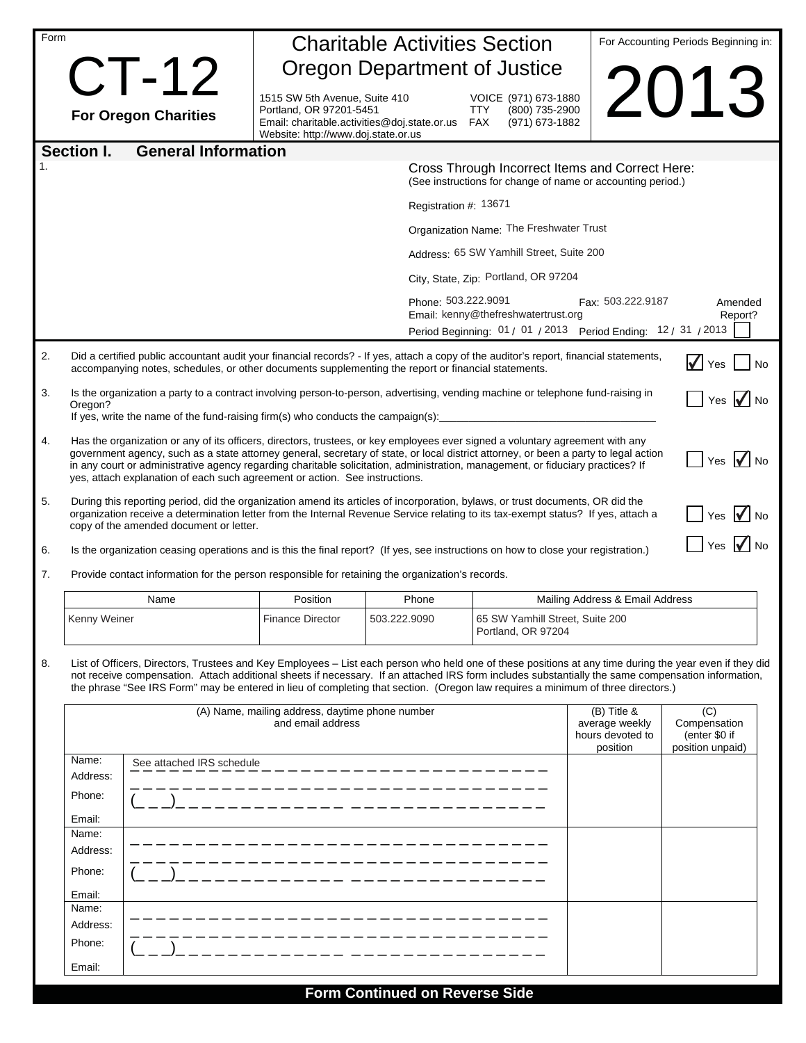Form

# CT-12

**For Oregon Charities**

## Charitable Activities Section
## Oregon Department of Justice

1515 SW 5th Avenue, Suite 410
Portland, OR 97201-5451
Email: charitable.activities@doj.state.or.us
Website: http://www.doj.state.or.us

VOICE (971) 673-1880
TTY (800) 735-2900
FAX (971) 673-1882

For Accounting Periods Beginning in:

# 2013

## Section I. General Information

1.

Cross Through Incorrect Items and Correct Here:
(See instructions for change of name or accounting period.)

Registration #: 13671

Organization Name: The Freshwater Trust

Address: 65 SW Yamhill Street, Suite 200

City, State, Zip: Portland, OR 97204

Phone: 503.222.9091 Fax: 503.222.9187
Email: kenny@thefreshwatertrust.org

Period Beginning: 01 / 01 / 2013 Period Ending: 12 / 31 / 2013

Amended Report? ☐

2. Did a certified public accountant audit your financial records? - If yes, attach a copy of the auditor's report, financial statements, accompanying notes, schedules, or other documents supplementing the report or financial statements. ☑ Yes ☐ No

3. Is the organization a party to a contract involving person-to-person, advertising, vending machine or telephone fund-raising in Oregon? ☐ Yes ☑ No
If yes, write the name of the fund-raising firm(s) who conducts the campaign(s): ____________________

4. Has the organization or any of its officers, directors, trustees, or key employees ever signed a voluntary agreement with any government agency, such as a state attorney general, secretary of state, or local district attorney, or been a party to legal action in any court or administrative agency regarding charitable solicitation, administration, management, or fiduciary practices? If yes, attach explanation of each such agreement or action. See instructions. ☐ Yes ☑ No

5. During this reporting period, did the organization amend its articles of incorporation, bylaws, or trust documents, OR did the organization receive a determination letter from the Internal Revenue Service relating to its tax-exempt status? If yes, attach a copy of the amended document or letter. ☐ Yes ☑ No

6. Is the organization ceasing operations and is this the final report? (If yes, see instructions on how to close your registration.) ☐ Yes ☑ No

7. Provide contact information for the person responsible for retaining the organization's records.

| Name | Position | Phone | Mailing Address & Email Address |
|---|---|---|---|
| Kenny Weiner | Finance Director | 503.222.9090 | 65 SW Yamhill Street, Suite 200<br>Portland, OR 97204 |

8. List of Officers, Directors, Trustees and Key Employees – List each person who held one of these positions at any time during the year even if they did not receive compensation. Attach additional sheets if necessary. If an attached IRS form includes substantially the same compensation information, the phrase "See IRS Form" may be entered in lieu of completing that section. (Oregon law requires a minimum of three directors.)

| (A) Name, mailing address, daytime phone number and email address | (B) Title & average weekly hours devoted to position | (C) Compensation (enter $0 if position unpaid) |
|---|---|---|
| Name: See attached IRS schedule<br>Address:<br>Phone: ( )<br>Email: | | |
| Name:<br>Address:<br>Phone: ( )<br>Email: | | |
| Name:<br>Address:<br>Phone: ( )<br>Email: | | |

**Form Continued on Reverse Side**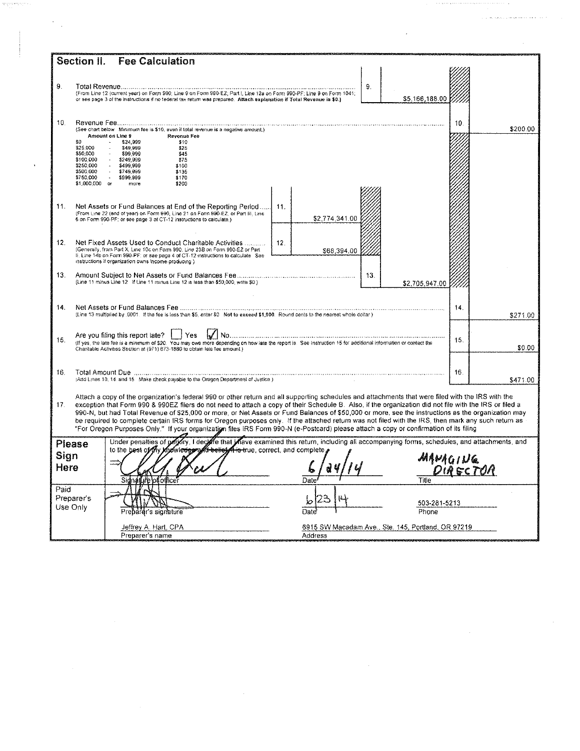## Section II. Fee Calculation

**9.** Total Revenue ............................................................. **9.** $5,166,188.00

(From Line 12 (current year) on Form 990; Line 9 on Form 990-EZ; Part I, Line 12a on Form 990-PF; Line 9 on Form 1041; or see page 3 of the instructions if no federal tax return was prepared. **Attach explanation if Total Revenue is $0.**)

**10.** Revenue Fee ............................................................. **10.** $200.00

(See chart below. Minimum fee is $10, even if total revenue is a negative amount.)

| Amount on Line 9 | | | Revenue Fee |
|---|---|---|---|
| $0 | - | $24,999 | $10 |
| $25,000 | - | $49,999 | $25 |
| $50,000 | - | $99,999 | $45 |
| $100,000 | - | $249,999 | $75 |
| $250,000 | - | $499,999 | $100 |
| $500,000 | - | $749,999 | $135 |
| $750,000 | - | $999,999 | $170 |
| $1,000,000 | or | more | $200 |

**11.** Net Assets or Fund Balances at End of the Reporting Period ...... **11.** $2,774,341.00

(From Line 22 (end of year) on Form 990, Line 21 on Form 990-EZ, or Part III, Line 6 on Form 990-PF; or see page 3 of CT-12 instructions to calculate.)

**12.** Net Fixed Assets Used to Conduct Charitable Activities .......... **12.** $68,394.00

(Generally, from Part X, Line 10c on Form 990, Line 23B on Form 990-EZ or Part II, Line 14b on Form 990-PF; or see page 4 of CT-12 instructions to calculate. See instructions if organization owns income-producing.)

**13.** Amount Subject to Net Assets or Fund Balances Fee ............................. **13.** $2,705,947.00

(Line 11 minus Line 12. If Line 11 minus Line 12 is less than $50,000, write $0.)

**14.** Net Assets or Fund Balances Fee ............................................................. **14.** $271.00

(Line 13 multiplied by .0001. If the fee is less than $5, enter $0. **Not to exceed $1,000.** Round cents to the nearest whole dollar.)

**15.** Are you filing this report late? ☐ Yes ☑ No ............................................................. **15.** $0.00

(If yes, the late fee is a minimum of $20. You may owe more depending on how late the report is. See instruction 15 for additional information or contact the Charitable Activities Section at (971) 673-1880 to obtain late fee amount.)

**16.** Total Amount Due ............................................................. **16.** $471.00

(Add Lines 10, 14 and 15. Make check payable to the Oregon Department of Justice.)

**17.** Attach a copy of the organization's federal 990 or other return and all supporting schedules and attachments that were filed with the IRS with the exception that Form 990 & 990EZ filers do not need to attach a copy of their Schedule B. Also, if the organization did not file with the IRS or filed a 990-N, but had Total Revenue of $25,000 or more, or Net Assets or Fund Balances of $50,000 or more, see the instructions as the organization may be required to complete certain IRS forms for Oregon purposes only. If the attached return was not filed with the IRS, then mark any such return as "For Oregon Purposes Only." If your organization files IRS Form 990-N (e-Postcard) please attach a copy or confirmation of its filing.

**Please Sign Here**

Under penalties of perjury, I declare that I have examined this return, including all accompanying forms, schedules, and attachments, and to the best of my knowledge and belief it is true, correct, and complete.

| | | |
|---|---|---|
| [Signature] | 6/24/14 | MANAGING DIRECTOR |
| Signature of officer | Date | Title |

**Paid Preparer's Use Only**

| | | |
|---|---|---|
| [Signature] | 6/23/14 | 503-281-5213 |
| Preparer's signature | Date | Phone |
| Jeffrey A. Hart, CPA | 6915 SW Macadam Ave., Ste. 145, Portland, OR 97219 | |
| Preparer's name | Address | |